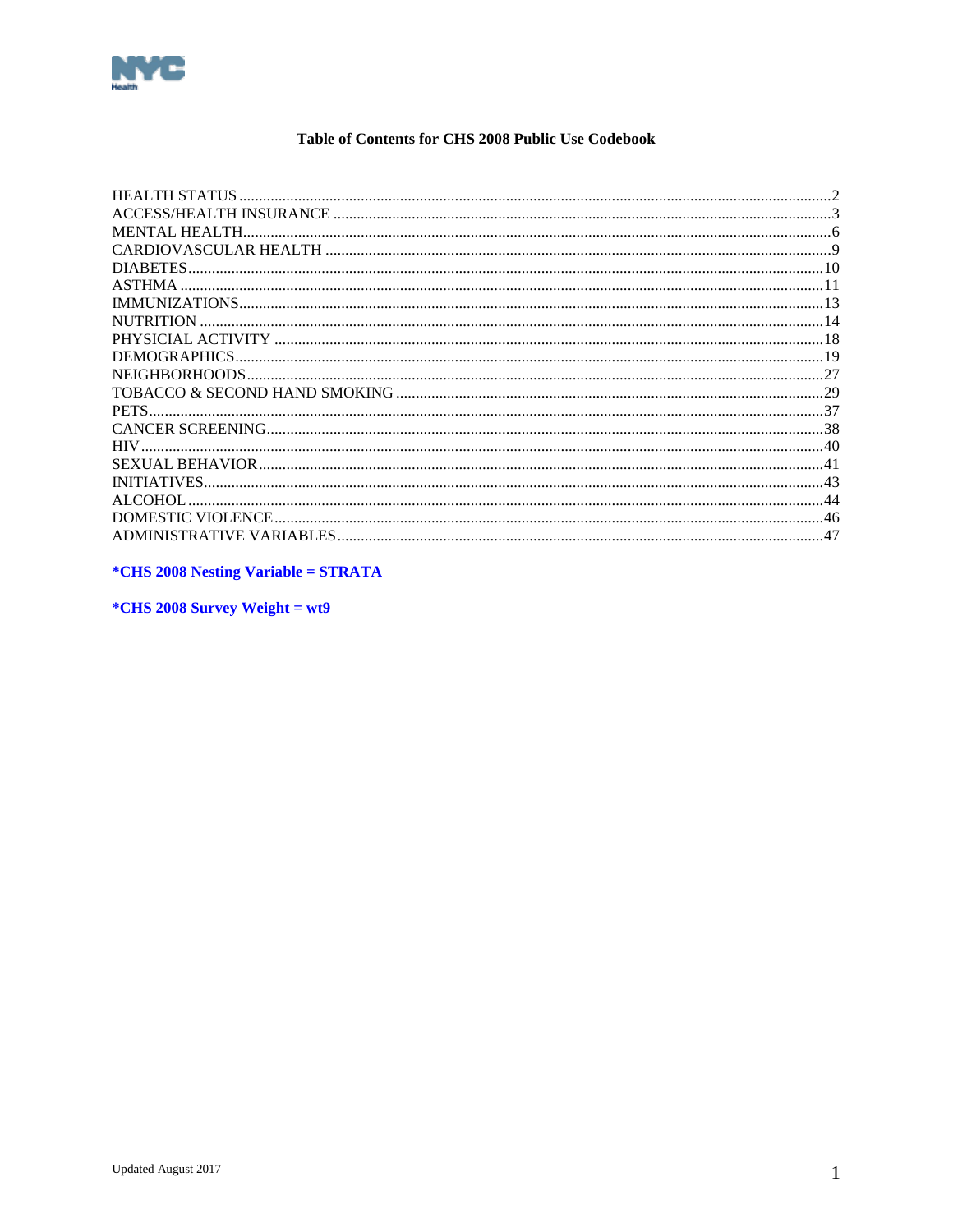# Table of Contents for CHS 2008 Public Use Codebook

| Section | Page |
| --- | --- |
| HEALTH STATUS | 2 |
| ACCESS/HEALTH INSURANCE | 3 |
| MENTAL HEALTH | 6 |
| CARDIOVASCULAR HEALTH | 9 |
| DIABETES | 10 |
| ASTHMA | 11 |
| IMMUNIZATIONS | 13 |
| NUTRITION | 14 |
| PHYSICIAL ACTIVITY | 18 |
| DEMOGRAPHICS | 19 |
| NEIGHBORHOODS | 27 |
| TOBACCO & SECOND HAND SMOKING | 29 |
| PETS | 37 |
| CANCER SCREENING | 38 |
| HIV | 40 |
| SEXUAL BEHAVIOR | 41 |
| INITIATIVES | 43 |
| ALCOHOL | 44 |
| DOMESTIC VIOLENCE | 46 |
| ADMINISTRATIVE VARIABLES | 47 |

**\*CHS 2008 Nesting Variable = STRATA**

**\*CHS 2008 Survey Weight = wt9**

Updated August 2017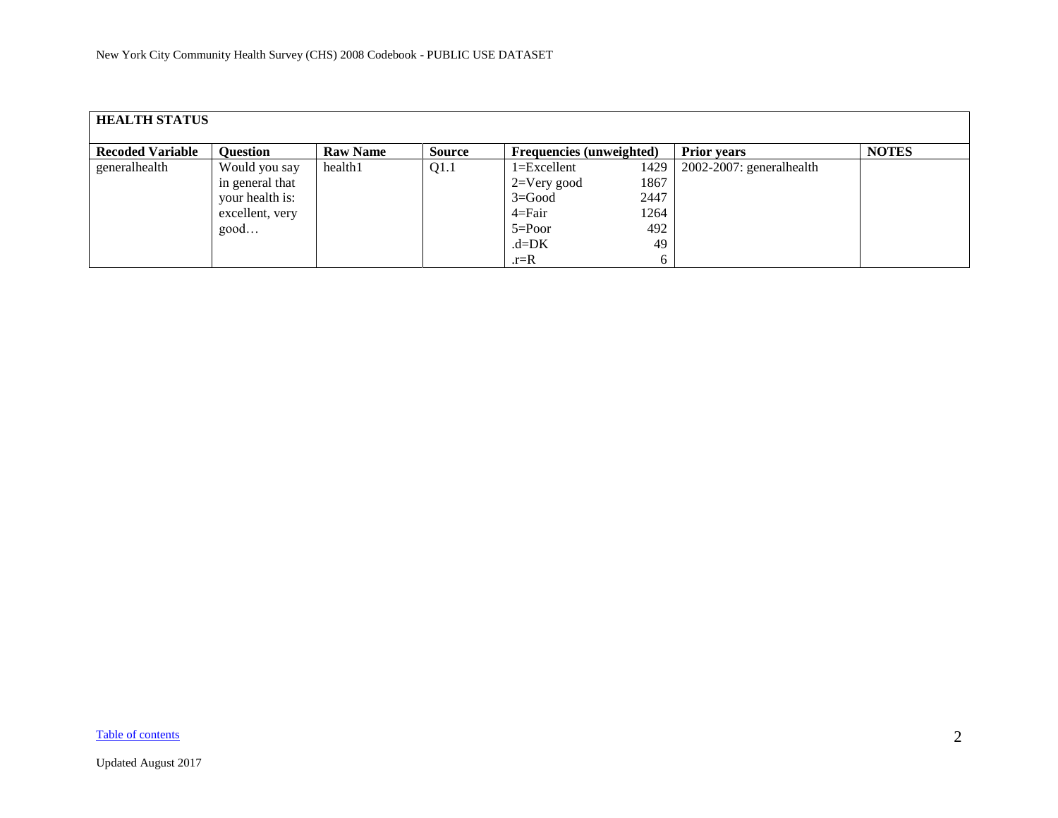## HEALTH STATUS

| Recoded Variable | Question | Raw Name | Source | Frequencies (unweighted) | | Prior years | NOTES |
|---|---|---|---|---|---|---|---|
| generalhealth | Would you say in general that your health is: excellent, very good… | health1 | Q1.1 | 1=Excellent | 1429 | 2002-2007: generalhealth | |
| | | | | 2=Very good | 1867 | | |
| | | | | 3=Good | 2447 | | |
| | | | | 4=Fair | 1264 | | |
| | | | | 5=Poor | 492 | | |
| | | | | .d=DK | 49 | | |
| | | | | .r=R | 6 | | |

Table of contents

Updated August 2017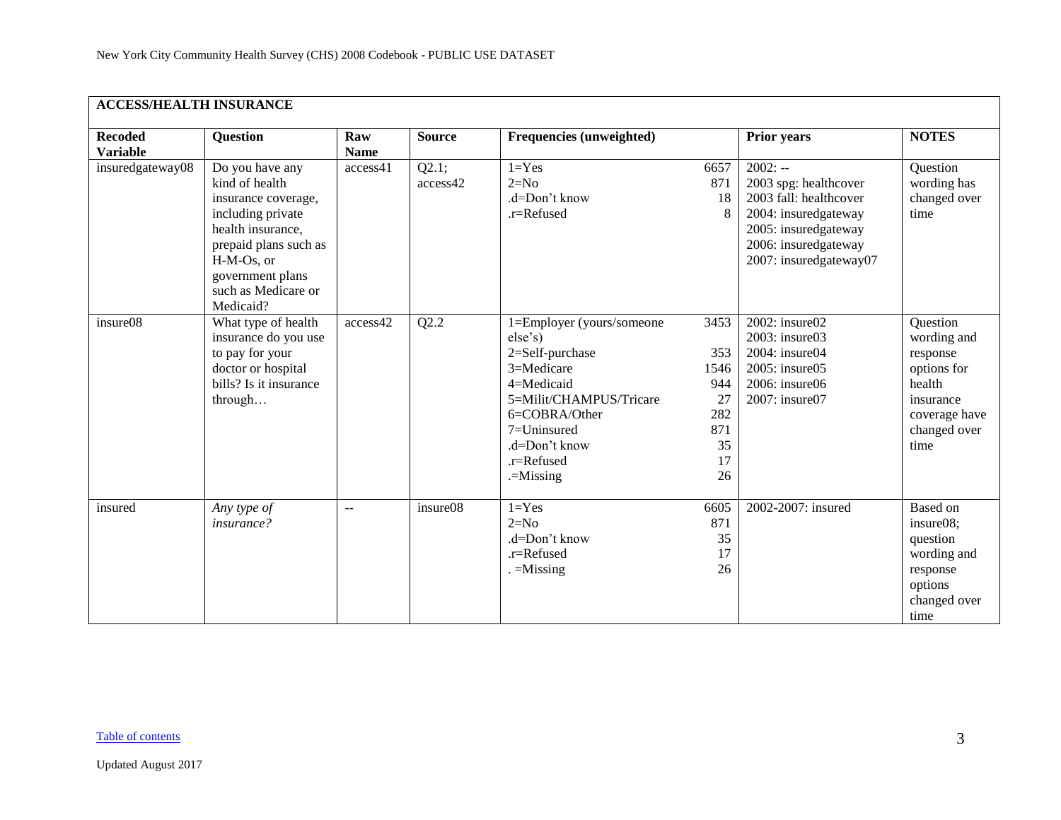| ACCESS/HEALTH INSURANCE | | | | | | |
|---|---|---|---|---|---|---|
| **Recoded Variable** | **Question** | **Raw Name** | **Source** | **Frequencies (unweighted)** | **Prior years** | **NOTES** |
| insuredgateway08 | Do you have any kind of health insurance coverage, including private health insurance, prepaid plans such as H-M-Os, or government plans such as Medicare or Medicaid? | access41 | Q2.1; access42 | 1=Yes 6657<br>2=No 871<br>.d=Don't know 18<br>.r=Refused 8 | 2002: --<br>2003 spg: healthcover<br>2003 fall: healthcover<br>2004: insuredgateway<br>2005: insuredgateway<br>2006: insuredgateway<br>2007: insuredgateway07 | Question wording has changed over time |
| insure08 | What type of health insurance do you use to pay for your doctor or hospital bills? Is it insurance through… | access42 | Q2.2 | 1=Employer (yours/someone else's) 3453<br>2=Self-purchase 353<br>3=Medicare 1546<br>4=Medicaid 944<br>5=Milit/CHAMPUS/Tricare 27<br>6=COBRA/Other 282<br>7=Uninsured 871<br>.d=Don't know 35<br>.r=Refused 17<br>.=Missing 26 | 2002: insure02<br>2003: insure03<br>2004: insure04<br>2005: insure05<br>2006: insure06<br>2007: insure07 | Question wording and response options for health insurance coverage have changed over time |
| insured | *Any type of insurance?* | -- | insure08 | 1=Yes 6605<br>2=No 871<br>.d=Don't know 35<br>.r=Refused 17<br>. =Missing 26 | 2002-2007: insured | Based on insure08; question wording and response options changed over time |

Table of contents

Updated August 2017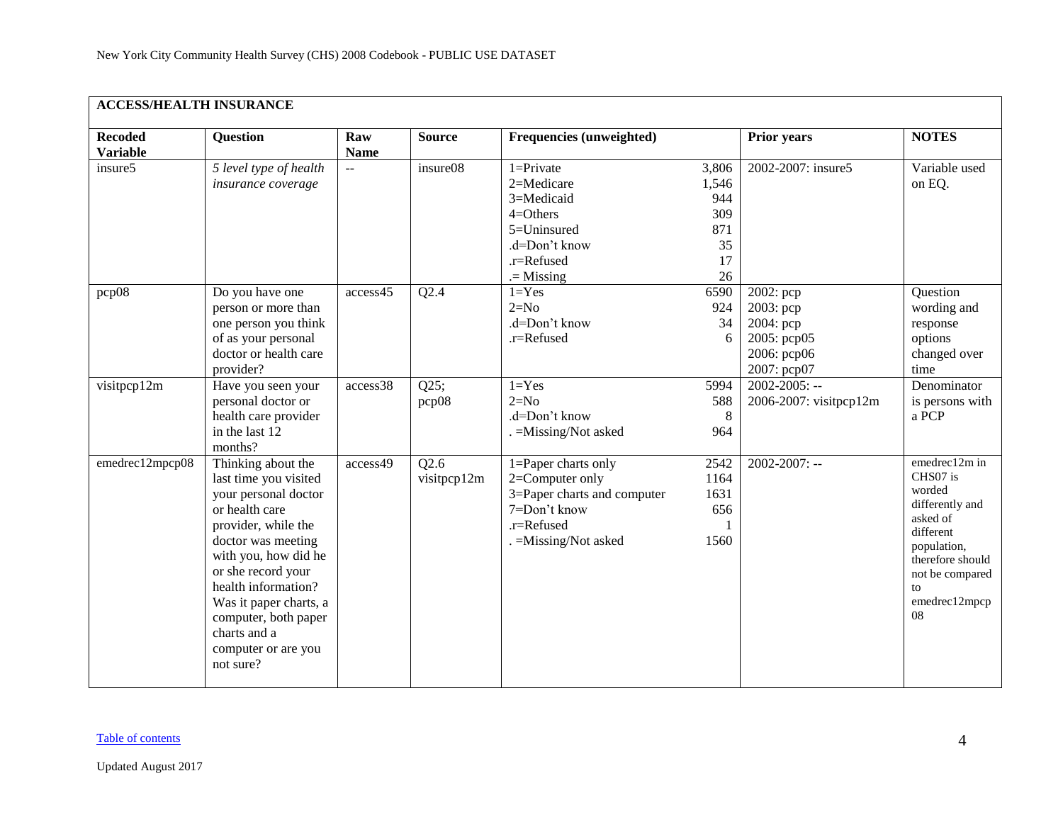| **ACCESS/HEALTH INSURANCE** | | | | | | |
|---|---|---|---|---|---|---|
| **Recoded Variable** | **Question** | **Raw Name** | **Source** | **Frequencies (unweighted)** | **Prior years** | **NOTES** |
| insure5 | *5 level type of health insurance coverage* | -- | insure08 | 1=Private 3,806<br>2=Medicare 1,546<br>3=Medicaid 944<br>4=Others 309<br>5=Uninsured 871<br>.d=Don't know 35<br>.r=Refused 17<br>.= Missing 26 | 2002-2007: insure5 | Variable used on EQ. |
| pcp08 | Do you have one person or more than one person you think of as your personal doctor or health care provider? | access45 | Q2.4 | 1=Yes 6590<br>2=No 924<br>.d=Don't know 34<br>.r=Refused 6 | 2002: pcp<br>2003: pcp<br>2004: pcp<br>2005: pcp05<br>2006: pcp06<br>2007: pcp07 | Question wording and response options changed over time |
| visitpcp12m | Have you seen your personal doctor or health care provider in the last 12 months? | access38 | Q25; pcp08 | 1=Yes 5994<br>2=No 588<br>.d=Don't know 8<br>. =Missing/Not asked 964 | 2002-2005: --<br>2006-2007: visitpcp12m | Denominator is persons with a PCP |
| emedrec12mpcp08 | Thinking about the last time you visited your personal doctor or health care provider, while the doctor was meeting with you, how did he or she record your health information? Was it paper charts, a computer, both paper charts and a computer or are you not sure? | access49 | Q2.6 visitpcp12m | 1=Paper charts only 2542<br>2=Computer only 1164<br>3=Paper charts and computer 1631<br>7=Don't know 656<br>.r=Refused 1<br>. =Missing/Not asked 1560 | 2002-2007: -- | emedrec12m in CHS07 is worded differently and asked of different population, therefore should not be compared to emedrec12mpcp08 |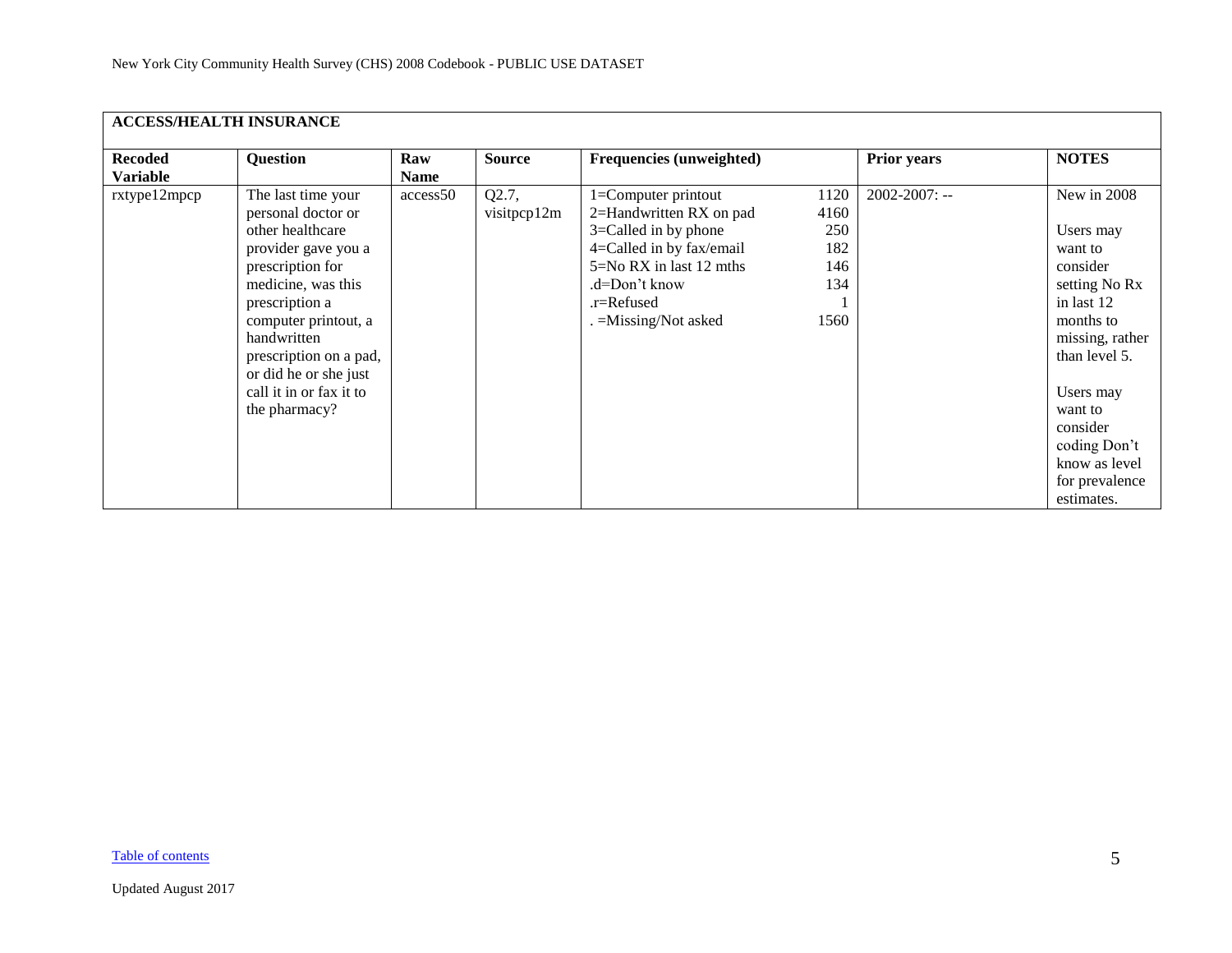| ACCESS/HEALTH INSURANCE | | | | | | |
|---|---|---|---|---|---|---|
| **Recoded Variable** | **Question** | **Raw Name** | **Source** | **Frequencies (unweighted)** | **Prior years** | **NOTES** |
| rxtype12mpcp | The last time your personal doctor or other healthcare provider gave you a prescription for medicine, was this prescription a computer printout, a handwritten prescription on a pad, or did he or she just call it in or fax it to the pharmacy? | access50 | Q2.7, visitpcp12m | 1=Computer printout 1120<br>2=Handwritten RX on pad 4160<br>3=Called in by phone 250<br>4=Called in by fax/email 182<br>5=No RX in last 12 mths 146<br>.d=Don't know 134<br>.r=Refused 1<br>. =Missing/Not asked 1560 | 2002-2007: -- | New in 2008<br><br>Users may want to consider setting No Rx in last 12 months to missing, rather than level 5.<br><br>Users may want to consider coding Don't know as level for prevalence estimates. |

[Table of contents](#)

Updated August 2017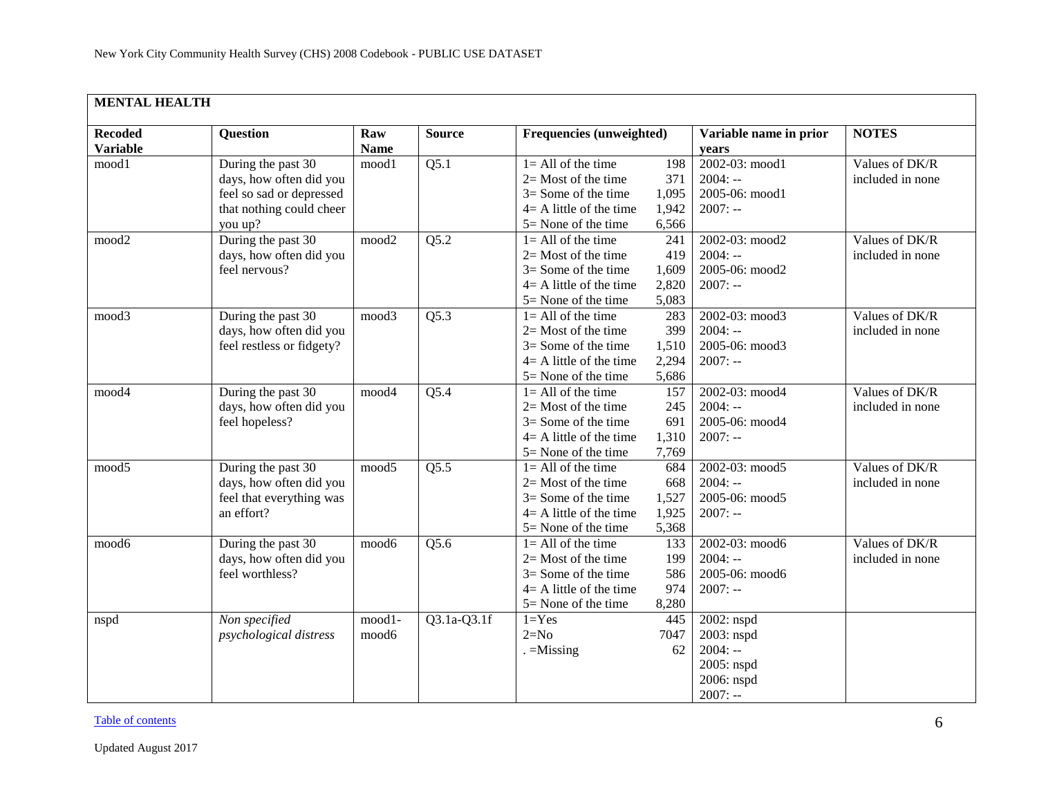## MENTAL HEALTH

| Recoded Variable | Question | Raw Name | Source | Frequencies (unweighted) | | Variable name in prior years | NOTES |
|---|---|---|---|---|---|---|---|
| mood1 | During the past 30 days, how often did you feel so sad or depressed that nothing could cheer you up? | mood1 | Q5.1 | 1= All of the time<br>2= Most of the time<br>3= Some of the time<br>4= A little of the time<br>5= None of the time | 198<br>371<br>1,095<br>1,942<br>6,566 | 2002-03: mood1<br>2004: --<br>2005-06: mood1<br>2007: -- | Values of DK/R included in none |
| mood2 | During the past 30 days, how often did you feel nervous? | mood2 | Q5.2 | 1= All of the time<br>2= Most of the time<br>3= Some of the time<br>4= A little of the time<br>5= None of the time | 241<br>419<br>1,609<br>2,820<br>5,083 | 2002-03: mood2<br>2004: --<br>2005-06: mood2<br>2007: -- | Values of DK/R included in none |
| mood3 | During the past 30 days, how often did you feel restless or fidgety? | mood3 | Q5.3 | 1= All of the time<br>2= Most of the time<br>3= Some of the time<br>4= A little of the time<br>5= None of the time | 283<br>399<br>1,510<br>2,294<br>5,686 | 2002-03: mood3<br>2004: --<br>2005-06: mood3<br>2007: -- | Values of DK/R included in none |
| mood4 | During the past 30 days, how often did you feel hopeless? | mood4 | Q5.4 | 1= All of the time<br>2= Most of the time<br>3= Some of the time<br>4= A little of the time<br>5= None of the time | 157<br>245<br>691<br>1,310<br>7,769 | 2002-03: mood4<br>2004: --<br>2005-06: mood4<br>2007: -- | Values of DK/R included in none |
| mood5 | During the past 30 days, how often did you feel that everything was an effort? | mood5 | Q5.5 | 1= All of the time<br>2= Most of the time<br>3= Some of the time<br>4= A little of the time<br>5= None of the time | 684<br>668<br>1,527<br>1,925<br>5,368 | 2002-03: mood5<br>2004: --<br>2005-06: mood5<br>2007: -- | Values of DK/R included in none |
| mood6 | During the past 30 days, how often did you feel worthless? | mood6 | Q5.6 | 1= All of the time<br>2= Most of the time<br>3= Some of the time<br>4= A little of the time<br>5= None of the time | 133<br>199<br>586<br>974<br>8,280 | 2002-03: mood6<br>2004: --<br>2005-06: mood6<br>2007: -- | Values of DK/R included in none |
| nspd | *Non specified psychological distress* | mood1-mood6 | Q3.1a-Q3.1f | 1=Yes<br>2=No<br>. =Missing | 445<br>7047<br>62 | 2002: nspd<br>2003: nspd<br>2004: --<br>2005: nspd<br>2006: nspd<br>2007: -- | |

Table of contents

Updated August 2017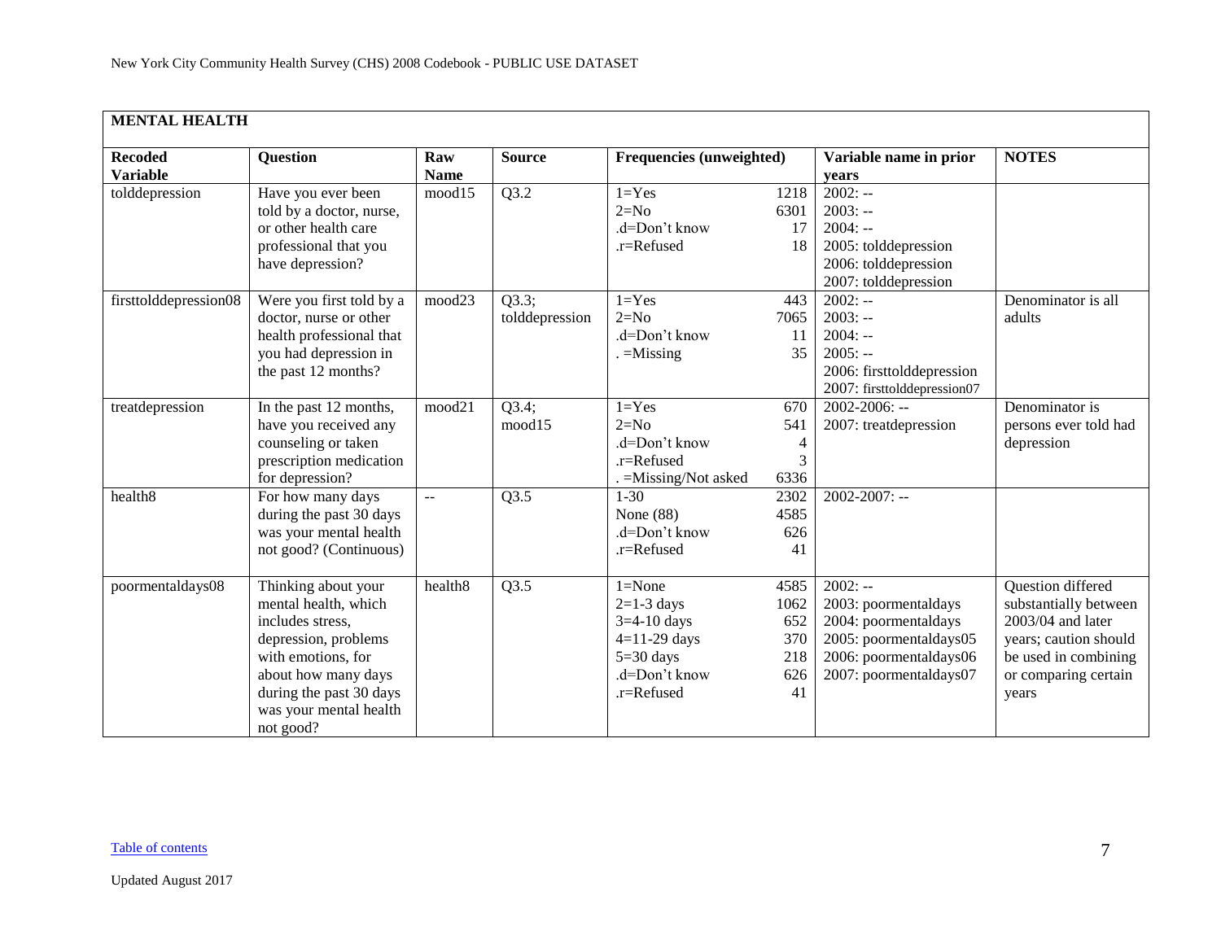## MENTAL HEALTH

| Recoded Variable | Question | Raw Name | Source | Frequencies (unweighted) | | Variable name in prior years | NOTES |
|---|---|---|---|---|---|---|---|
| tolddepression | Have you ever been told by a doctor, nurse, or other health care professional that you have depression? | mood15 | Q3.2 | 1=Yes<br>2=No<br>.d=Don't know<br>.r=Refused | 1218<br>6301<br>17<br>18 | 2002: --<br>2003: --<br>2004: --<br>2005: tolddepression<br>2006: tolddepression<br>2007: tolddepression | |
| firsttolddepression08 | Were you first told by a doctor, nurse or other health professional that you had depression in the past 12 months? | mood23 | Q3.3; tolddepression | 1=Yes<br>2=No<br>.d=Don't know<br>. =Missing | 443<br>7065<br>11<br>35 | 2002: --<br>2003: --<br>2004: --<br>2005: --<br>2006: firsttolddepression<br>2007: firsttolddepression07 | Denominator is all adults |
| treatdepression | In the past 12 months, have you received any counseling or taken prescription medication for depression? | mood21 | Q3.4; mood15 | 1=Yes<br>2=No<br>.d=Don't know<br>.r=Refused<br>. =Missing/Not asked | 670<br>541<br>4<br>3<br>6336 | 2002-2006: --<br>2007: treatdepression | Denominator is persons ever told had depression |
| health8 | For how many days during the past 30 days was your mental health not good? (Continuous) | -- | Q3.5 | 1-30<br>None (88)<br>.d=Don't know<br>.r=Refused | 2302<br>4585<br>626<br>41 | 2002-2007: -- | |
| poormentaldays08 | Thinking about your mental health, which includes stress, depression, problems with emotions, for about how many days during the past 30 days was your mental health not good? | health8 | Q3.5 | 1=None<br>2=1-3 days<br>3=4-10 days<br>4=11-29 days<br>5=30 days<br>.d=Don't know<br>.r=Refused | 4585<br>1062<br>652<br>370<br>218<br>626<br>41 | 2002: --<br>2003: poormentaldays<br>2004: poormentaldays<br>2005: poormentaldays05<br>2006: poormentaldays06<br>2007: poormentaldays07 | Question differed substantially between 2003/04 and later years; caution should be used in combining or comparing certain years |

Table of contents

Updated August 2017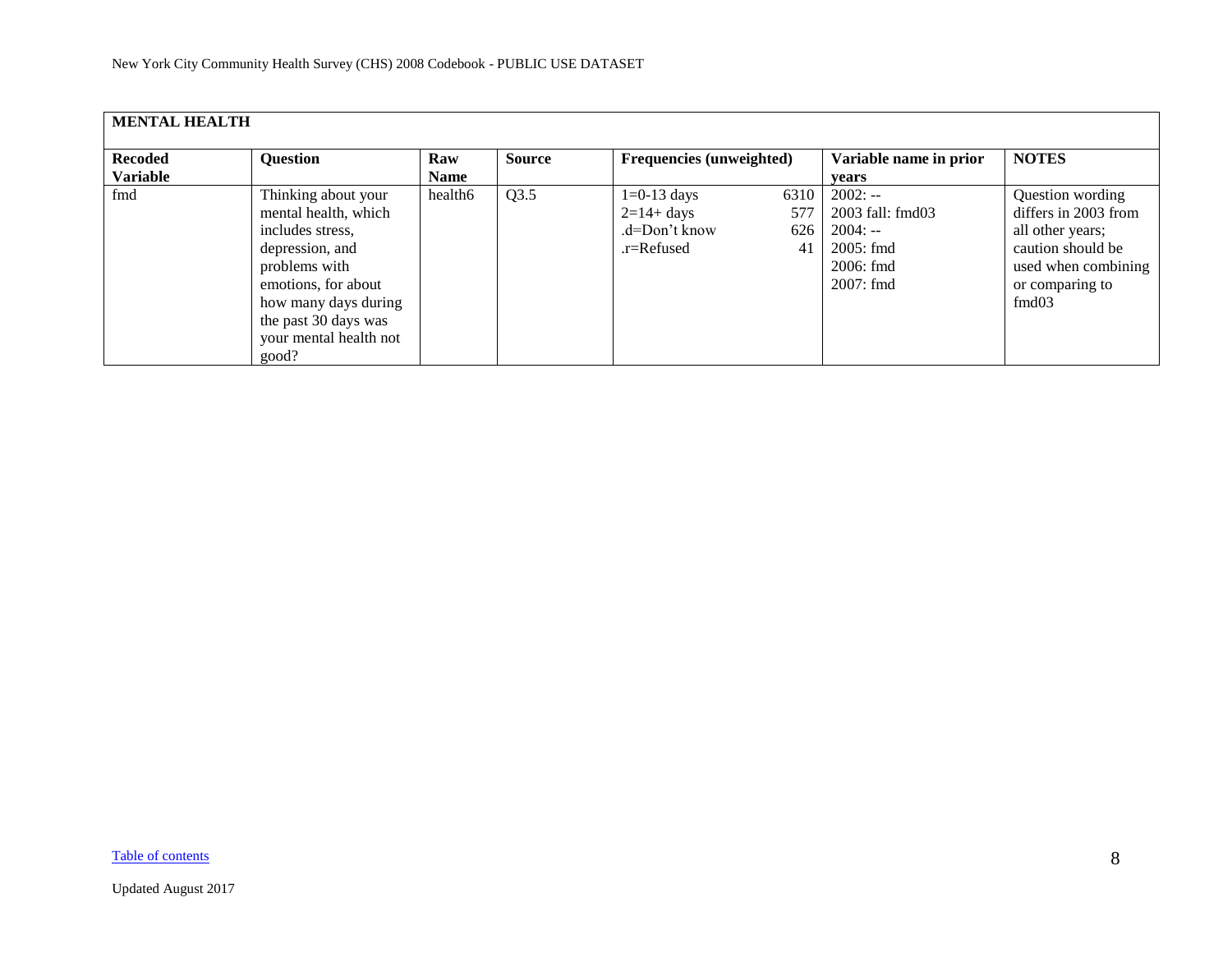| MENTAL HEALTH | | | | | | |
|---|---|---|---|---|---|---|
| **Recoded Variable** | **Question** | **Raw Name** | **Source** | **Frequencies (unweighted)** | **Variable name in prior years** | **NOTES** |
| fmd | Thinking about your mental health, which includes stress, depression, and problems with emotions, for about how many days during the past 30 days was your mental health not good? | health6 | Q3.5 | 1=0-13 days 6310<br>2=14+ days 577<br>.d=Don't know 626<br>.r=Refused 41 | 2002: --<br>2003 fall: fmd03<br>2004: --<br>2005: fmd<br>2006: fmd<br>2007: fmd | Question wording differs in 2003 from all other years; caution should be used when combining or comparing to fmd03 |

Table of contents

Updated August 2017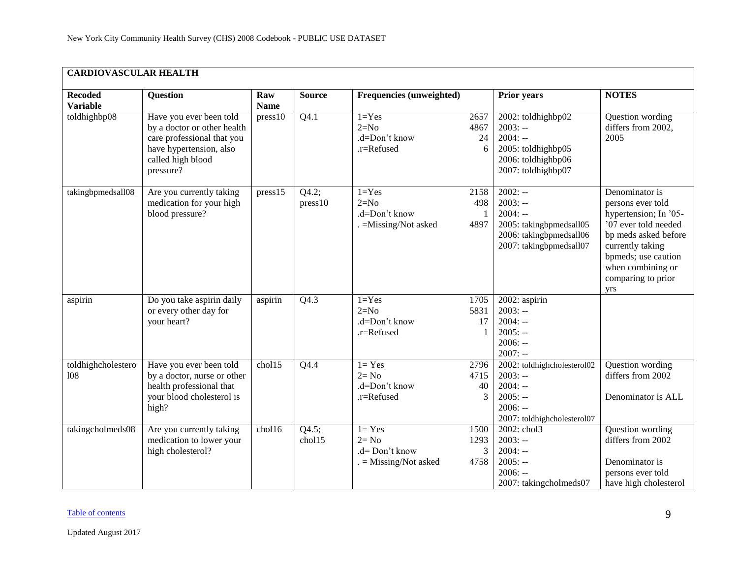| **CARDIOVASCULAR HEALTH** | | | | | | |
|---|---|---|---|---|---|---|
| **Recoded Variable** | **Question** | **Raw Name** | **Source** | **Frequencies (unweighted)** | **Prior years** | **NOTES** |
| toldhighbp08 | Have you ever been told by a doctor or other health care professional that you have hypertension, also called high blood pressure? | press10 | Q4.1 | 1=Yes 2657<br>2=No 4867<br>.d=Don't know 24<br>.r=Refused 6 | 2002: toldhighbp02<br>2003: --<br>2004: --<br>2005: toldhighbp05<br>2006: toldhighbp06<br>2007: toldhighbp07 | Question wording differs from 2002, 2005 |
| takingbpmedsall08 | Are you currently taking medication for your high blood pressure? | press15 | Q4.2; press10 | 1=Yes 2158<br>2=No 498<br>.d=Don't know 1<br>. =Missing/Not asked 4897 | 2002: --<br>2003: --<br>2004: --<br>2005: takingbpmedsall05<br>2006: takingbpmedsall06<br>2007: takingbpmedsall07 | Denominator is persons ever told hypertension; In '05-'07 ever told needed bp meds asked before currently taking bpmeds; use caution when combining or comparing to prior yrs |
| aspirin | Do you take aspirin daily or every other day for your heart? | aspirin | Q4.3 | 1=Yes 1705<br>2=No 5831<br>.d=Don't know 17<br>.r=Refused 1 | 2002: aspirin<br>2003: --<br>2004: --<br>2005: --<br>2006: --<br>2007: -- | |
| toldhighcholesterol08 | Have you ever been told by a doctor, nurse or other health professional that your blood cholesterol is high? | chol15 | Q4.4 | 1= Yes 2796<br>2= No 4715<br>.d=Don't know 40<br>.r=Refused 3 | 2002: toldhighcholesterol02<br>2003: --<br>2004: --<br>2005: --<br>2006: --<br>2007: toldhighcholesterol07 | Question wording differs from 2002<br><br>Denominator is ALL |
| takingcholmeds08 | Are you currently taking medication to lower your high cholesterol? | chol16 | Q4.5; chol15 | 1= Yes 1500<br>2= No 1293<br>.d= Don't know 3<br>. = Missing/Not asked 4758 | 2002: chol3<br>2003: --<br>2004: --<br>2005: --<br>2006: --<br>2007: takingcholmeds07 | Question wording differs from 2002<br><br>Denominator is persons ever told have high cholesterol |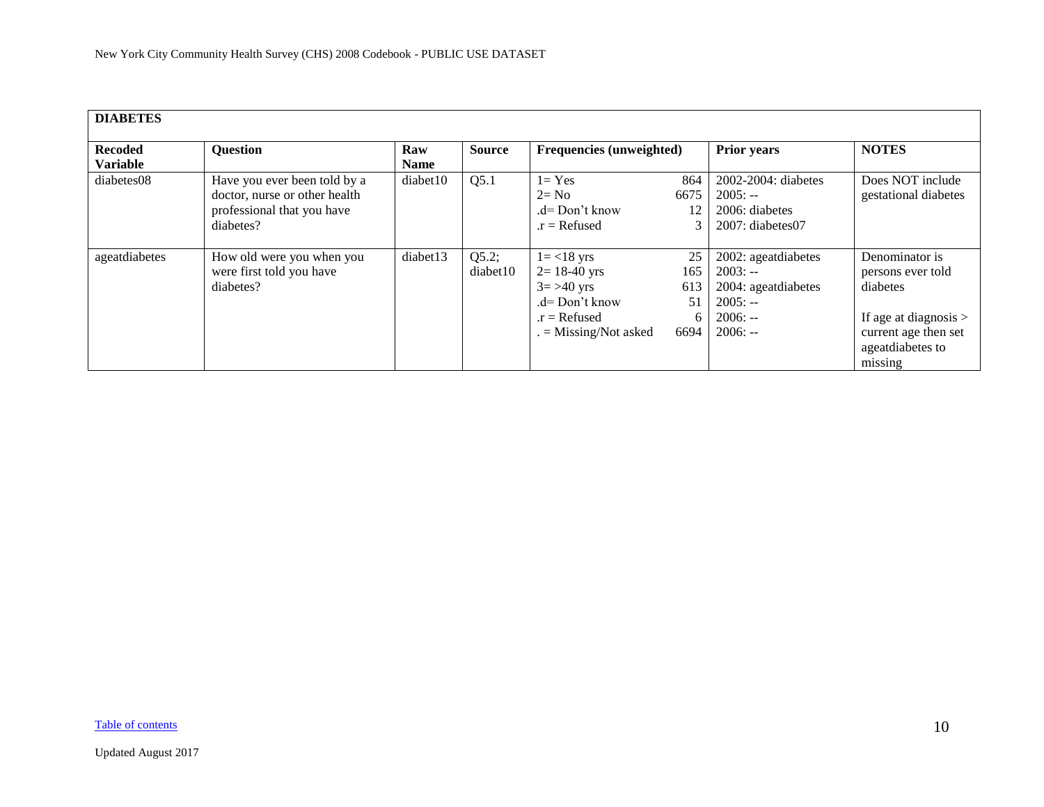| DIABETES | | | | | | |
|---|---|---|---|---|---|---|
| **Recoded Variable** | **Question** | **Raw Name** | **Source** | **Frequencies (unweighted)** | **Prior years** | **NOTES** |
| diabetes08 | Have you ever been told by a doctor, nurse or other health professional that you have diabetes? | diabet10 | Q5.1 | 1= Yes 864<br>2= No 6675<br>.d= Don't know 12<br>.r = Refused 3 | 2002-2004: diabetes<br>2005: --<br>2006: diabetes<br>2007: diabetes07 | Does NOT include gestational diabetes |
| ageatdiabetes | How old were you when you were first told you have diabetes? | diabet13 | Q5.2; diabet10 | 1= <18 yrs 25<br>2= 18-40 yrs 165<br>3= >40 yrs 613<br>.d= Don't know 51<br>.r = Refused 6<br>. = Missing/Not asked 6694 | 2002: ageatdiabetes<br>2003: --<br>2004: ageatdiabetes<br>2005: --<br>2006: --<br>2006: -- | Denominator is persons ever told diabetes<br><br>If age at diagnosis > current age then set ageatdiabetes to missing |

Table of contents

Updated August 2017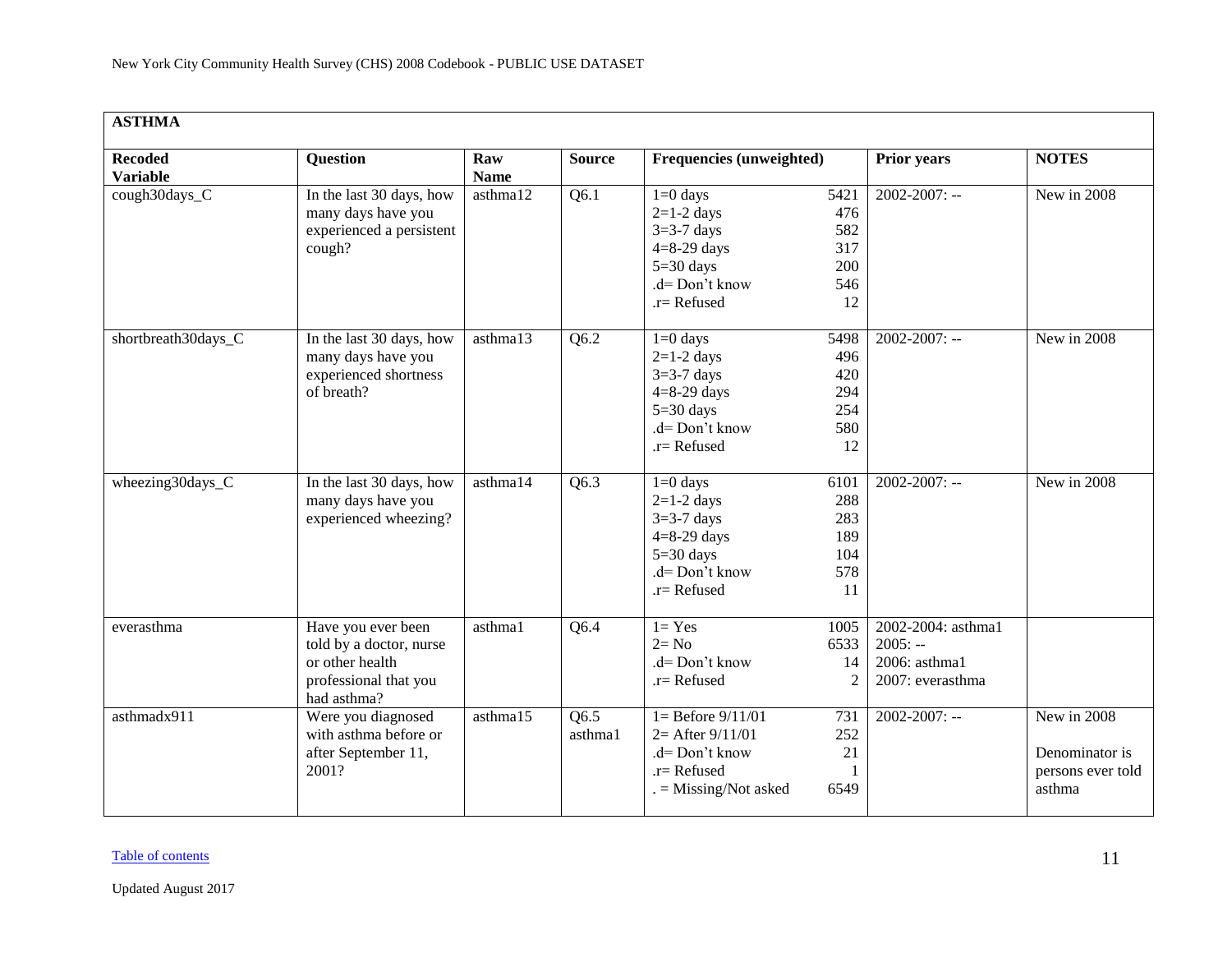| ASTHMA | | | | | | |
|---|---|---|---|---|---|---|
| **Recoded Variable** | **Question** | **Raw Name** | **Source** | **Frequencies (unweighted)** | **Prior years** | **NOTES** |
| cough30days_C | In the last 30 days, how many days have you experienced a persistent cough? | asthma12 | Q6.1 | 1=0 days 5421<br>2=1-2 days 476<br>3=3-7 days 582<br>4=8-29 days 317<br>5=30 days 200<br>.d= Don't know 546<br>.r= Refused 12 | 2002-2007: -- | New in 2008 |
| shortbreath30days_C | In the last 30 days, how many days have you experienced shortness of breath? | asthma13 | Q6.2 | 1=0 days 5498<br>2=1-2 days 496<br>3=3-7 days 420<br>4=8-29 days 294<br>5=30 days 254<br>.d= Don't know 580<br>.r= Refused 12 | 2002-2007: -- | New in 2008 |
| wheezing30days_C | In the last 30 days, how many days have you experienced wheezing? | asthma14 | Q6.3 | 1=0 days 6101<br>2=1-2 days 288<br>3=3-7 days 283<br>4=8-29 days 189<br>5=30 days 104<br>.d= Don't know 578<br>.r= Refused 11 | 2002-2007: -- | New in 2008 |
| everasthma | Have you ever been told by a doctor, nurse or other health professional that you had asthma? | asthma1 | Q6.4 | 1= Yes 1005<br>2= No 6533<br>.d= Don't know 14<br>.r= Refused 2 | 2002-2004: asthma1<br>2005: --<br>2006: asthma1<br>2007: everasthma | |
| asthmadx911 | Were you diagnosed with asthma before or after September 11, 2001? | asthma15 | Q6.5 asthma1 | 1= Before 9/11/01 731<br>2= After 9/11/01 252<br>.d= Don't know 21<br>.r= Refused 1<br>. = Missing/Not asked 6549 | 2002-2007: -- | New in 2008<br><br>Denominator is persons ever told asthma |

Table of contents

Updated August 2017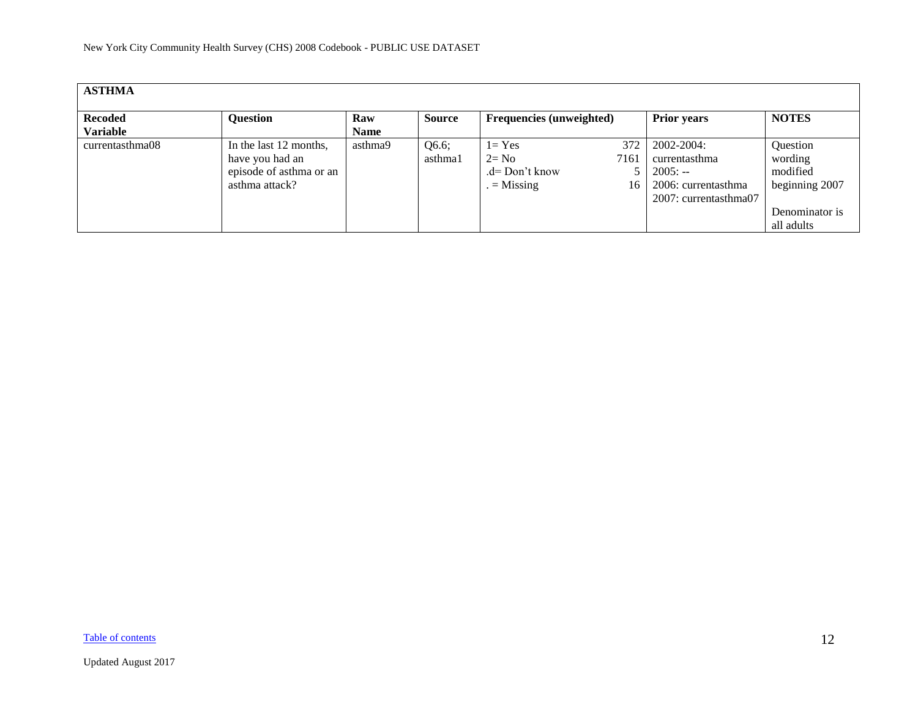## ASTHMA

| Recoded Variable | Question | Raw Name | Source | Frequencies (unweighted) | | Prior years | NOTES |
|---|---|---|---|---|---|---|---|
| currentasthma08 | In the last 12 months, have you had an episode of asthma or an asthma attack? | asthma9 | Q6.6; asthma1 | 1= Yes<br>2= No<br>.d= Don't know<br>. = Missing | 372<br>7161<br>5<br>16 | 2002-2004: currentasthma<br>2005: --<br>2006: currentasthma<br>2007: currentasthma07 | Question wording modified beginning 2007<br><br>Denominator is all adults |

Table of contents

Updated August 2017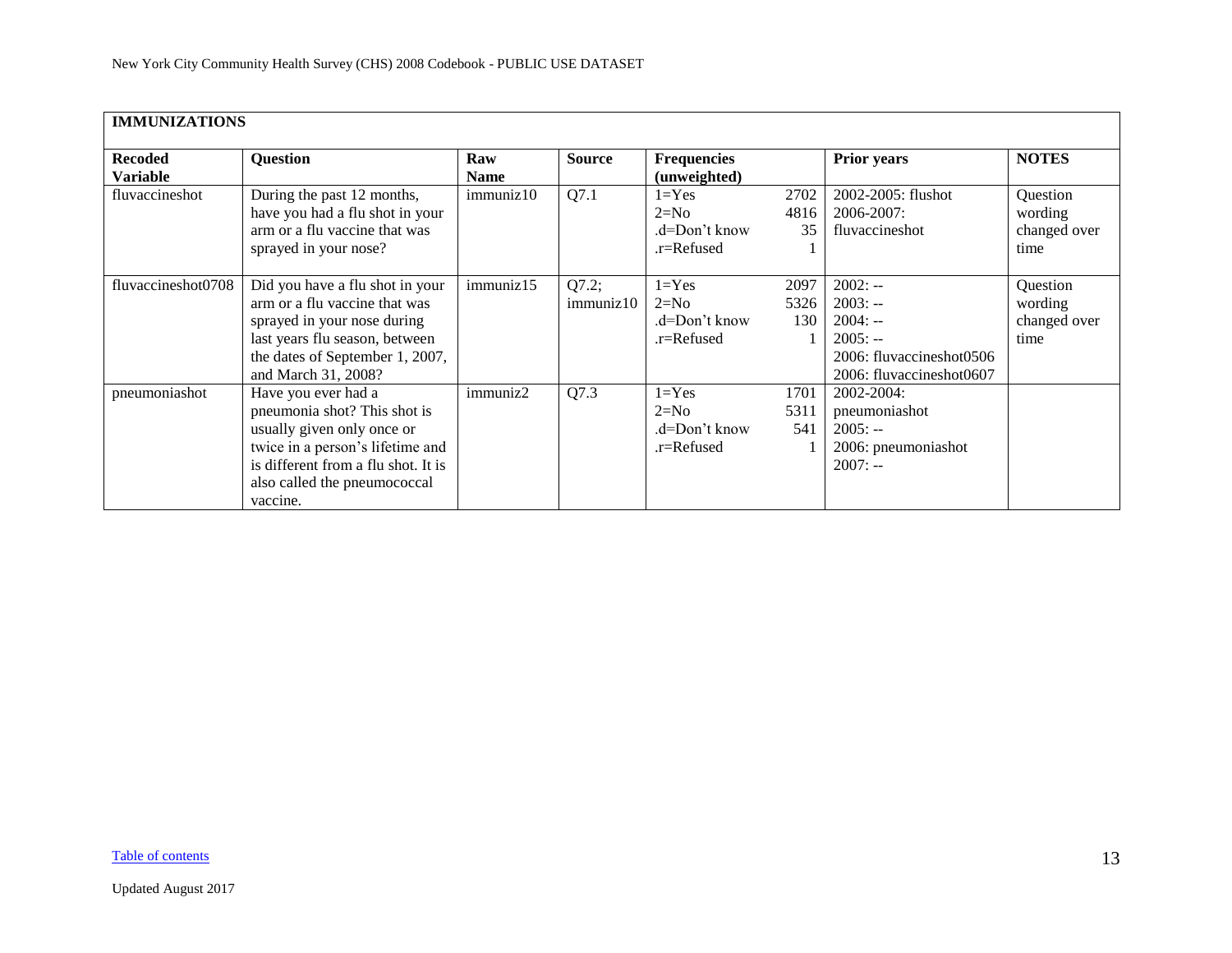## IMMUNIZATIONS

| Recoded Variable | Question | Raw Name | Source | Frequencies (unweighted) | | Prior years | NOTES |
|---|---|---|---|---|---|---|---|
| fluvaccineshot | During the past 12 months, have you had a flu shot in your arm or a flu vaccine that was sprayed in your nose? | immuniz10 | Q7.1 | 1=Yes<br>2=No<br>.d=Don't know<br>.r=Refused | 2702<br>4816<br>35<br>1 | 2002-2005: flushot<br>2006-2007: fluvaccineshot | Question wording changed over time |
| fluvaccineshot0708 | Did you have a flu shot in your arm or a flu vaccine that was sprayed in your nose during last years flu season, between the dates of September 1, 2007, and March 31, 2008? | immuniz15 | Q7.2; immuniz10 | 1=Yes<br>2=No<br>.d=Don't know<br>.r=Refused | 2097<br>5326<br>130<br>1 | 2002: --<br>2003: --<br>2004: --<br>2005: --<br>2006: fluvaccineshot0506<br>2006: fluvaccineshot0607 | Question wording changed over time |
| pneumoniashot | Have you ever had a pneumonia shot? This shot is usually given only once or twice in a person's lifetime and is different from a flu shot. It is also called the pneumococcal vaccine. | immuniz2 | Q7.3 | 1=Yes<br>2=No<br>.d=Don't know<br>.r=Refused | 1701<br>5311<br>541<br>1 | 2002-2004: pneumoniashot<br>2005: --<br>2006: pneumoniashot<br>2007: -- | |

Table of contents

Updated August 2017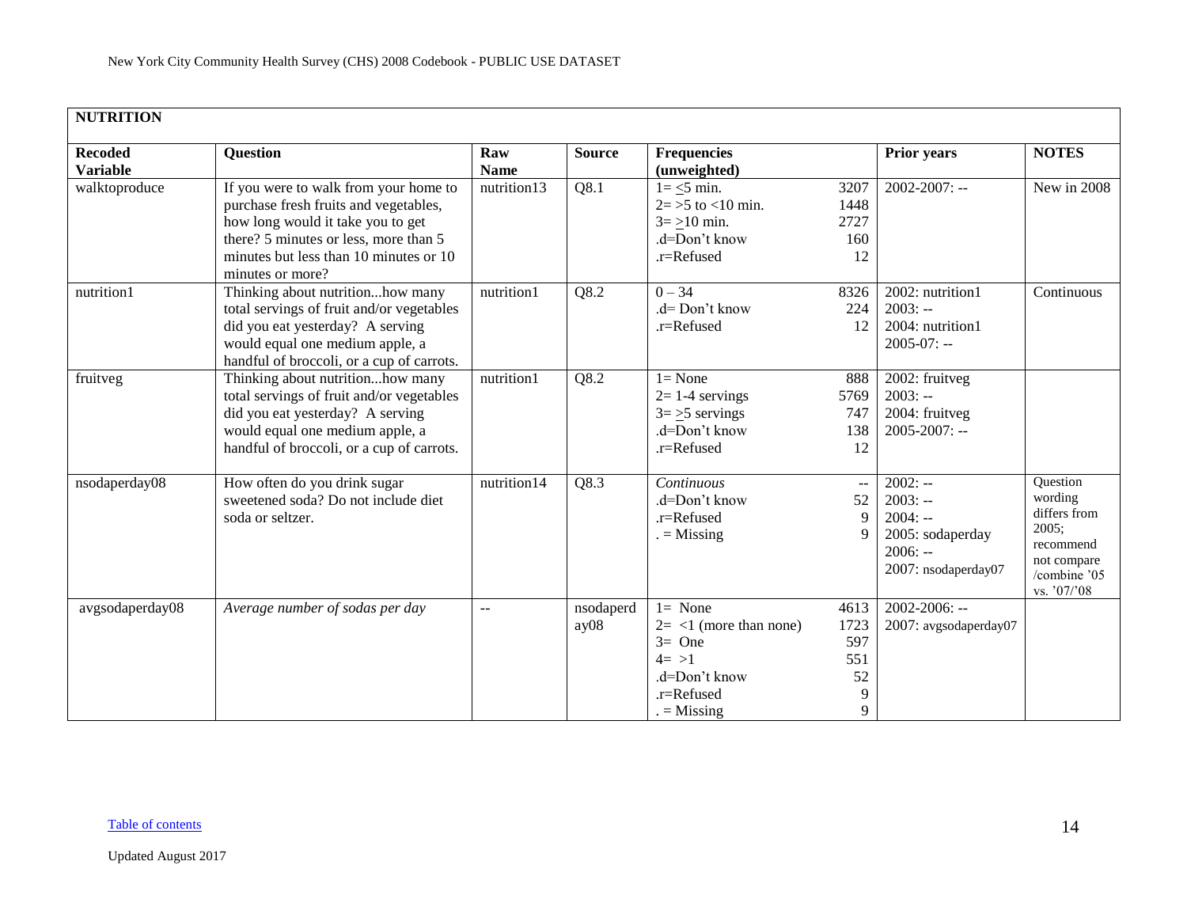| NUTRITION | | | | | | |
|---|---|---|---|---|---|---|
| **Recoded Variable** | **Question** | **Raw Name** | **Source** | **Frequencies (unweighted)** | **Prior years** | **NOTES** |
| walktoproduce | If you were to walk from your home to purchase fresh fruits and vegetables, how long would it take you to get there? 5 minutes or less, more than 5 minutes but less than 10 minutes or 10 minutes or more? | nutrition13 | Q8.1 | 1= ≤5 min. 3207<br>2= >5 to <10 min. 1448<br>3= ≥10 min. 2727<br>.d=Don't know 160<br>.r=Refused 12 | 2002-2007: -- | New in 2008 |
| nutrition1 | Thinking about nutrition...how many total servings of fruit and/or vegetables did you eat yesterday? A serving would equal one medium apple, a handful of broccoli, or a cup of carrots. | nutrition1 | Q8.2 | 0 – 34 8326<br>.d= Don't know 224<br>.r=Refused 12 | 2002: nutrition1<br>2003: --<br>2004: nutrition1<br>2005-07: -- | Continuous |
| fruitveg | Thinking about nutrition...how many total servings of fruit and/or vegetables did you eat yesterday? A serving would equal one medium apple, a handful of broccoli, or a cup of carrots. | nutrition1 | Q8.2 | 1= None 888<br>2= 1-4 servings 5769<br>3= ≥5 servings 747<br>.d=Don't know 138<br>.r=Refused 12 | 2002: fruitveg<br>2003: --<br>2004: fruitveg<br>2005-2007: -- | |
| nsodaperday08 | How often do you drink sugar sweetened soda? Do not include diet soda or seltzer. | nutrition14 | Q8.3 | *Continuous* --<br>.d=Don't know 52<br>.r=Refused 9<br>. = Missing 9 | 2002: --<br>2003: --<br>2004: --<br>2005: sodaperday<br>2006: --<br>2007: nsodaperday07 | Question wording differs from 2005; recommend not compare /combine '05 vs. '07/'08 |
| avgsodaperday08 | *Average number of sodas per day* | -- | nsodaperday08 | 1= None 4613<br>2= <1 (more than none) 1723<br>3= One 597<br>4= >1 551<br>.d=Don't know 52<br>.r=Refused 9<br>. = Missing 9 | 2002-2006: --<br>2007: avgsodaperday07 | |

Table of contents

Updated August 2017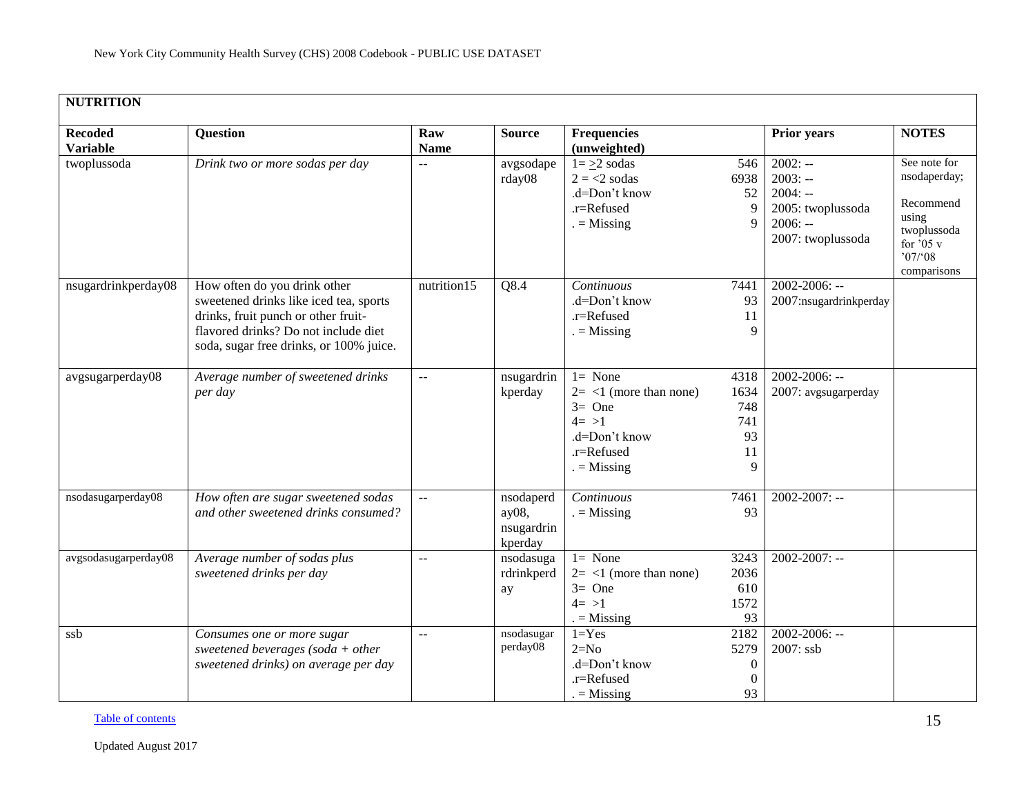| NUTRITION | | | | | | |
|---|---|---|---|---|---|---|
| **Recoded Variable** | **Question** | **Raw Name** | **Source** | **Frequencies (unweighted)** | **Prior years** | **NOTES** |
| twoplussoda | *Drink two or more sodas per day* | -- | avgsodaperday08 | 1= ≥2 sodas 546<br>2 = <2 sodas 6938<br>.d=Don't know 52<br>.r=Refused 9<br>. = Missing 9 | 2002: --<br>2003: --<br>2004: --<br>2005: twoplussoda<br>2006: --<br>2007: twoplussoda | See note for nsodaperday; Recommend using twoplussoda for '05 v '07/'08 comparisons |
| nsugardrinkperday08 | How often do you drink other sweetened drinks like iced tea, sports drinks, fruit punch or other fruit-flavored drinks? Do not include diet soda, sugar free drinks, or 100% juice. | nutrition15 | Q8.4 | *Continuous* 7441<br>.d=Don't know 93<br>.r=Refused 11<br>. = Missing 9 | 2002-2006: --<br>2007:nsugardrinkperday | |
| avgsugarperday08 | *Average number of sweetened drinks per day* | -- | nsugardrinkperday | 1= None 4318<br>2= <1 (more than none) 1634<br>3= One 748<br>4= >1 741<br>.d=Don't know 93<br>.r=Refused 11<br>. = Missing 9 | 2002-2006: --<br>2007: avgsugarperday | |
| nsodasugarperday08 | *How often are sugar sweetened sodas and other sweetened drinks consumed?* | -- | nsodaperday08, nsugardrinkperday | *Continuous* 7461<br>. = Missing 93 | 2002-2007: -- | |
| avgsodasugarperday08 | *Average number of sodas plus sweetened drinks per day* | -- | nsodasugardrinkperday | 1= None 3243<br>2= <1 (more than none) 2036<br>3= One 610<br>4= >1 1572<br>. = Missing 93 | 2002-2007: -- | |
| ssb | *Consumes one or more sugar sweetened beverages (soda + other sweetened drinks) on average per day* | -- | nsodasugarperday08 | 1=Yes 2182<br>2=No 5279<br>.d=Don't know 0<br>.r=Refused 0<br>. = Missing 93 | 2002-2006: --<br>2007: ssb | |

Table of contents

Updated August 2017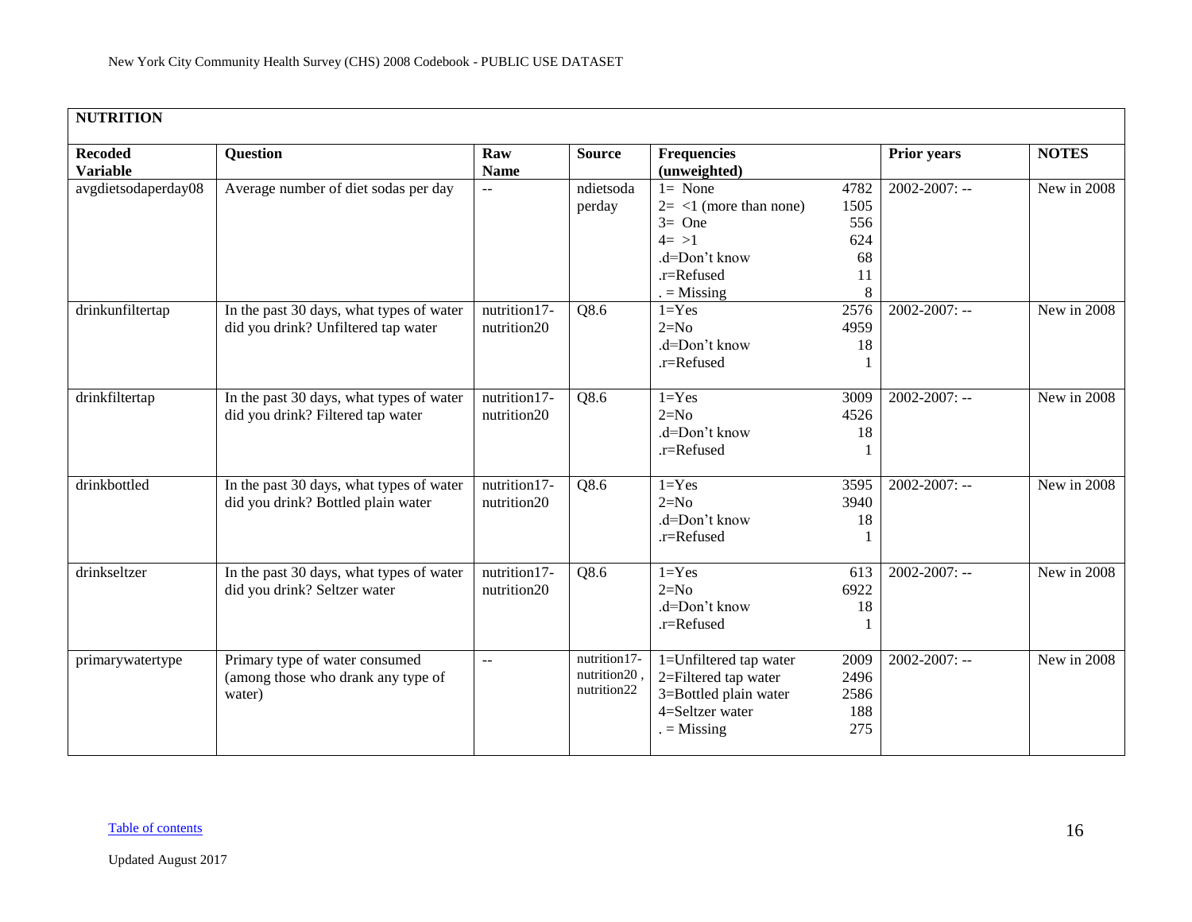| NUTRITION | | | | | | | |
|---|---|---|---|---|---|---|---|
| **Recoded Variable** | **Question** | **Raw Name** | **Source** | **Frequencies (unweighted)** | | **Prior years** | **NOTES** |
| avgdietsodaperday08 | Average number of diet sodas per day | -- | ndietsoda perday | 1= None<br>2= <1 (more than none)<br>3= One<br>4= >1<br>.d=Don't know<br>.r=Refused<br>. = Missing | 4782<br>1505<br>556<br>624<br>68<br>11<br>8 | 2002-2007: -- | New in 2008 |
| drinkunfiltertap | In the past 30 days, what types of water did you drink? Unfiltered tap water | nutrition17-nutrition20 | Q8.6 | 1=Yes<br>2=No<br>.d=Don't know<br>.r=Refused | 2576<br>4959<br>18<br>1 | 2002-2007: -- | New in 2008 |
| drinkfiltertap | In the past 30 days, what types of water did you drink? Filtered tap water | nutrition17-nutrition20 | Q8.6 | 1=Yes<br>2=No<br>.d=Don't know<br>.r=Refused | 3009<br>4526<br>18<br>1 | 2002-2007: -- | New in 2008 |
| drinkbottled | In the past 30 days, what types of water did you drink? Bottled plain water | nutrition17-nutrition20 | Q8.6 | 1=Yes<br>2=No<br>.d=Don't know<br>.r=Refused | 3595<br>3940<br>18<br>1 | 2002-2007: -- | New in 2008 |
| drinkseltzer | In the past 30 days, what types of water did you drink? Seltzer water | nutrition17-nutrition20 | Q8.6 | 1=Yes<br>2=No<br>.d=Don't know<br>.r=Refused | 613<br>6922<br>18<br>1 | 2002-2007: -- | New in 2008 |
| primarywatertype | Primary type of water consumed (among those who drank any type of water) | -- | nutrition17-nutrition20 , nutrition22 | 1=Unfiltered tap water<br>2=Filtered tap water<br>3=Bottled plain water<br>4=Seltzer water<br>. = Missing | 2009<br>2496<br>2586<br>188<br>275 | 2002-2007: -- | New in 2008 |

Table of contents

Updated August 2017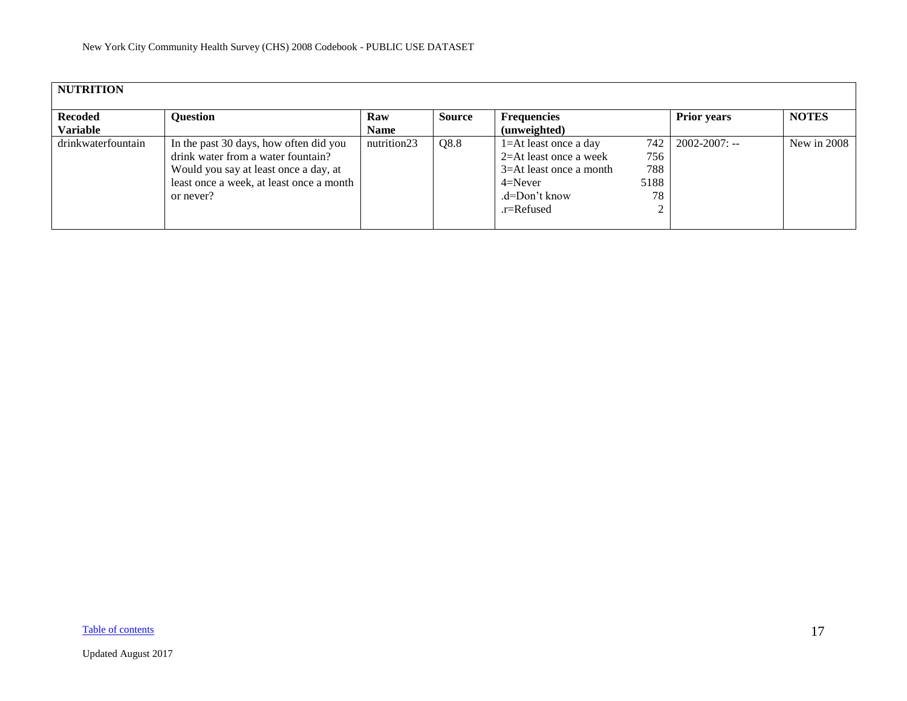| NUTRITION | | | | | | |
|---|---|---|---|---|---|---|
| **Recoded Variable** | **Question** | **Raw Name** | **Source** | **Frequencies (unweighted)** | **Prior years** | **NOTES** |
| drinkwaterfountain | In the past 30 days, how often did you drink water from a water fountain? Would you say at least once a day, at least once a week, at least once a month or never? | nutrition23 | Q8.8 | 1=At least once a day 742<br>2=At least once a week 756<br>3=At least once a month 788<br>4=Never 5188<br>.d=Don't know 78<br>.r=Refused 2 | 2002-2007: -- | New in 2008 |

Table of contents

Updated August 2017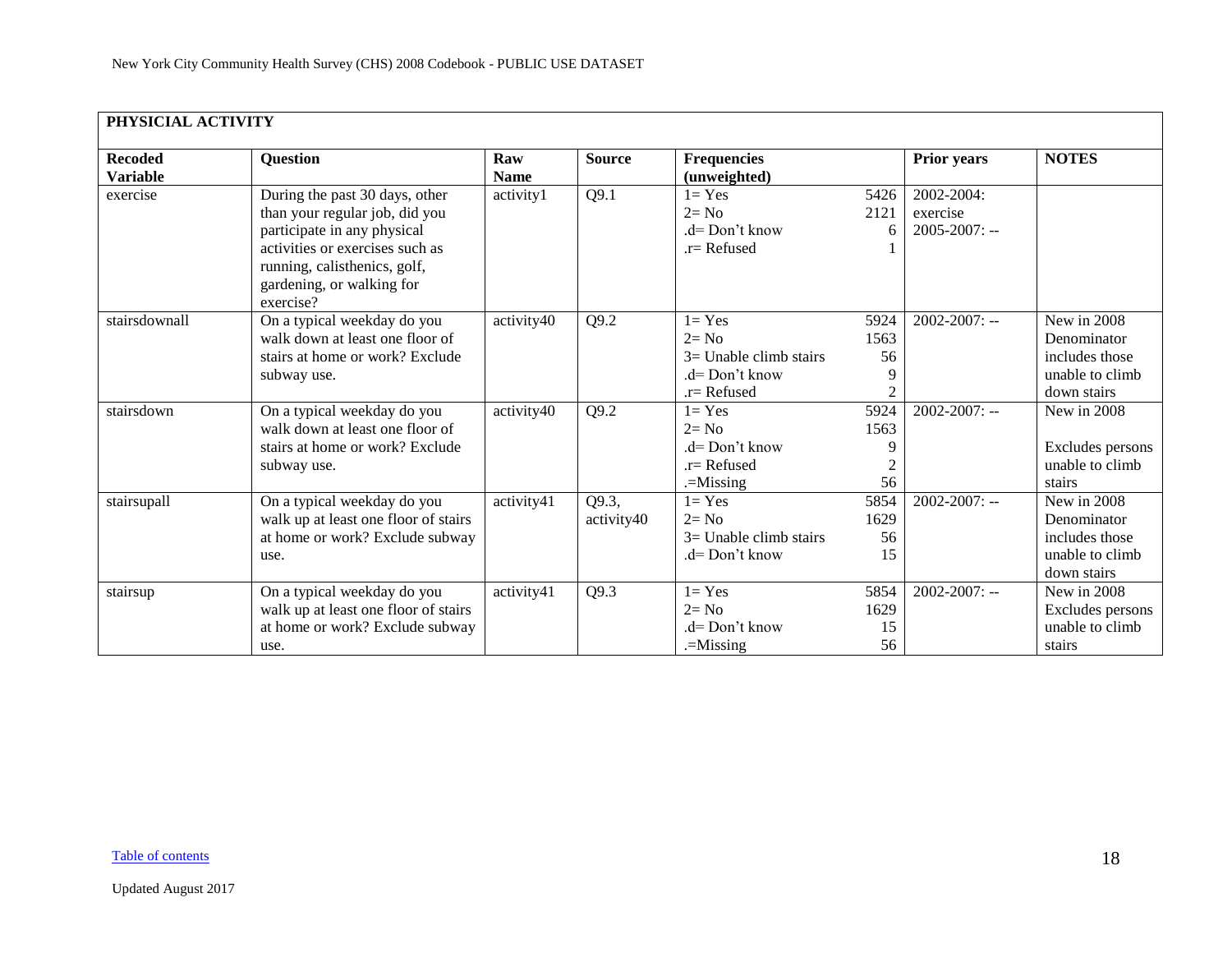| PHYSICAL ACTIVITY | | | | | | | |
|---|---|---|---|---|---|---|---|
| **Recoded Variable** | **Question** | **Raw Name** | **Source** | **Frequencies (unweighted)** | | **Prior years** | **NOTES** |
| exercise | During the past 30 days, other than your regular job, did you participate in any physical activities or exercises such as running, calisthenics, golf, gardening, or walking for exercise? | activity1 | Q9.1 | 1= Yes<br>2= No<br>.d= Don't know<br>.r= Refused | 5426<br>2121<br>6<br>1 | 2002-2004: exercise<br>2005-2007: -- | |
| stairsdownall | On a typical weekday do you walk down at least one floor of stairs at home or work? Exclude subway use. | activity40 | Q9.2 | 1= Yes<br>2= No<br>3= Unable climb stairs<br>.d= Don't know<br>.r= Refused | 5924<br>1563<br>56<br>9<br>2 | 2002-2007: -- | New in 2008 Denominator includes those unable to climb down stairs |
| stairsdown | On a typical weekday do you walk down at least one floor of stairs at home or work? Exclude subway use. | activity40 | Q9.2 | 1= Yes<br>2= No<br>.d= Don't know<br>.r= Refused<br>.=Missing | 5924<br>1563<br>9<br>2<br>56 | 2002-2007: -- | New in 2008<br><br>Excludes persons unable to climb stairs |
| stairsupall | On a typical weekday do you walk up at least one floor of stairs at home or work? Exclude subway use. | activity41 | Q9.3, activity40 | 1= Yes<br>2= No<br>3= Unable climb stairs<br>.d= Don't know | 5854<br>1629<br>56<br>15 | 2002-2007: -- | New in 2008 Denominator includes those unable to climb down stairs |
| stairsup | On a typical weekday do you walk up at least one floor of stairs at home or work? Exclude subway use. | activity41 | Q9.3 | 1= Yes<br>2= No<br>.d= Don't know<br>.=Missing | 5854<br>1629<br>15<br>56 | 2002-2007: -- | New in 2008 Excludes persons unable to climb stairs |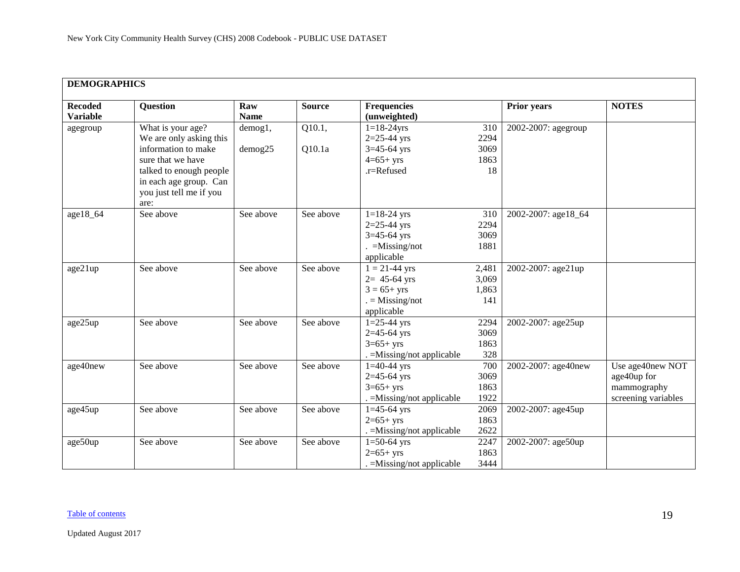| DEMOGRAPHICS | | | | | | | |
|---|---|---|---|---|---|---|---|
| **Recoded Variable** | **Question** | **Raw Name** | **Source** | **Frequencies (unweighted)** | | **Prior years** | **NOTES** |
| agegroup | What is your age? We are only asking this information to make sure that we have talked to enough people in each age group. Can you just tell me if you are: | demog1, demog25 | Q10.1, Q10.1a | 1=18-24yrs<br>2=25-44 yrs<br>3=45-64 yrs<br>4=65+ yrs<br>.r=Refused | 310<br>2294<br>3069<br>1863<br>18 | 2002-2007: agegroup | |
| age18_64 | See above | See above | See above | 1=18-24 yrs<br>2=25-44 yrs<br>3=45-64 yrs<br>. =Missing/not applicable | 310<br>2294<br>3069<br>1881 | 2002-2007: age18_64 | |
| age21up | See above | See above | See above | 1 = 21-44 yrs<br>2= 45-64 yrs<br>3 = 65+ yrs<br>. = Missing/not applicable | 2,481<br>3,069<br>1,863<br>141 | 2002-2007: age21up | |
| age25up | See above | See above | See above | 1=25-44 yrs<br>2=45-64 yrs<br>3=65+ yrs<br>. =Missing/not applicable | 2294<br>3069<br>1863<br>328 | 2002-2007: age25up | |
| age40new | See above | See above | See above | 1=40-44 yrs<br>2=45-64 yrs<br>3=65+ yrs<br>. =Missing/not applicable | 700<br>3069<br>1863<br>1922 | 2002-2007: age40new | Use age40new NOT age40up for mammography screening variables |
| age45up | See above | See above | See above | 1=45-64 yrs<br>2=65+ yrs<br>. =Missing/not applicable | 2069<br>1863<br>2622 | 2002-2007: age45up | |
| age50up | See above | See above | See above | 1=50-64 yrs<br>2=65+ yrs<br>. =Missing/not applicable | 2247<br>1863<br>3444 | 2002-2007: age50up | |

Table of contents

Updated August 2017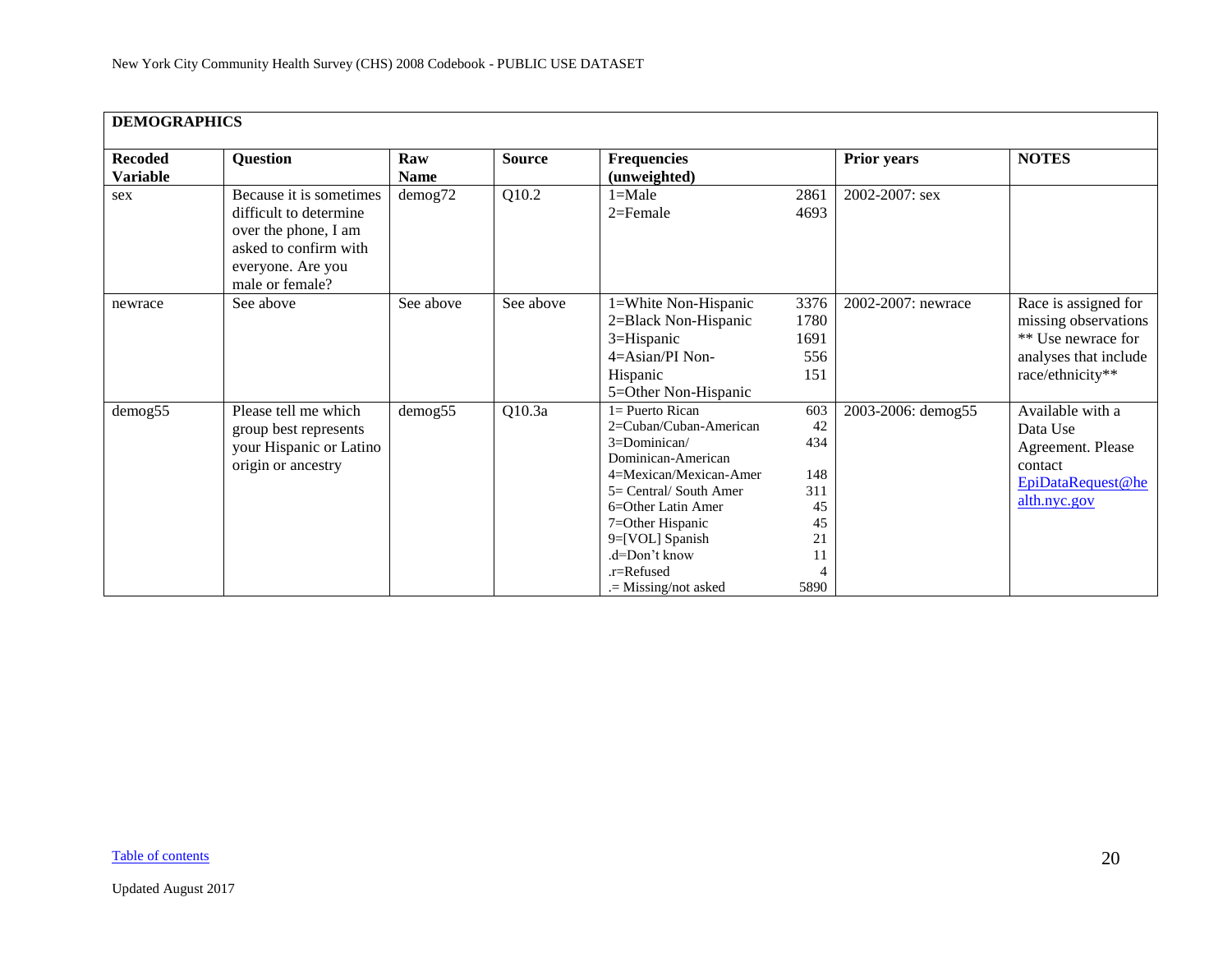| DEMOGRAPHICS | | | | | | | |
|---|---|---|---|---|---|---|---|
| **Recoded Variable** | **Question** | **Raw Name** | **Source** | **Frequencies (unweighted)** | | **Prior years** | **NOTES** |
| sex | Because it is sometimes difficult to determine over the phone, I am asked to confirm with everyone. Are you male or female? | demog72 | Q10.2 | 1=Male<br>2=Female | 2861<br>4693 | 2002-2007: sex | |
| newrace | See above | See above | See above | 1=White Non-Hispanic<br>2=Black Non-Hispanic<br>3=Hispanic<br>4=Asian/PI Non-Hispanic<br>5=Other Non-Hispanic | 3376<br>1780<br>1691<br>556<br>151 | 2002-2007: newrace | Race is assigned for missing observations ** Use newrace for analyses that include race/ethnicity** |
| demog55 | Please tell me which group best represents your Hispanic or Latino origin or ancestry | demog55 | Q10.3a | 1= Puerto Rican<br>2=Cuban/Cuban-American<br>3=Dominican/ Dominican-American<br>4=Mexican/Mexican-Amer<br>5= Central/ South Amer<br>6=Other Latin Amer<br>7=Other Hispanic<br>9=[VOL] Spanish<br>.d=Don't know<br>.r=Refused<br>.= Missing/not asked | 603<br>42<br>434<br>148<br>311<br>45<br>45<br>21<br>11<br>4<br>5890 | 2003-2006: demog55 | Available with a Data Use Agreement. Please contact EpiDataRequest@health.nyc.gov |

Table of contents

Updated August 2017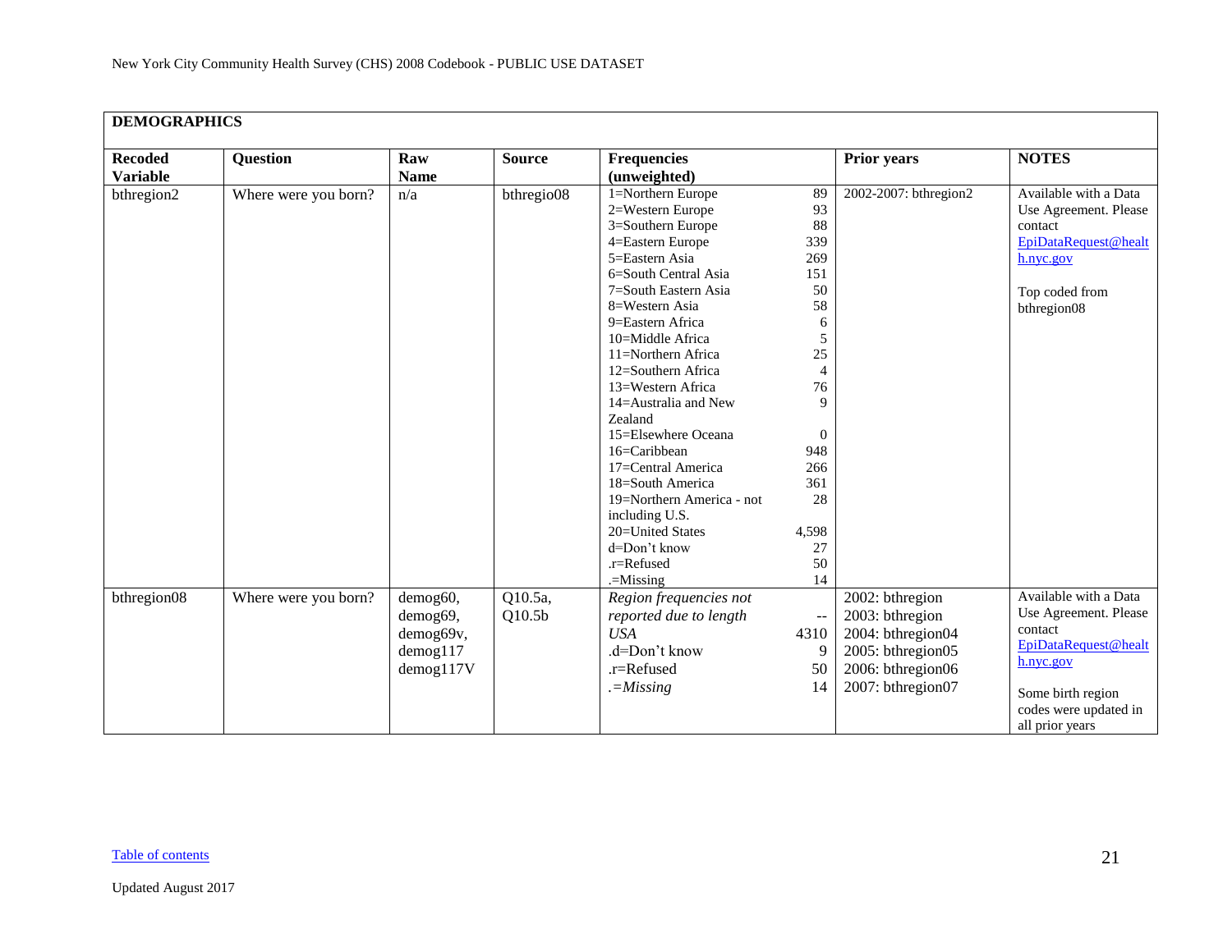| DEMOGRAPHICS | | | | | | | |
|---|---|---|---|---|---|---|---|
| **Recoded Variable** | **Question** | **Raw Name** | **Source** | **Frequencies (unweighted)** | | **Prior years** | **NOTES** |
| bthregion2 | Where were you born? | n/a | bthregio08 | 1=Northern Europe<br>2=Western Europe<br>3=Southern Europe<br>4=Eastern Europe<br>5=Eastern Asia<br>6=South Central Asia<br>7=South Eastern Asia<br>8=Western Asia<br>9=Eastern Africa<br>10=Middle Africa<br>11=Northern Africa<br>12=Southern Africa<br>13=Western Africa<br>14=Australia and New Zealand<br>15=Elsewhere Oceana<br>16=Caribbean<br>17=Central America<br>18=South America<br>19=Northern America - not including U.S.<br>20=United States<br>d=Don't know<br>.r=Refused<br>.=Missing | 89<br>93<br>88<br>339<br>269<br>151<br>50<br>58<br>6<br>5<br>25<br>4<br>76<br>9<br><br>0<br>948<br>266<br>361<br>28<br><br>4,598<br>27<br>50<br>14 | 2002-2007: bthregion2 | Available with a Data Use Agreement. Please contact EpiDataRequest@health.nyc.gov<br><br>Top coded from bthregion08 |
| bthregion08 | Where were you born? | demog60,<br>demog69,<br>demog69v,<br>demog117<br>demog117V | Q10.5a,<br>Q10.5b | *Region frequencies not reported due to length*<br>*USA*<br>.d=Don't know<br>.r=Refused<br>*.=Missing* | <br>--<br>4310<br>9<br>50<br>14 | 2002: bthregion<br>2003: bthregion<br>2004: bthregion04<br>2005: bthregion05<br>2006: bthregion06<br>2007: bthregion07 | Available with a Data Use Agreement. Please contact EpiDataRequest@health.nyc.gov<br><br>Some birth region codes were updated in all prior years |

Table of contents

Updated August 2017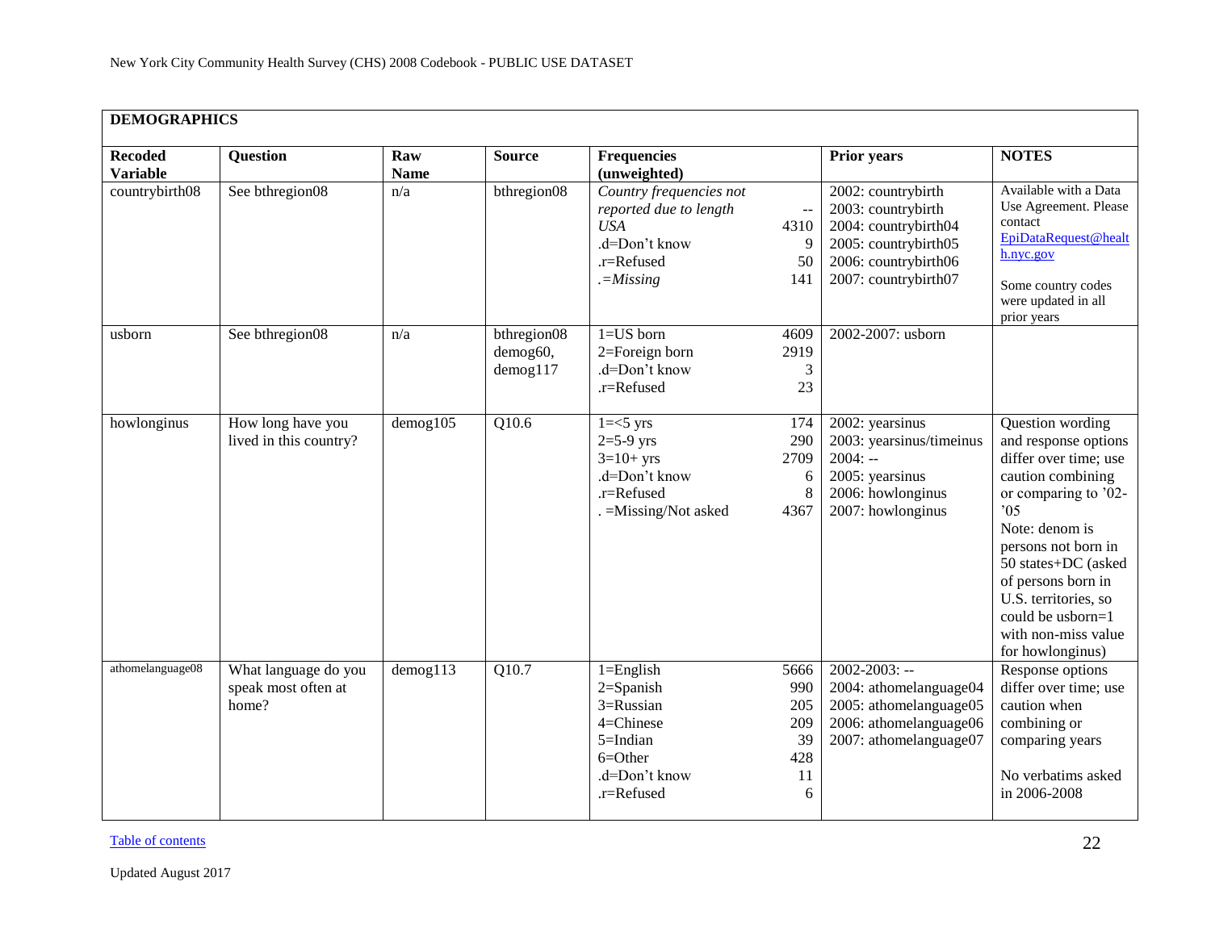New York City Community Health Survey (CHS) 2008 Codebook - PUBLIC USE DATASET

## DEMOGRAPHICS

| Recoded Variable | Question | Raw Name | Source | Frequencies (unweighted) | | Prior years | NOTES |
|---|---|---|---|---|---|---|---|
| countrybirth08 | See bthregion08 | n/a | bthregion08 | *Country frequencies not reported due to length*<br>*USA*<br>.d=Don't know<br>.r=Refused<br>*.=Missing* | --<br>4310<br>9<br>50<br>141 | 2002: countrybirth<br>2003: countrybirth<br>2004: countrybirth04<br>2005: countrybirth05<br>2006: countrybirth06<br>2007: countrybirth07 | Available with a Data Use Agreement. Please contact EpiDataRequest@health.nyc.gov<br><br>Some country codes were updated in all prior years |
| usborn | See bthregion08 | n/a | bthregion08<br>demog60,<br>demog117 | 1=US born<br>2=Foreign born<br>.d=Don't know<br>.r=Refused | 4609<br>2919<br>3<br>23 | 2002-2007: usborn | |
| howlonginus | How long have you lived in this country? | demog105 | Q10.6 | 1=<5 yrs<br>2=5-9 yrs<br>3=10+ yrs<br>.d=Don't know<br>.r=Refused<br>. =Missing/Not asked | 174<br>290<br>2709<br>6<br>8<br>4367 | 2002: yearsinus<br>2003: yearsinus/timeinus<br>2004: --<br>2005: yearsinus<br>2006: howlonginus<br>2007: howlonginus | Question wording and response options differ over time; use caution combining or comparing to '02-'05<br>Note: denom is persons not born in 50 states+DC (asked of persons born in U.S. territories, so could be usborn=1 with non-miss value for howlonginus) |
| athomelanguage08 | What language do you speak most often at home? | demog113 | Q10.7 | 1=English<br>2=Spanish<br>3=Russian<br>4=Chinese<br>5=Indian<br>6=Other<br>.d=Don't know<br>.r=Refused | 5666<br>990<br>205<br>209<br>39<br>428<br>11<br>6 | 2002-2003: --<br>2004: athomelanguage04<br>2005: athomelanguage05<br>2006: athomelanguage06<br>2007: athomelanguage07 | Response options differ over time; use caution when combining or comparing years<br><br>No verbatims asked in 2006-2008 |

Table of contents

Updated August 2017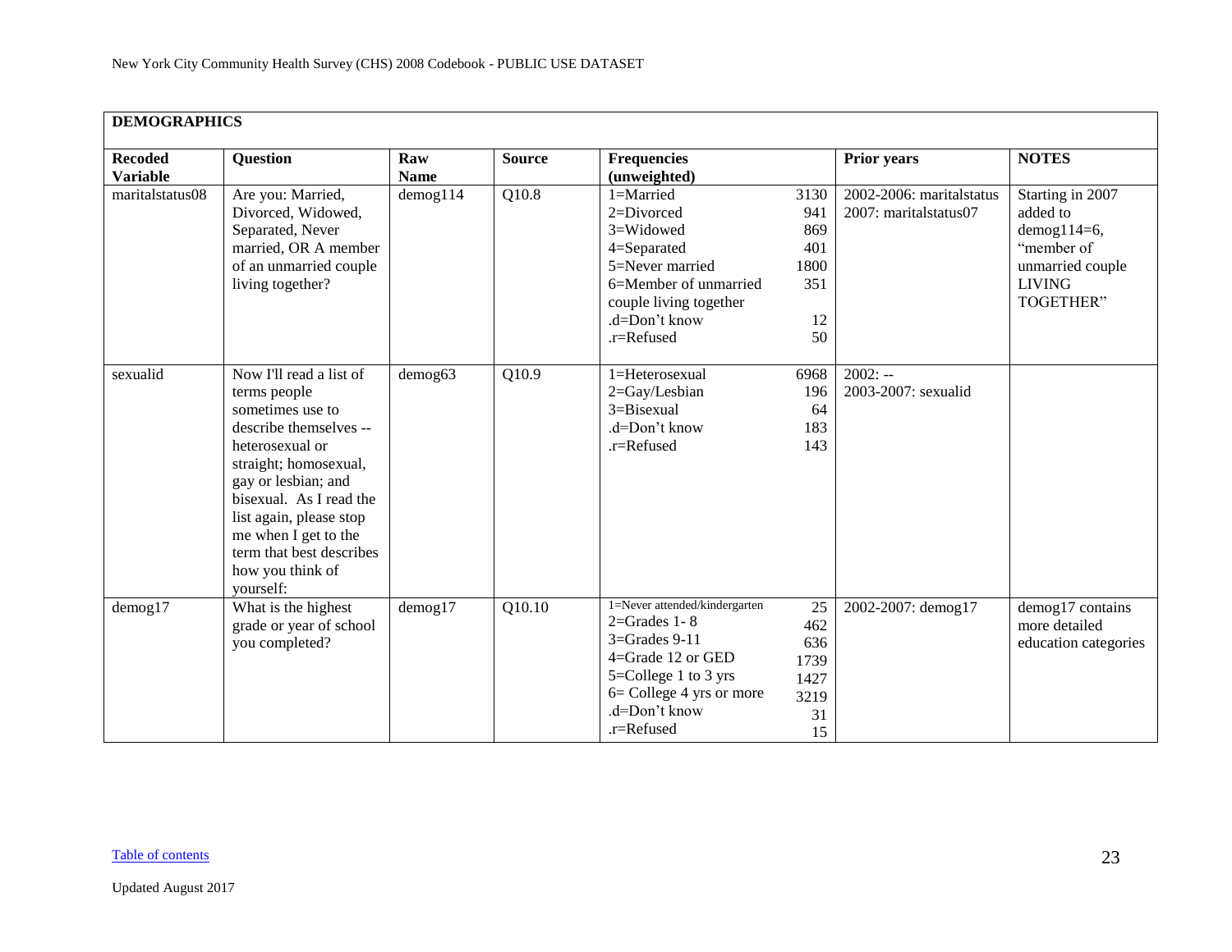## DEMOGRAPHICS

| Recoded Variable | Question | Raw Name | Source | Frequencies (unweighted) | | Prior years | NOTES |
|---|---|---|---|---|---|---|---|
| maritalstatus08 | Are you: Married, Divorced, Widowed, Separated, Never married, OR A member of an unmarried couple living together? | demog114 | Q10.8 | 1=Married<br>2=Divorced<br>3=Widowed<br>4=Separated<br>5=Never married<br>6=Member of unmarried couple living together<br>.d=Don't know<br>.r=Refused | 3130<br>941<br>869<br>401<br>1800<br>351<br>12<br>50 | 2002-2006: maritalstatus<br>2007: maritalstatus07 | Starting in 2007 added to demog114=6, "member of unmarried couple LIVING TOGETHER" |
| sexualid | Now I'll read a list of terms people sometimes use to describe themselves -- heterosexual or straight; homosexual, gay or lesbian; and bisexual. As I read the list again, please stop me when I get to the term that best describes how you think of yourself: | demog63 | Q10.9 | 1=Heterosexual<br>2=Gay/Lesbian<br>3=Bisexual<br>.d=Don't know<br>.r=Refused | 6968<br>196<br>64<br>183<br>143 | 2002: --<br>2003-2007: sexualid | |
| demog17 | What is the highest grade or year of school you completed? | demog17 | Q10.10 | 1=Never attended/kindergarten<br>2=Grades 1- 8<br>3=Grades 9-11<br>4=Grade 12 or GED<br>5=College 1 to 3 yrs<br>6= College 4 yrs or more<br>.d=Don't know<br>.r=Refused | 25<br>462<br>636<br>1739<br>1427<br>3219<br>31<br>15 | 2002-2007: demog17 | demog17 contains more detailed education categories |

Table of contents

Updated August 2017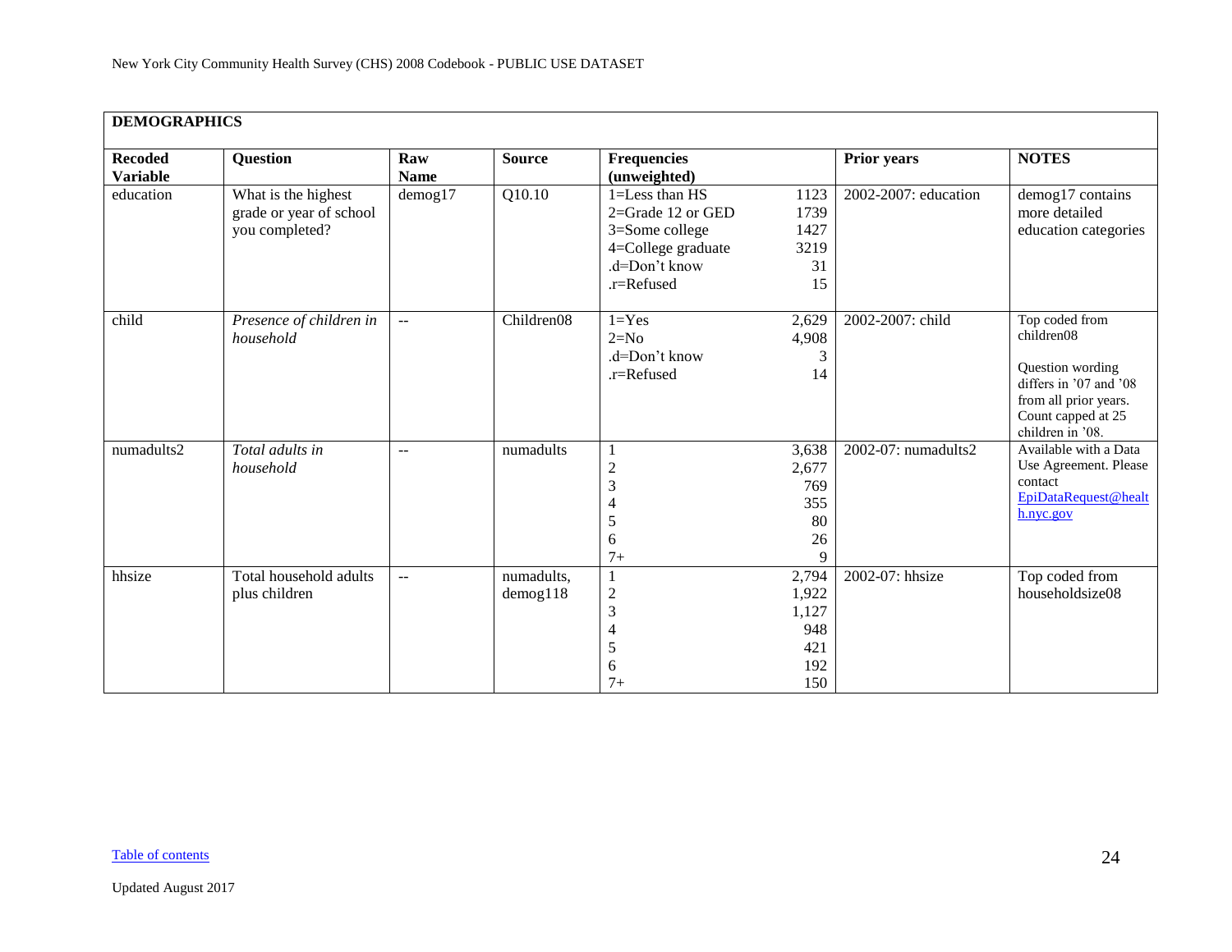| DEMOGRAPHICS | | | | | | |
|---|---|---|---|---|---|---|
| **Recoded Variable** | **Question** | **Raw Name** | **Source** | **Frequencies (unweighted)** | **Prior years** | **NOTES** |
| education | What is the highest grade or year of school you completed? | demog17 | Q10.10 | 1=Less than HS 1123<br>2=Grade 12 or GED 1739<br>3=Some college 1427<br>4=College graduate 3219<br>.d=Don't know 31<br>.r=Refused 15 | 2002-2007: education | demog17 contains more detailed education categories |
| child | *Presence of children in household* | -- | Children08 | 1=Yes 2,629<br>2=No 4,908<br>.d=Don't know 3<br>.r=Refused 14 | 2002-2007: child | Top coded from children08<br><br>Question wording differs in '07 and '08 from all prior years. Count capped at 25 children in '08. |
| numadults2 | *Total adults in household* | -- | numadults | 1 3,638<br>2 2,677<br>3 769<br>4 355<br>5 80<br>6 26<br>7+ 9 | 2002-07: numadults2 | Available with a Data Use Agreement. Please contact EpiDataRequest@health.nyc.gov |
| hhsize | Total household adults plus children | -- | numadults, demog118 | 1 2,794<br>2 1,922<br>3 1,127<br>4 948<br>5 421<br>6 192<br>7+ 150 | 2002-07: hhsize | Top coded from householdsize08 |

Table of contents

Updated August 2017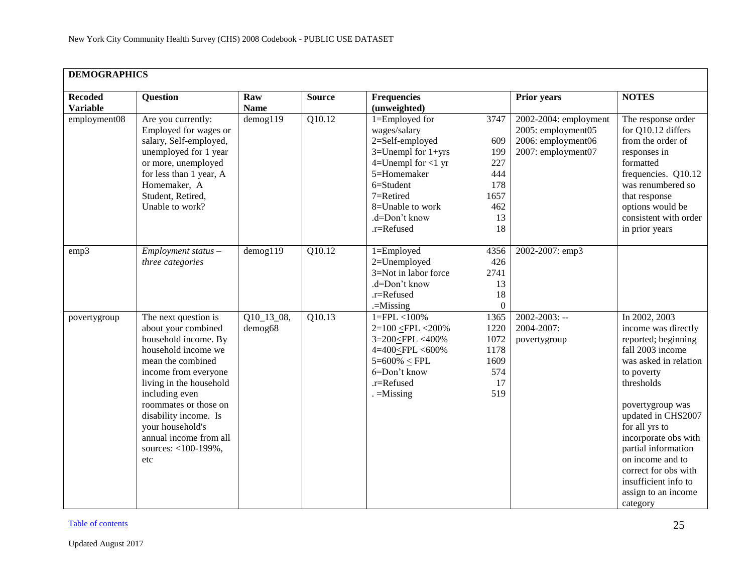## DEMOGRAPHICS

| Recoded Variable | Question | Raw Name | Source | Frequencies (unweighted) | | Prior years | NOTES |
|---|---|---|---|---|---|---|---|
| employment08 | Are you currently: Employed for wages or salary, Self-employed, unemployed for 1 year or more, unemployed for less than 1 year, A Homemaker, A Student, Retired, Unable to work? | demog119 | Q10.12 | 1=Employed for wages/salary<br>2=Self-employed<br>3=Unempl for 1+yrs<br>4=Unempl for <1 yr<br>5=Homemaker<br>6=Student<br>7=Retired<br>8=Unable to work<br>.d=Don't know<br>.r=Refused | 3747<br><br>609<br>199<br>227<br>444<br>178<br>1657<br>462<br>13<br>18 | 2002-2004: employment<br>2005: employment05<br>2006: employment06<br>2007: employment07 | The response order for Q10.12 differs from the order of responses in formatted frequencies. Q10.12 was renumbered so that response options would be consistent with order in prior years |
| emp3 | *Employment status – three categories* | demog119 | Q10.12 | 1=Employed<br>2=Unemployed<br>3=Not in labor force<br>.d=Don't know<br>.r=Refused<br>.=Missing | 4356<br>426<br>2741<br>13<br>18<br>0 | 2002-2007: emp3 | |
| povertygroup | The next question is about your combined household income. By household income we mean the combined income from everyone living in the household including even roommates or those on disability income. Is your household's annual income from all sources: <100-199%, etc | Q10_13_08, demog68 | Q10.13 | 1=FPL <100%<br>2=100 ≤FPL <200%<br>3=200≤FPL <400%<br>4=400≤FPL <600%<br>5=600% ≤ FPL<br>6=Don't know<br>.r=Refused<br>. =Missing | 1365<br>1220<br>1072<br>1178<br>1609<br>574<br>17<br>519 | 2002-2003: --<br>2004-2007: povertygroup | In 2002, 2003 income was directly reported; beginning fall 2003 income was asked in relation to poverty thresholds<br><br>povertygroup was updated in CHS2007 for all yrs to incorporate obs with partial information on income and to correct for obs with insufficient info to assign to an income category |

Table of contents

Updated August 2017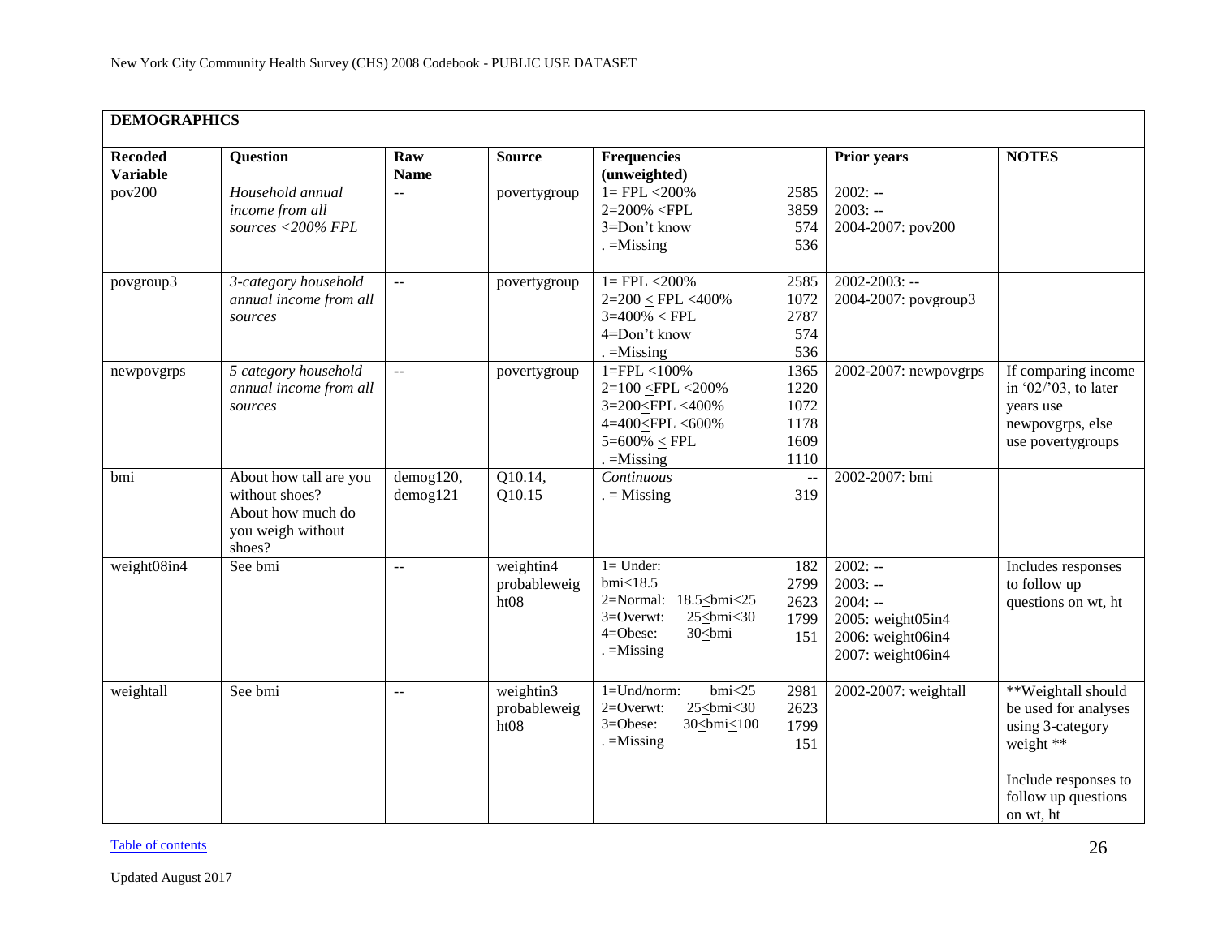| **DEMOGRAPHICS** | | | | | | | |
|---|---|---|---|---|---|---|---|
| **Recoded Variable** | **Question** | **Raw Name** | **Source** | **Frequencies (unweighted)** | | **Prior years** | **NOTES** |
| pov200 | *Household annual income from all sources <200% FPL* | -- | povertygroup | 1= FPL <200%<br>2=200% ≤FPL<br>3=Don't know<br>. =Missing | 2585<br>3859<br>574<br>536 | 2002: --<br>2003: --<br>2004-2007: pov200 | |
| povgroup3 | *3-category household annual income from all sources* | -- | povertygroup | 1= FPL <200%<br>2=200 ≤ FPL <400%<br>3=400% ≤ FPL<br>4=Don't know<br>. =Missing | 2585<br>1072<br>2787<br>574<br>536 | 2002-2003: --<br>2004-2007: povgroup3 | |
| newpovgrps | *5 category household annual income from all sources* | -- | povertygroup | 1=FPL <100%<br>2=100 ≤FPL <200%<br>3=200≤FPL <400%<br>4=400≤FPL <600%<br>5=600% ≤ FPL<br>. =Missing | 1365<br>1220<br>1072<br>1178<br>1609<br>1110 | 2002-2007: newpovgrps | If comparing income in '02/'03, to later years use newpovgrps, else use povertygroups |
| bmi | About how tall are you without shoes?<br>About how much do you weigh without shoes? | demog120, demog121 | Q10.14, Q10.15 | *Continuous*<br>. = Missing | --<br>319 | 2002-2007: bmi | |
| weight08in4 | See bmi | -- | weightin4 probableweight08 | 1= Under: bmi<18.5<br>2=Normal: 18.5≤bmi<25<br>3=Overwt: 25≤bmi<30<br>4=Obese: 30≤bmi<br>. =Missing | 182<br>2799<br>2623<br>1799<br>151 | 2002: --<br>2003: --<br>2004: --<br>2005: weight05in4<br>2006: weight06in4<br>2007: weight06in4 | Includes responses to follow up questions on wt, ht |
| weightall | See bmi | -- | weightin3 probableweight08 | 1=Und/norm: bmi<25<br>2=Overwt: 25≤bmi<30<br>3=Obese: 30≤bmi≤100<br>. =Missing | 2981<br>2623<br>1799<br>151 | 2002-2007: weightall | **Weightall should be used for analyses using 3-category weight **<br><br>Include responses to follow up questions on wt, ht |

Table of contents

Updated August 2017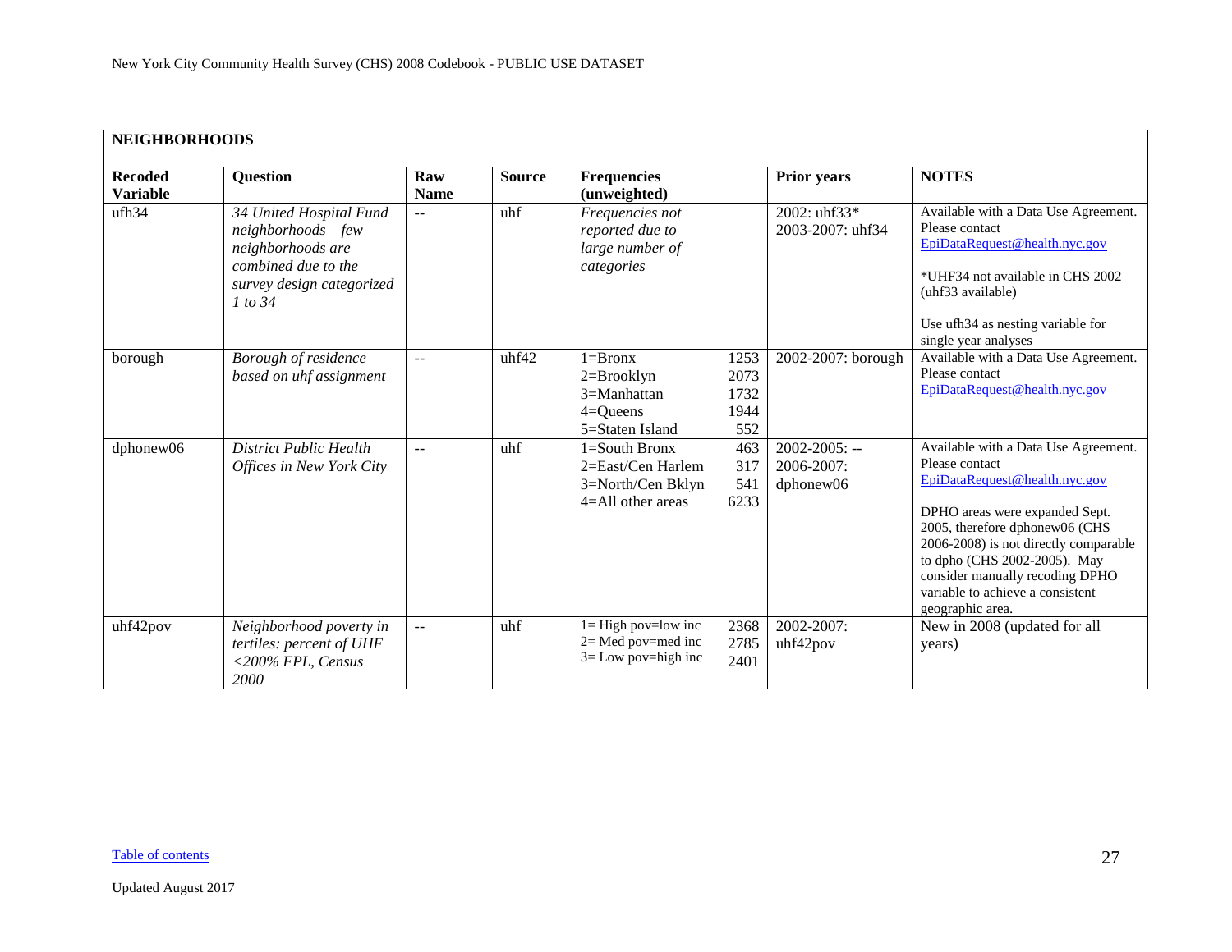| NEIGHBORHOODS | | | | | | |
|---|---|---|---|---|---|---|
| **Recoded Variable** | **Question** | **Raw Name** | **Source** | **Frequencies (unweighted)** | **Prior years** | **NOTES** |
| ufh34 | *34 United Hospital Fund neighborhoods – few neighborhoods are combined due to the survey design categorized 1 to 34* | -- | uhf | *Frequencies not reported due to large number of categories* | 2002: uhf33*<br>2003-2007: uhf34 | Available with a Data Use Agreement. Please contact EpiDataRequest@health.nyc.gov<br><br>*UHF34 not available in CHS 2002 (uhf33 available)<br><br>Use ufh34 as nesting variable for single year analyses |
| borough | *Borough of residence based on uhf assignment* | -- | uhf42 | 1=Bronx 1253<br>2=Brooklyn 2073<br>3=Manhattan 1732<br>4=Queens 1944<br>5=Staten Island 552 | 2002-2007: borough | Available with a Data Use Agreement. Please contact EpiDataRequest@health.nyc.gov |
| dphonew06 | *District Public Health Offices in New York City* | -- | uhf | 1=South Bronx 463<br>2=East/Cen Harlem 317<br>3=North/Cen Bklyn 541<br>4=All other areas 6233 | 2002-2005: --<br>2006-2007: dphonew06 | Available with a Data Use Agreement. Please contact EpiDataRequest@health.nyc.gov<br><br>DPHO areas were expanded Sept. 2005, therefore dphonew06 (CHS 2006-2008) is not directly comparable to dpho (CHS 2002-2005). May consider manually recoding DPHO variable to achieve a consistent geographic area. |
| uhf42pov | *Neighborhood poverty in tertiles: percent of UHF <200% FPL, Census 2000* | -- | uhf | 1= High pov=low inc 2368<br>2= Med pov=med inc 2785<br>3= Low pov=high inc 2401 | 2002-2007: uhf42pov | New in 2008 (updated for all years) |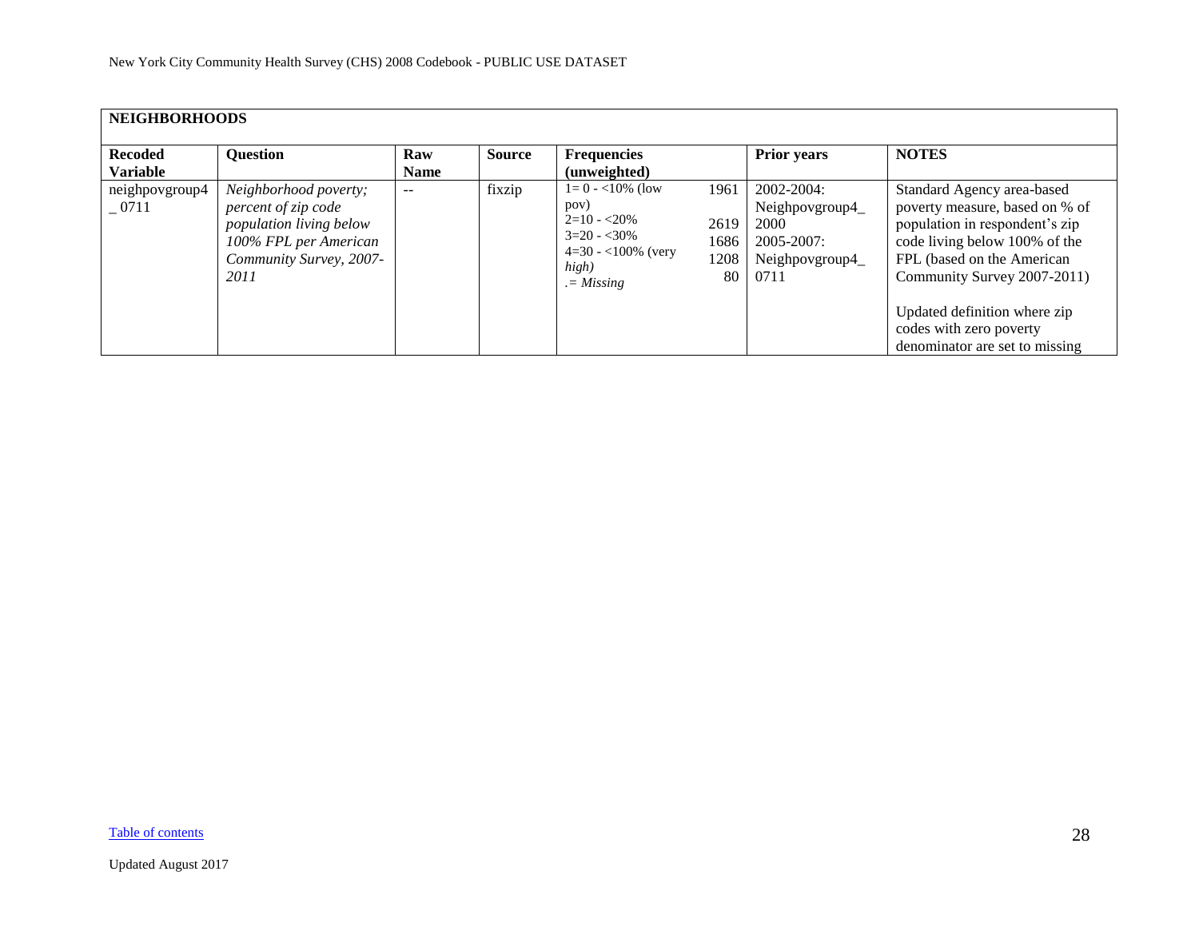| NEIGHBORHOODS | | | | | | | |
|---|---|---|---|---|---|---|---|
| **Recoded Variable** | **Question** | **Raw Name** | **Source** | **Frequencies (unweighted)** | | **Prior years** | **NOTES** |
| neighpovgroup4_0711 | *Neighborhood poverty; percent of zip code population living below 100% FPL per American Community Survey, 2007-2011* | -- | fixzip | 1= 0 - <10% (low pov)<br>2=10 - <20%<br>3=20 - <30%<br>4=30 - <100% (very *high)*<br>*.= Missing* | 1961<br>2619<br>1686<br>1208<br>80 | 2002-2004: Neighpovgroup4_2000<br>2005-2007: Neighpovgroup4_0711 | Standard Agency area-based poverty measure, based on % of population in respondent's zip code living below 100% of the FPL (based on the American Community Survey 2007-2011)<br><br>Updated definition where zip codes with zero poverty denominator are set to missing |

Table of contents

Updated August 2017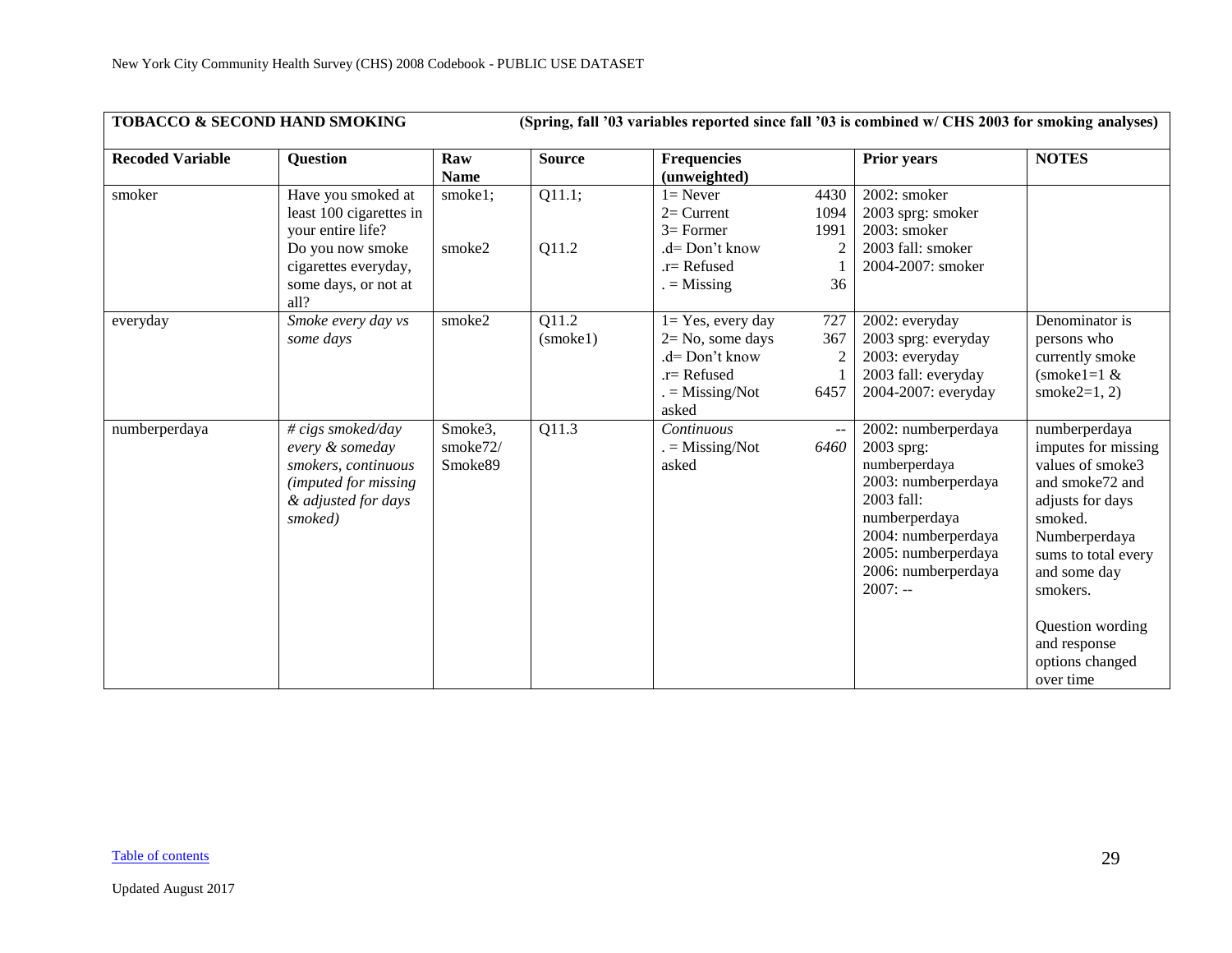| TOBACCO & SECOND HAND SMOKING | (Spring, fall '03 variables reported since fall '03 is combined w/ CHS 2003 for smoking analyses) | | | | | |
|---|---|---|---|---|---|---|
| **Recoded Variable** | **Question** | **Raw Name** | **Source** | **Frequencies (unweighted)** | **Prior years** | **NOTES** |
| smoker | Have you smoked at least 100 cigarettes in your entire life?<br>Do you now smoke cigarettes everyday, some days, or not at all? | smoke1;<br>smoke2 | Q11.1;<br>Q11.2 | 1= Never 4430<br>2= Current 1094<br>3= Former 1991<br>.d= Don't know 2<br>.r= Refused 1<br>. = Missing 36 | 2002: smoker<br>2003 sprg: smoker<br>2003: smoker<br>2003 fall: smoker<br>2004-2007: smoker | |
| everyday | *Smoke every day vs some days* | smoke2 | Q11.2 (smoke1) | 1= Yes, every day 727<br>2= No, some days 367<br>.d= Don't know 2<br>.r= Refused 1<br>. = Missing/Not asked 6457 | 2002: everyday<br>2003 sprg: everyday<br>2003: everyday<br>2003 fall: everyday<br>2004-2007: everyday | Denominator is persons who currently smoke (smoke1=1 & smoke2=1, 2) |
| numberperdaya | *# cigs smoked/day every & someday smokers, continuous (imputed for missing & adjusted for days smoked)* | Smoke3, smoke72/ Smoke89 | Q11.3 | *Continuous* --<br>. = Missing/Not asked *6460* | 2002: numberperdaya<br>2003 sprg: numberperdaya<br>2003: numberperdaya<br>2003 fall: numberperdaya<br>2004: numberperdaya<br>2005: numberperdaya<br>2006: numberperdaya<br>2007: -- | numberperdaya imputes for missing values of smoke3 and smoke72 and adjusts for days smoked. Numberperdaya sums to total every and some day smokers.<br><br>Question wording and response options changed over time |

Table of contents

Updated August 2017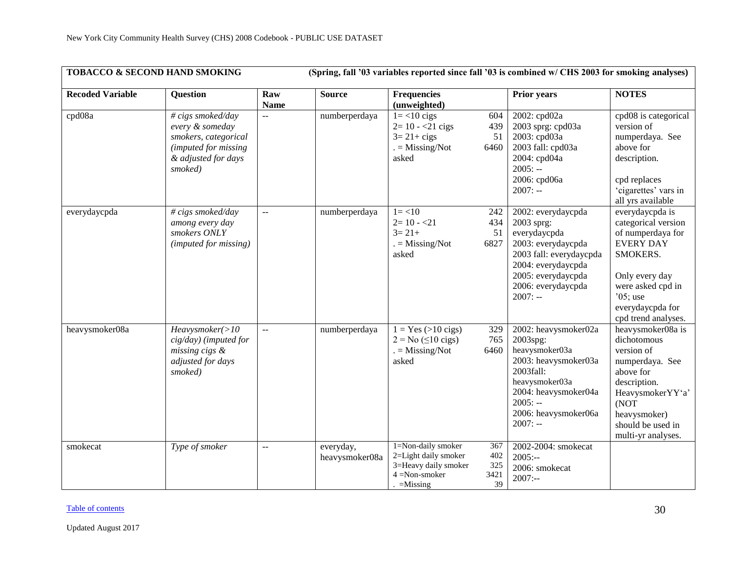| TOBACCO & SECOND HAND SMOKING | | | (Spring, fall '03 variables reported since fall '03 is combined w/ CHS 2003 for smoking analyses) | | | |
|---|---|---|---|---|---|---|
| **Recoded Variable** | **Question** | **Raw Name** | **Source** | **Frequencies (unweighted)** | **Prior years** | **NOTES** |
| cpd08a | *# cigs smoked/day every & someday smokers, categorical (imputed for missing & adjusted for days smoked)* | -- | numberperdaya | 1= <10 cigs 604<br>2= 10 - <21 cigs 439<br>3= 21+ cigs 51<br>. = Missing/Not asked 6460 | 2002: cpd02a<br>2003 sprg: cpd03a<br>2003: cpd03a<br>2003 fall: cpd03a<br>2004: cpd04a<br>2005: --<br>2006: cpd06a<br>2007: -- | cpd08 is categorical version of numperdaya. See above for description.<br><br>cpd replaces 'cigarettes' vars in all yrs available |
| everydaycpda | *# cigs smoked/day among every day smokers ONLY (imputed for missing)* | -- | numberperdaya | 1= <10 242<br>2= 10 - <21 434<br>3= 21+ 51<br>. = Missing/Not asked 6827 | 2002: everydaycpda<br>2003 sprg: everydaycpda<br>2003: everydaycpda<br>2003 fall: everydaycpda<br>2004: everydaycpda<br>2005: everydaycpda<br>2006: everydaycpda<br>2007: -- | everydaycpda is categorical version of numperdaya for EVERY DAY SMOKERS.<br><br>Only every day were asked cpd in '05; use everydaycpda for cpd trend analyses. |
| heavysmoker08a | *Heavysmoker(>10 cig/day) (imputed for missing cigs & adjusted for days smoked)* | -- | numberperdaya | 1 = Yes (>10 cigs) 329<br>2 = No (≤10 cigs) 765<br>. = Missing/Not asked 6460 | 2002: heavysmoker02a<br>2003spg: heavysmoker03a<br>2003: heavysmoker03a<br>2003fall: heavysmoker03a<br>2004: heavysmoker04a<br>2005: --<br>2006: heavysmoker06a<br>2007: -- | heavysmoker08a is dichotomous version of numperdaya. See above for description. HeavysmokerYY'a' (NOT heavysmoker) should be used in multi-yr analyses. |
| smokecat | *Type of smoker* | -- | everyday, heavysmoker08a | 1=Non-daily smoker 367<br>2=Light daily smoker 402<br>3=Heavy daily smoker 325<br>4 =Non-smoker 3421<br>. =Missing 39 | 2002-2004: smokecat<br>2005:--<br>2006: smokecat<br>2007:-- | |

Table of contents

Updated August 2017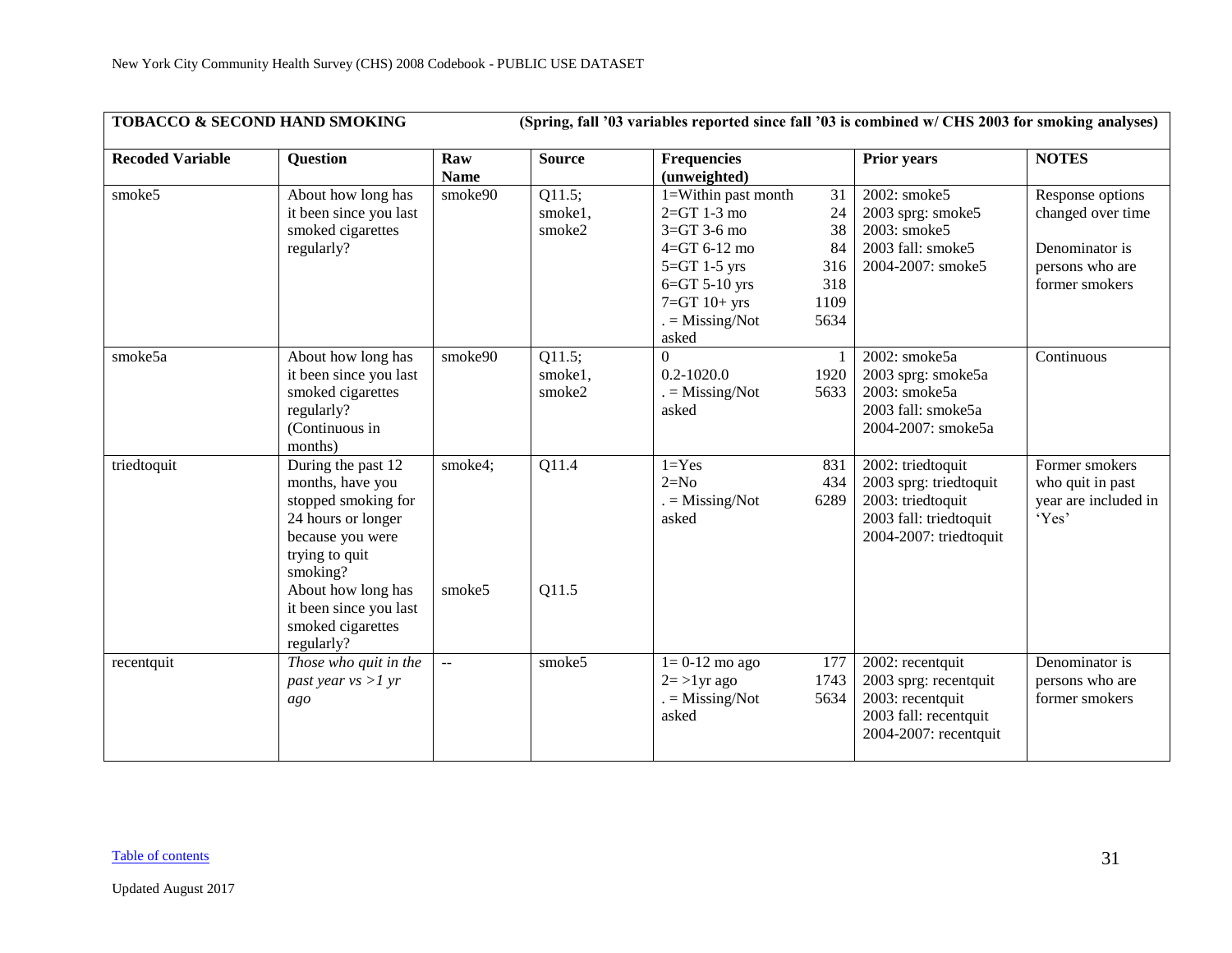| TOBACCO & SECOND HAND SMOKING | | | | (Spring, fall '03 variables reported since fall '03 is combined w/ CHS 2003 for smoking analyses) | | |
|---|---|---|---|---|---|---|
| **Recoded Variable** | **Question** | **Raw Name** | **Source** | **Frequencies (unweighted)** | **Prior years** | **NOTES** |
| smoke5 | About how long has it been since you last smoked cigarettes regularly? | smoke90 | Q11.5; smoke1, smoke2 | 1=Within past month 31<br>2=GT 1-3 mo 24<br>3=GT 3-6 mo 38<br>4=GT 6-12 mo 84<br>5=GT 1-5 yrs 316<br>6=GT 5-10 yrs 318<br>7=GT 10+ yrs 1109<br>. = Missing/Not asked 5634 | 2002: smoke5<br>2003 sprg: smoke5<br>2003: smoke5<br>2003 fall: smoke5<br>2004-2007: smoke5 | Response options changed over time<br><br>Denominator is persons who are former smokers |
| smoke5a | About how long has it been since you last smoked cigarettes regularly? (Continuous in months) | smoke90 | Q11.5; smoke1, smoke2 | 0 1<br>0.2-1020.0 1920<br>. = Missing/Not asked 5633 | 2002: smoke5a<br>2003 sprg: smoke5a<br>2003: smoke5a<br>2003 fall: smoke5a<br>2004-2007: smoke5a | Continuous |
| triedtoquit | During the past 12 months, have you stopped smoking for 24 hours or longer because you were trying to quit smoking?<br>About how long has it been since you last smoked cigarettes regularly? | smoke4;<br><br>smoke5 | Q11.4<br><br>Q11.5 | 1=Yes 831<br>2=No 434<br>. = Missing/Not asked 6289 | 2002: triedtoquit<br>2003 sprg: triedtoquit<br>2003: triedtoquit<br>2003 fall: triedtoquit<br>2004-2007: triedtoquit | Former smokers who quit in past year are included in 'Yes' |
| recentquit | *Those who quit in the past year vs >1 yr ago* | -- | smoke5 | 1= 0-12 mo ago 177<br>2= >1yr ago 1743<br>. = Missing/Not asked 5634 | 2002: recentquit<br>2003 sprg: recentquit<br>2003: recentquit<br>2003 fall: recentquit<br>2004-2007: recentquit | Denominator is persons who are former smokers |

Table of contents

Updated August 2017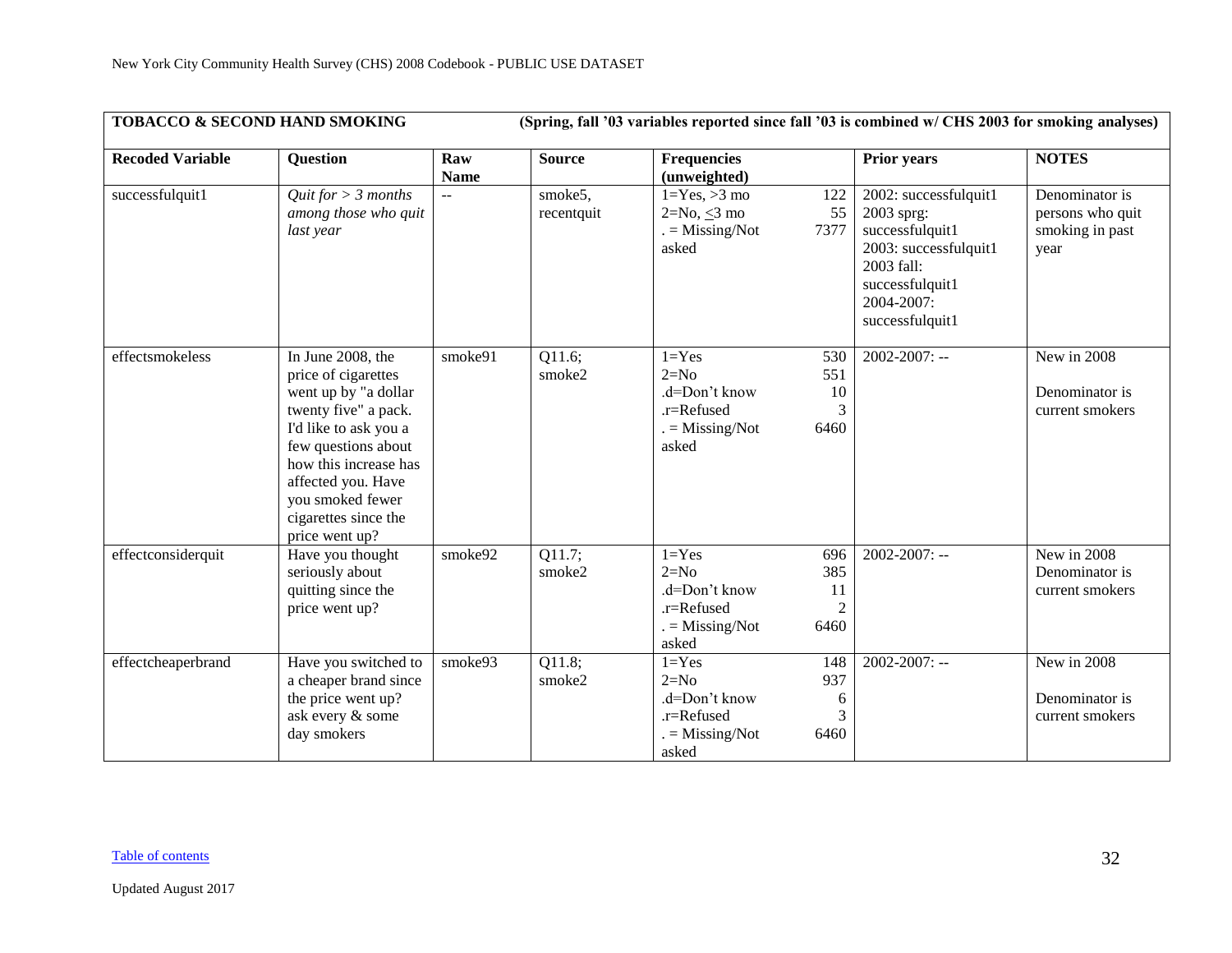| TOBACCO & SECOND HAND SMOKING | | | (Spring, fall '03 variables reported since fall '03 is combined w/ CHS 2003 for smoking analyses) | | | |
|---|---|---|---|---|---|---|
| **Recoded Variable** | **Question** | **Raw Name** | **Source** | **Frequencies (unweighted)** | **Prior years** | **NOTES** |
| successfulquit1 | *Quit for > 3 months among those who quit last year* | -- | smoke5, recentquit | 1=Yes, >3 mo 122<br>2=No, ≤3 mo 55<br>. = Missing/Not asked 7377 | 2002: successfulquit1<br>2003 sprg: successfulquit1<br>2003: successfulquit1<br>2003 fall: successfulquit1<br>2004-2007: successfulquit1 | Denominator is persons who quit smoking in past year |
| effectsmokeless | In June 2008, the price of cigarettes went up by "a dollar twenty five" a pack. I'd like to ask you a few questions about how this increase has affected you. Have you smoked fewer cigarettes since the price went up? | smoke91 | Q11.6; smoke2 | 1=Yes 530<br>2=No 551<br>.d=Don't know 10<br>.r=Refused 3<br>. = Missing/Not asked 6460 | 2002-2007: -- | New in 2008<br><br>Denominator is current smokers |
| effectconsiderquit | Have you thought seriously about quitting since the price went up? | smoke92 | Q11.7; smoke2 | 1=Yes 696<br>2=No 385<br>.d=Don't know 11<br>.r=Refused 2<br>. = Missing/Not asked 6460 | 2002-2007: -- | New in 2008<br>Denominator is current smokers |
| effectcheaperbrand | Have you switched to a cheaper brand since the price went up? ask every & some day smokers | smoke93 | Q11.8; smoke2 | 1=Yes 148<br>2=No 937<br>.d=Don't know 6<br>.r=Refused 3<br>. = Missing/Not asked 6460 | 2002-2007: -- | New in 2008<br><br>Denominator is current smokers |

Table of contents

Updated August 2017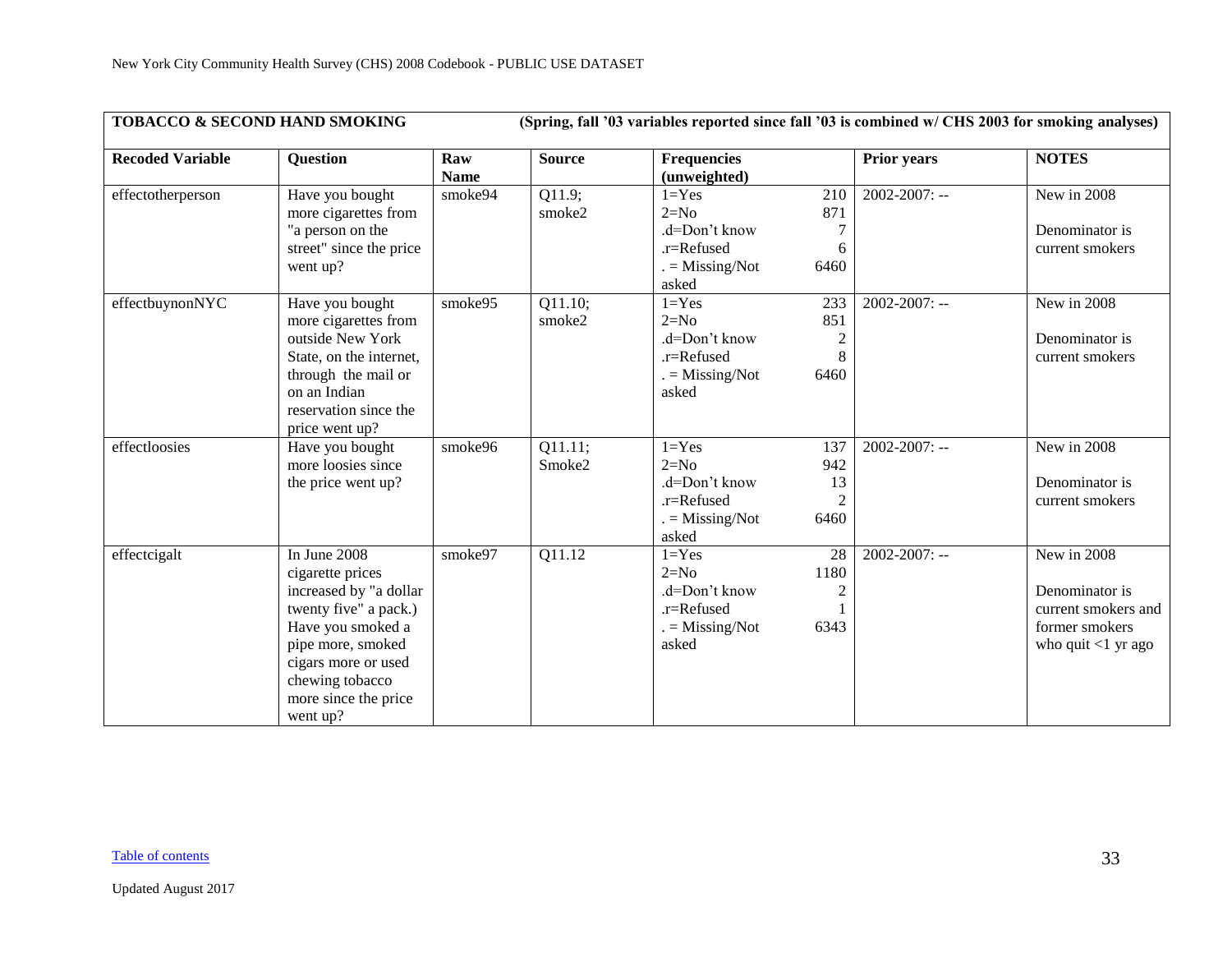| TOBACCO & SECOND HAND SMOKING | (Spring, fall '03 variables reported since fall '03 is combined w/ CHS 2003 for smoking analyses) | | | | | |
|---|---|---|---|---|---|---|
| **Recoded Variable** | **Question** | **Raw Name** | **Source** | **Frequencies (unweighted)** | **Prior years** | **NOTES** |
| effectotherperson | Have you bought more cigarettes from "a person on the street" since the price went up? | smoke94 | Q11.9; smoke2 | 1=Yes 210<br>2=No 871<br>.d=Don't know 7<br>.r=Refused 6<br>. = Missing/Not asked 6460 | 2002-2007: -- | New in 2008<br><br>Denominator is current smokers |
| effectbuynonNYC | Have you bought more cigarettes from outside New York State, on the internet, through the mail or on an Indian reservation since the price went up? | smoke95 | Q11.10; smoke2 | 1=Yes 233<br>2=No 851<br>.d=Don't know 2<br>.r=Refused 8<br>. = Missing/Not asked 6460 | 2002-2007: -- | New in 2008<br><br>Denominator is current smokers |
| effectloosies | Have you bought more loosies since the price went up? | smoke96 | Q11.11; Smoke2 | 1=Yes 137<br>2=No 942<br>.d=Don't know 13<br>.r=Refused 2<br>. = Missing/Not asked 6460 | 2002-2007: -- | New in 2008<br><br>Denominator is current smokers |
| effectcigalt | In June 2008 cigarette prices increased by "a dollar twenty five" a pack.) Have you smoked a pipe more, smoked cigars more or used chewing tobacco more since the price went up? | smoke97 | Q11.12 | 1=Yes 28<br>2=No 1180<br>.d=Don't know 2<br>.r=Refused 1<br>. = Missing/Not asked 6343 | 2002-2007: -- | New in 2008<br><br>Denominator is current smokers and former smokers who quit <1 yr ago |

Table of contents

Updated August 2017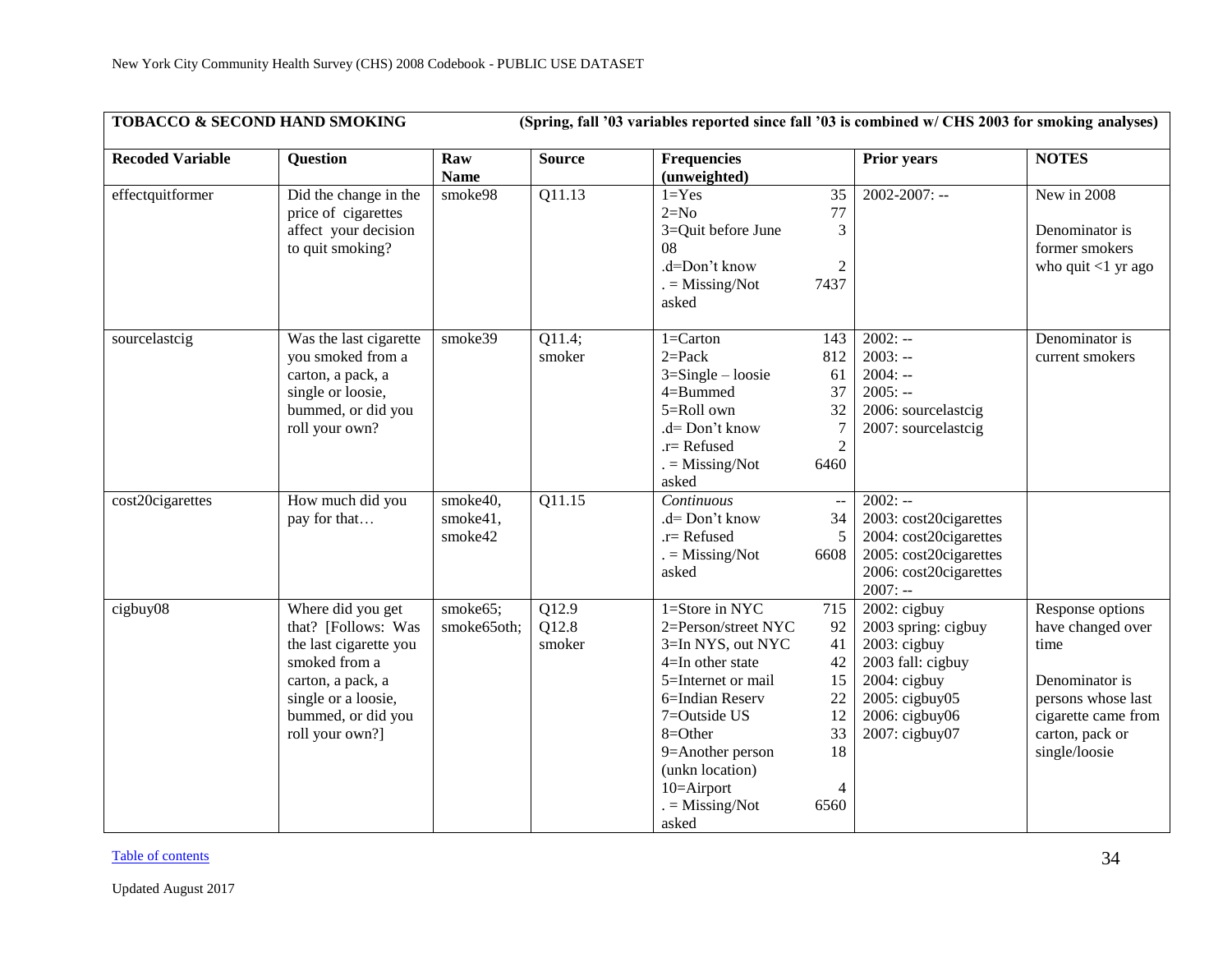| TOBACCO & SECOND HAND SMOKING | | | | (Spring, fall '03 variables reported since fall '03 is combined w/ CHS 2003 for smoking analyses) | | |
|---|---|---|---|---|---|---|
| **Recoded Variable** | **Question** | **Raw Name** | **Source** | **Frequencies (unweighted)** | **Prior years** | **NOTES** |
| effectquitformer | Did the change in the price of cigarettes affect your decision to quit smoking? | smoke98 | Q11.13 | 1=Yes 35<br>2=No 77<br>3=Quit before June 08 3<br>.d=Don't know 2<br>. = Missing/Not asked 7437 | 2002-2007: -- | New in 2008<br><br>Denominator is former smokers who quit <1 yr ago |
| sourcelastcig | Was the last cigarette you smoked from a carton, a pack, a single or loosie, bummed, or did you roll your own? | smoke39 | Q11.4; smoker | 1=Carton 143<br>2=Pack 812<br>3=Single – loosie 61<br>4=Bummed 37<br>5=Roll own 32<br>.d= Don't know 7<br>.r= Refused 2<br>. = Missing/Not asked 6460 | 2002: --<br>2003: --<br>2004: --<br>2005: --<br>2006: sourcelastcig<br>2007: sourcelastcig | Denominator is current smokers |
| cost20cigarettes | How much did you pay for that… | smoke40, smoke41, smoke42 | Q11.15 | *Continuous* --<br>.d= Don't know 34<br>.r= Refused 5<br>. = Missing/Not asked 6608 | 2002: --<br>2003: cost20cigarettes<br>2004: cost20cigarettes<br>2005: cost20cigarettes<br>2006: cost20cigarettes<br>2007: -- | |
| cigbuy08 | Where did you get that? [Follows: Was the last cigarette you smoked from a carton, a pack, a single or a loosie, bummed, or did you roll your own?] | smoke65; smoke65oth; | Q12.9<br>Q12.8<br>smoker | 1=Store in NYC 715<br>2=Person/street NYC 92<br>3=In NYS, out NYC 41<br>4=In other state 42<br>5=Internet or mail 15<br>6=Indian Reserv 22<br>7=Outside US 12<br>8=Other 33<br>9=Another person (unkn location) 18<br>10=Airport 4<br>. = Missing/Not asked 6560 | 2002: cigbuy<br>2003 spring: cigbuy<br>2003: cigbuy<br>2003 fall: cigbuy<br>2004: cigbuy<br>2005: cigbuy05<br>2006: cigbuy06<br>2007: cigbuy07 | Response options have changed over time<br><br>Denominator is persons whose last cigarette came from carton, pack or single/loosie |

Table of contents

Updated August 2017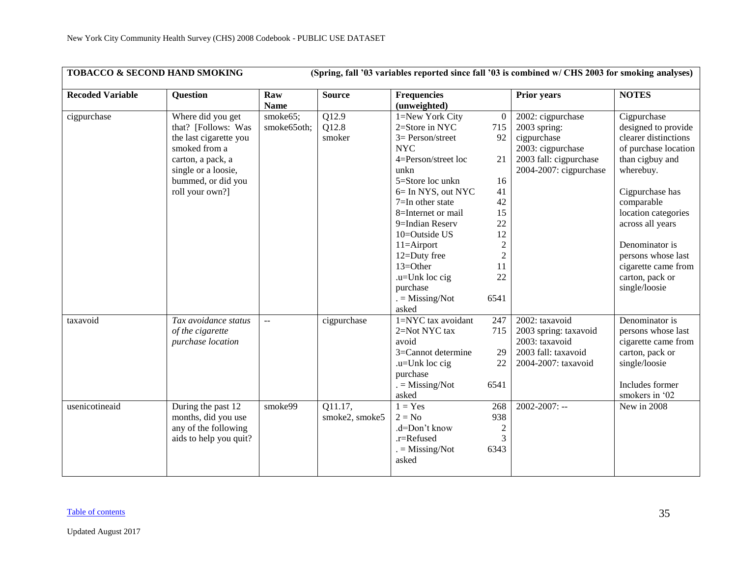| TOBACCO & SECOND HAND SMOKING | | | | (Spring, fall '03 variables reported since fall '03 is combined w/ CHS 2003 for smoking analyses) | | |
|---|---|---|---|---|---|---|
| **Recoded Variable** | **Question** | **Raw Name** | **Source** | **Frequencies (unweighted)** | **Prior years** | **NOTES** |
| cigpurchase | Where did you get that? [Follows: Was the last cigarette you smoked from a carton, a pack, a single or a loosie, bummed, or did you roll your own?] | smoke65; smoke65oth; | Q12.9<br>Q12.8<br>smoker | 1=New York City 0<br>2=Store in NYC 715<br>3= Person/street NYC 92<br>4=Person/street loc unkn 21<br>5=Store loc unkn 16<br>6= In NYS, out NYC 41<br>7=In other state 42<br>8=Internet or mail 15<br>9=Indian Reserv 22<br>10=Outside US 12<br>11=Airport 2<br>12=Duty free 2<br>13=Other 11<br>.u=Unk loc cig purchase 22<br>. = Missing/Not asked 6541 | 2002: cigpurchase<br>2003 spring: cigpurchase<br>2003: cigpurchase<br>2003 fall: cigpurchase<br>2004-2007: cigpurchase | Cigpurchase designed to provide clearer distinctions of purchase location than cigbuy and wherebuy.<br><br>Cigpurchase has comparable location categories across all years<br><br>Denominator is persons whose last cigarette came from carton, pack or single/loosie |
| taxavoid | *Tax avoidance status of the cigarette purchase location* | -- | cigpurchase | 1=NYC tax avoidant 247<br>2=Not NYC tax avoid 715<br>3=Cannot determine 29<br>.u=Unk loc cig purchase 22<br>. = Missing/Not asked 6541 | 2002: taxavoid<br>2003 spring: taxavoid<br>2003: taxavoid<br>2003 fall: taxavoid<br>2004-2007: taxavoid | Denominator is persons whose last cigarette came from carton, pack or single/loosie<br><br>Includes former smokers in '02 |
| usenicotineaid | During the past 12 months, did you use any of the following aids to help you quit? | smoke99 | Q11.17,<br>smoke2, smoke5 | 1 = Yes 268<br>2 = No 938<br>.d=Don't know 2<br>.r=Refused 3<br>. = Missing/Not asked 6343 | 2002-2007: -- | New in 2008 |

Table of contents

Updated August 2017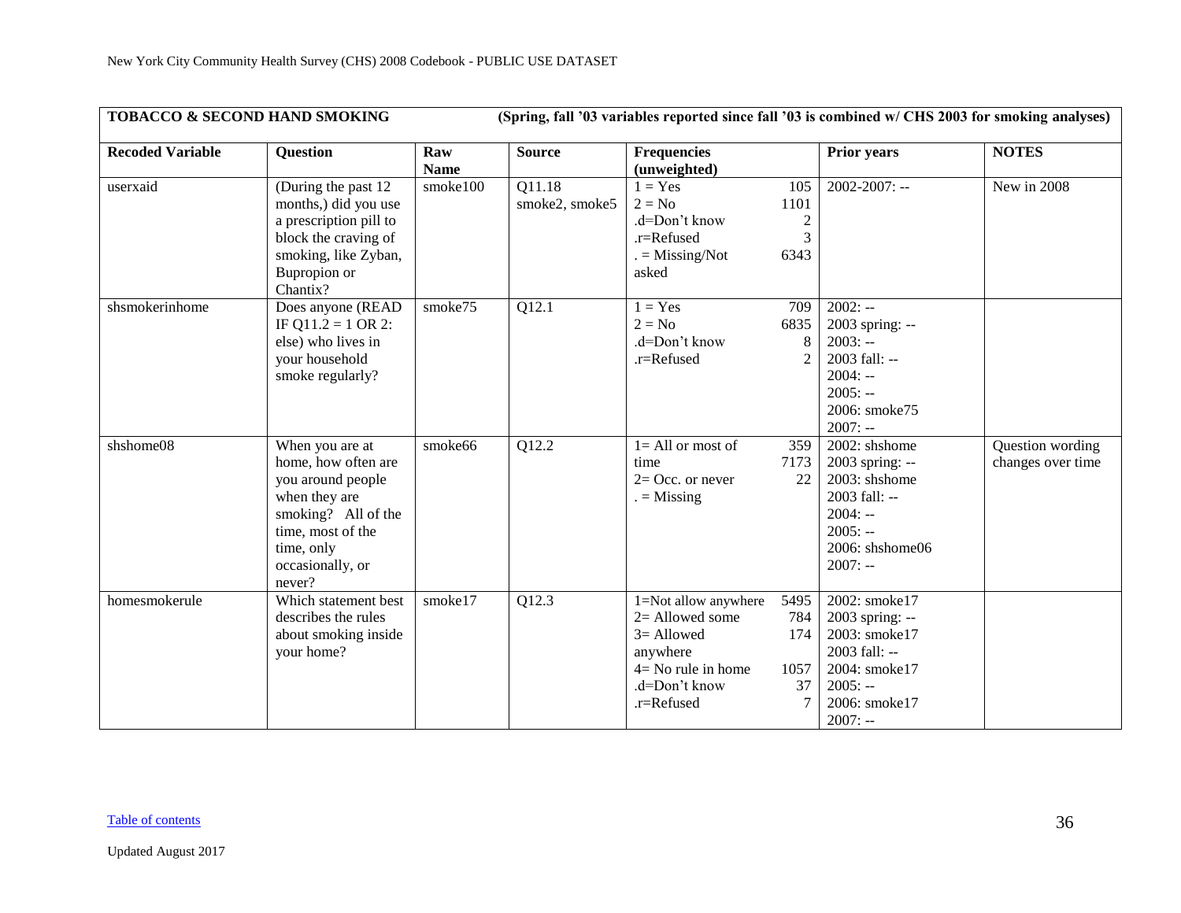| TOBACCO & SECOND HAND SMOKING | (Spring, fall '03 variables reported since fall '03 is combined w/ CHS 2003 for smoking analyses) | | | | | |
|---|---|---|---|---|---|---|
| **Recoded Variable** | **Question** | **Raw Name** | **Source** | **Frequencies (unweighted)** | **Prior years** | **NOTES** |
| userxaid | (During the past 12 months,) did you use a prescription pill to block the craving of smoking, like Zyban, Bupropion or Chantix? | smoke100 | Q11.18 smoke2, smoke5 | 1 = Yes 105<br>2 = No 1101<br>.d=Don't know 2<br>.r=Refused 3<br>. = Missing/Not asked 6343 | 2002-2007: -- | New in 2008 |
| shsmokerinhome | Does anyone (READ IF Q11.2 = 1 OR 2: else) who lives in your household smoke regularly? | smoke75 | Q12.1 | 1 = Yes 709<br>2 = No 6835<br>.d=Don't know 8<br>.r=Refused 2 | 2002: --<br>2003 spring: --<br>2003: --<br>2003 fall: --<br>2004: --<br>2005: --<br>2006: smoke75<br>2007: -- | |
| shshome08 | When you are at home, how often are you around people when they are smoking? All of the time, most of the time, only occasionally, or never? | smoke66 | Q12.2 | 1= All or most of time 359<br>2= Occ. or never 7173<br>. = Missing 22 | 2002: shshome<br>2003 spring: --<br>2003: shshome<br>2003 fall: --<br>2004: --<br>2005: --<br>2006: shshome06<br>2007: -- | Question wording changes over time |
| homesmokerule | Which statement best describes the rules about smoking inside your home? | smoke17 | Q12.3 | 1=Not allow anywhere 5495<br>2= Allowed some 784<br>3= Allowed anywhere 174<br>4= No rule in home 1057<br>.d=Don't know 37<br>.r=Refused 7 | 2002: smoke17<br>2003 spring: --<br>2003: smoke17<br>2003 fall: --<br>2004: smoke17<br>2005: --<br>2006: smoke17<br>2007: -- | |

Table of contents

Updated August 2017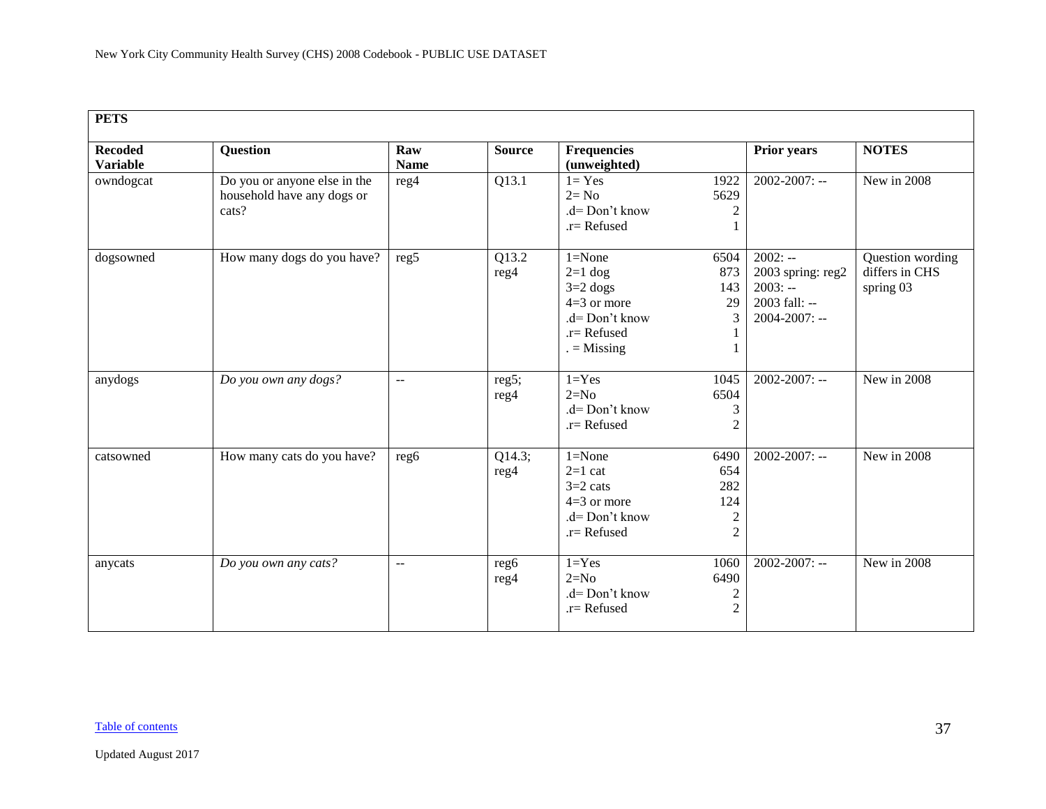| PETS | | | | | | |
|---|---|---|---|---|---|---|
| **Recoded Variable** | **Question** | **Raw Name** | **Source** | **Frequencies (unweighted)** | **Prior years** | **NOTES** |
| owndogcat | Do you or anyone else in the household have any dogs or cats? | reg4 | Q13.1 | 1= Yes 1922<br>2= No 5629<br>.d= Don't know 2<br>.r= Refused 1 | 2002-2007: -- | New in 2008 |
| dogsowned | How many dogs do you have? | reg5 | Q13.2<br>reg4 | 1=None 6504<br>2=1 dog 873<br>3=2 dogs 143<br>4=3 or more 29<br>.d= Don't know 3<br>.r= Refused 1<br>. = Missing 1 | 2002: --<br>2003 spring: reg2<br>2003: --<br>2003 fall: --<br>2004-2007: -- | Question wording differs in CHS spring 03 |
| anydogs | *Do you own any dogs?* | -- | reg5;<br>reg4 | 1=Yes 1045<br>2=No 6504<br>.d= Don't know 3<br>.r= Refused 2 | 2002-2007: -- | New in 2008 |
| catsowned | How many cats do you have? | reg6 | Q14.3;<br>reg4 | 1=None 6490<br>2=1 cat 654<br>3=2 cats 282<br>4=3 or more 124<br>.d= Don't know 2<br>.r= Refused 2 | 2002-2007: -- | New in 2008 |
| anycats | *Do you own any cats?* | -- | reg6<br>reg4 | 1=Yes 1060<br>2=No 6490<br>.d= Don't know 2<br>.r= Refused 2 | 2002-2007: -- | New in 2008 |

Table of contents

Updated August 2017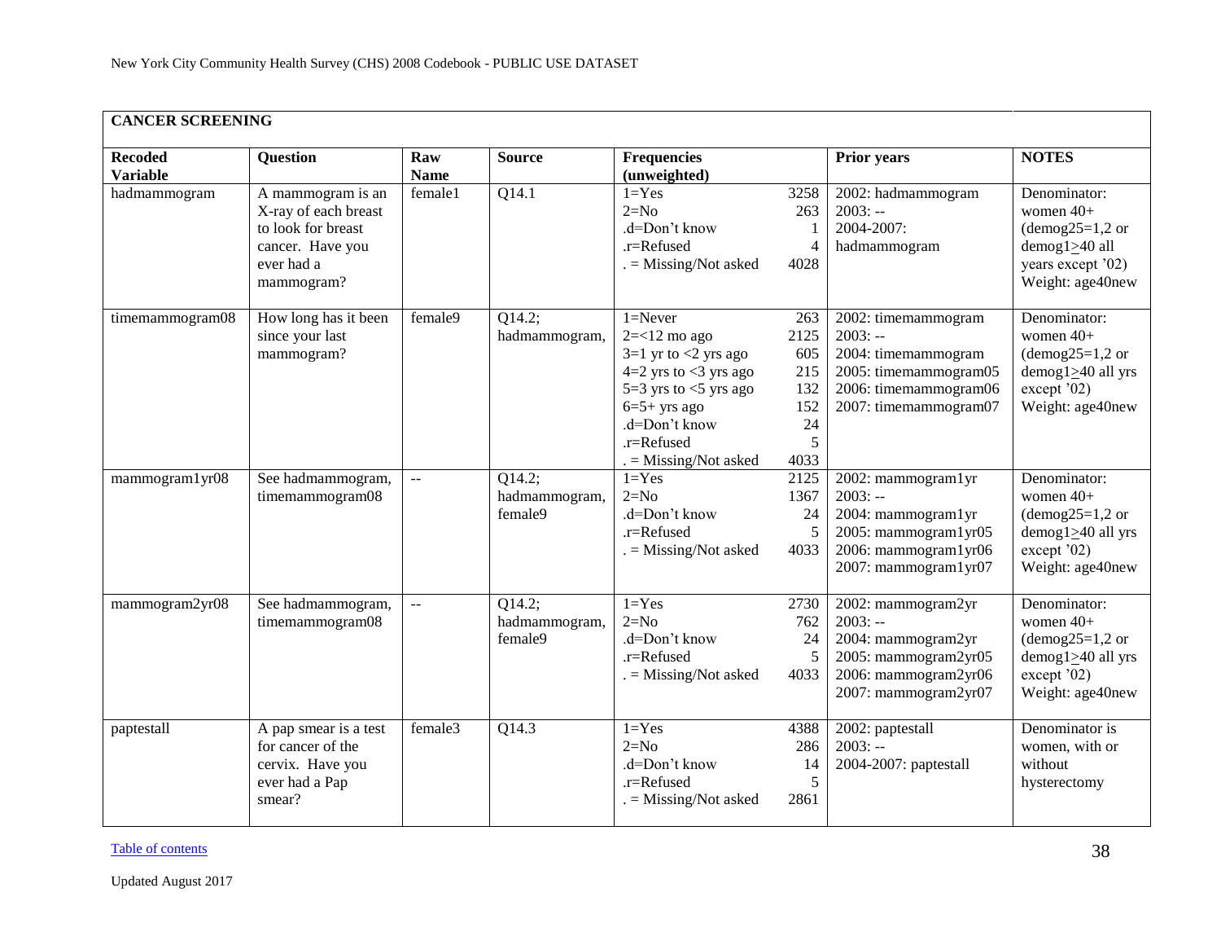## CANCER SCREENING

| Recoded Variable | Question | Raw Name | Source | Frequencies (unweighted) | | Prior years | NOTES |
|---|---|---|---|---|---|---|---|
| hadmammogram | A mammogram is an X-ray of each breast to look for breast cancer. Have you ever had a mammogram? | female1 | Q14.1 | 1=Yes<br>2=No<br>.d=Don't know<br>.r=Refused<br>. = Missing/Not asked | 3258<br>263<br>1<br>4<br>4028 | 2002: hadmammogram<br>2003: --<br>2004-2007: hadmammogram | Denominator: women 40+ (demog25=1,2 or demog1≥40 all years except '02)<br>Weight: age40new |
| timemammogram08 | How long has it been since your last mammogram? | female9 | Q14.2; hadmammogram, | 1=Never<br>2=<12 mo ago<br>3=1 yr to <2 yrs ago<br>4=2 yrs to <3 yrs ago<br>5=3 yrs to <5 yrs ago<br>6=5+ yrs ago<br>.d=Don't know<br>.r=Refused<br>. = Missing/Not asked | 263<br>2125<br>605<br>215<br>132<br>152<br>24<br>5<br>4033 | 2002: timemammogram<br>2003: --<br>2004: timemammogram<br>2005: timemammogram05<br>2006: timemammogram06<br>2007: timemammogram07 | Denominator: women 40+ (demog25=1,2 or demog1≥40 all yrs except '02)<br>Weight: age40new |
| mammogram1yr08 | See hadmammogram, timemammogram08 | -- | Q14.2; hadmammogram, female9 | 1=Yes<br>2=No<br>.d=Don't know<br>.r=Refused<br>. = Missing/Not asked | 2125<br>1367<br>24<br>5<br>4033 | 2002: mammogram1yr<br>2003: --<br>2004: mammogram1yr<br>2005: mammogram1yr05<br>2006: mammogram1yr06<br>2007: mammogram1yr07 | Denominator: women 40+ (demog25=1,2 or demog1≥40 all yrs except '02)<br>Weight: age40new |
| mammogram2yr08 | See hadmammogram, timemammogram08 | -- | Q14.2; hadmammogram, female9 | 1=Yes<br>2=No<br>.d=Don't know<br>.r=Refused<br>. = Missing/Not asked | 2730<br>762<br>24<br>5<br>4033 | 2002: mammogram2yr<br>2003: --<br>2004: mammogram2yr<br>2005: mammogram2yr05<br>2006: mammogram2yr06<br>2007: mammogram2yr07 | Denominator: women 40+ (demog25=1,2 or demog1≥40 all yrs except '02)<br>Weight: age40new |
| paptestall | A pap smear is a test for cancer of the cervix. Have you ever had a Pap smear? | female3 | Q14.3 | 1=Yes<br>2=No<br>.d=Don't know<br>.r=Refused<br>. = Missing/Not asked | 4388<br>286<br>14<br>5<br>2861 | 2002: paptestall<br>2003: --<br>2004-2007: paptestall | Denominator is women, with or without hysterectomy |

Table of contents

Updated August 2017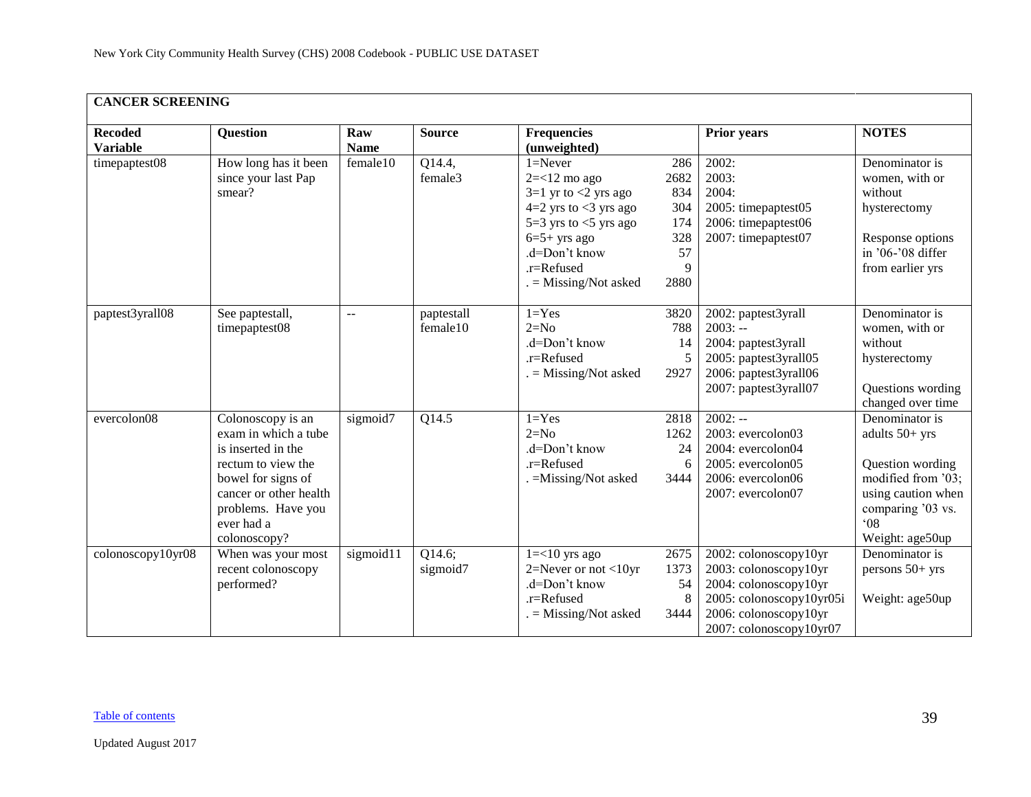## CANCER SCREENING

| Recoded Variable | Question | Raw Name | Source | Frequencies (unweighted) | | Prior years | NOTES |
|---|---|---|---|---|---|---|---|
| timepaptest08 | How long has it been since your last Pap smear? | female10 | Q14.4, female3 | 1=Never<br>2=<12 mo ago<br>3=1 yr to <2 yrs ago<br>4=2 yrs to <3 yrs ago<br>5=3 yrs to <5 yrs ago<br>6=5+ yrs ago<br>.d=Don't know<br>.r=Refused<br>. = Missing/Not asked | 286<br>2682<br>834<br>304<br>174<br>328<br>57<br>9<br>2880 | 2002:<br>2003:<br>2004:<br>2005: timepaptest05<br>2006: timepaptest06<br>2007: timepaptest07 | Denominator is women, with or without hysterectomy<br><br>Response options in '06-'08 differ from earlier yrs |
| paptest3yrall08 | See paptestall, timepaptest08 | -- | paptestall female10 | 1=Yes<br>2=No<br>.d=Don't know<br>.r=Refused<br>. = Missing/Not asked | 3820<br>788<br>14<br>5<br>2927 | 2002: paptest3yrall<br>2003: --<br>2004: paptest3yrall<br>2005: paptest3yrall05<br>2006: paptest3yrall06<br>2007: paptest3yrall07 | Denominator is women, with or without hysterectomy<br><br>Questions wording changed over time |
| evercolon08 | Colonoscopy is an exam in which a tube is inserted in the rectum to view the bowel for signs of cancer or other health problems. Have you ever had a colonoscopy? | sigmoid7 | Q14.5 | 1=Yes<br>2=No<br>.d=Don't know<br>.r=Refused<br>. =Missing/Not asked | 2818<br>1262<br>24<br>6<br>3444 | 2002: --<br>2003: evercolon03<br>2004: evercolon04<br>2005: evercolon05<br>2006: evercolon06<br>2007: evercolon07 | Denominator is adults 50+ yrs<br><br>Question wording modified from '03; using caution when comparing '03 vs. '08<br>Weight: age50up |
| colonoscopy10yr08 | When was your most recent colonoscopy performed? | sigmoid11 | Q14.6; sigmoid7 | 1=<10 yrs ago<br>2=Never or not <10yr<br>.d=Don't know<br>.r=Refused<br>. = Missing/Not asked | 2675<br>1373<br>54<br>8<br>3444 | 2002: colonoscopy10yr<br>2003: colonoscopy10yr<br>2004: colonoscopy10yr<br>2005: colonoscopy10yr05i<br>2006: colonoscopy10yr<br>2007: colonoscopy10yr07 | Denominator is persons 50+ yrs<br><br>Weight: age50up |

Table of contents

Updated August 2017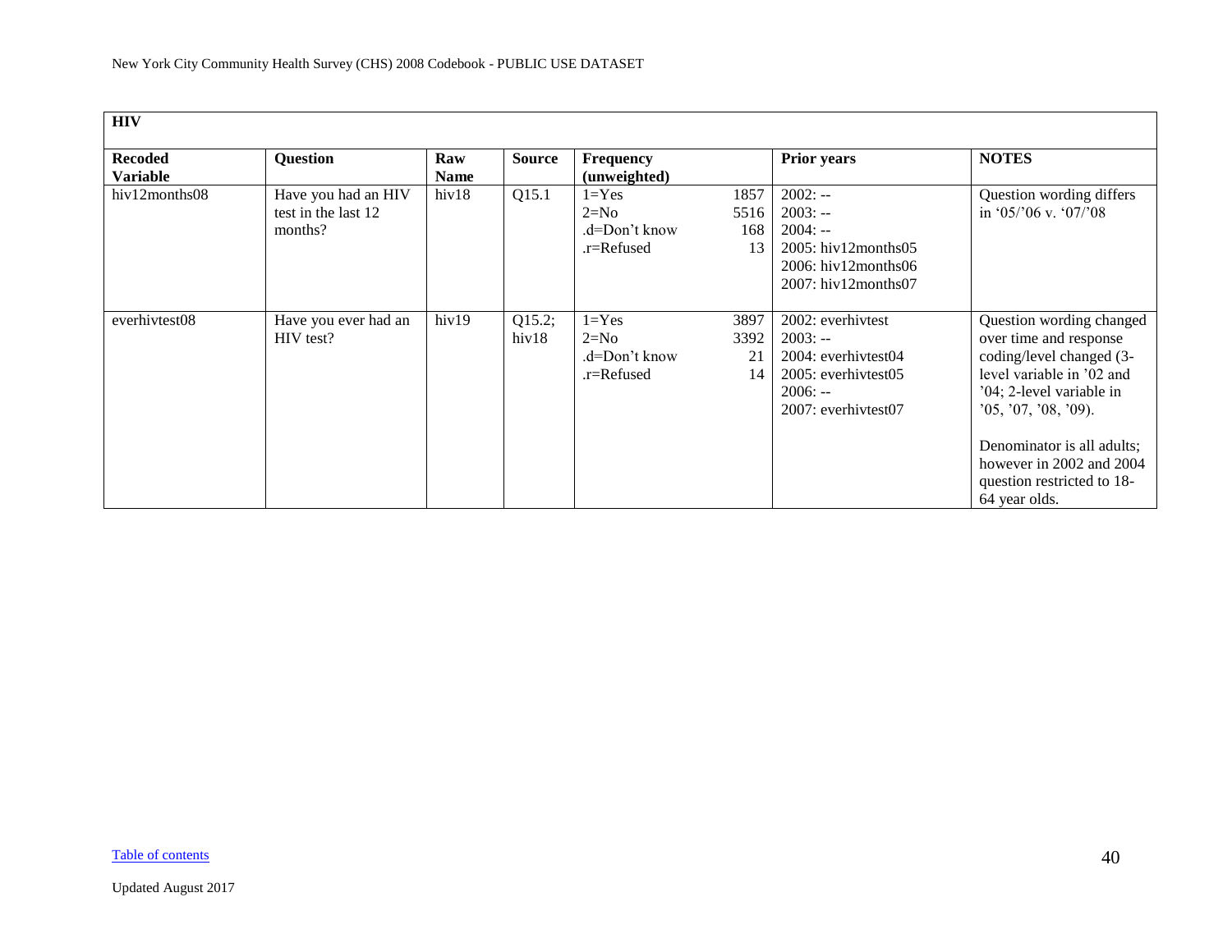| HIV | | | | | | |
|---|---|---|---|---|---|---|
| **Recoded Variable** | **Question** | **Raw Name** | **Source** | **Frequency (unweighted)** | **Prior years** | **NOTES** |
| hiv12months08 | Have you had an HIV test in the last 12 months? | hiv18 | Q15.1 | 1=Yes 1857<br>2=No 5516<br>.d=Don't know 168<br>.r=Refused 13 | 2002: --<br>2003: --<br>2004: --<br>2005: hiv12months05<br>2006: hiv12months06<br>2007: hiv12months07 | Question wording differs in '05/'06 v. '07/'08 |
| everhivtest08 | Have you ever had an HIV test? | hiv19 | Q15.2; hiv18 | 1=Yes 3897<br>2=No 3392<br>.d=Don't know 21<br>.r=Refused 14 | 2002: everhivtest<br>2003: --<br>2004: everhivtest04<br>2005: everhivtest05<br>2006: --<br>2007: everhivtest07 | Question wording changed over time and response coding/level changed (3-level variable in '02 and '04; 2-level variable in '05, '07, '08, '09).<br><br>Denominator is all adults; however in 2002 and 2004 question restricted to 18-64 year olds. |

Table of contents

Updated August 2017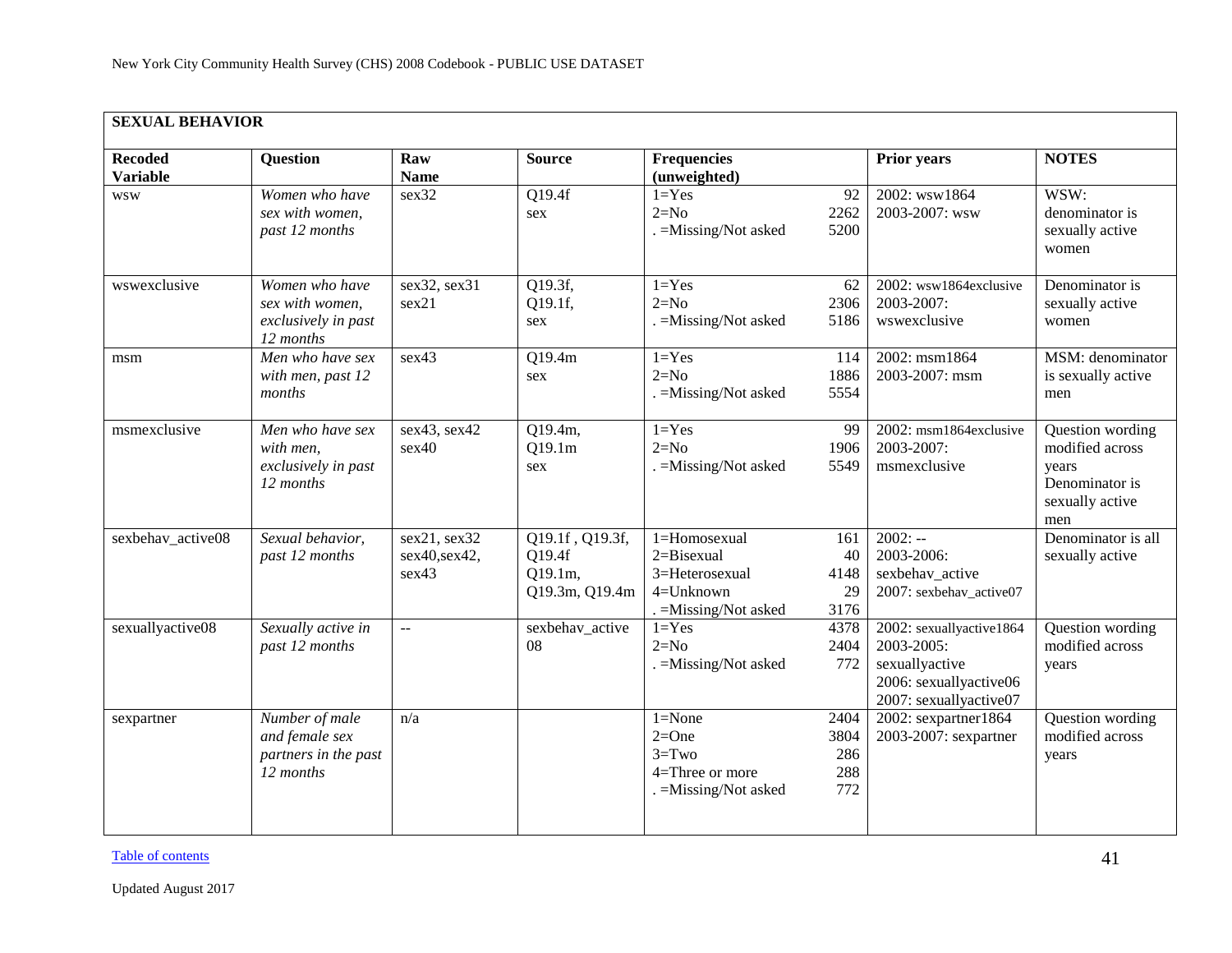## SEXUAL BEHAVIOR

| Recoded Variable | Question | Raw Name | Source | Frequencies (unweighted) | | Prior years | NOTES |
|---|---|---|---|---|---|---|---|
| wsw | *Women who have sex with women, past 12 months* | sex32 | Q19.4f<br>sex | 1=Yes<br>2=No<br>. =Missing/Not asked | 92<br>2262<br>5200 | 2002: wsw1864<br>2003-2007: wsw | WSW: denominator is sexually active women |
| wswexclusive | *Women who have sex with women, exclusively in past 12 months* | sex32, sex31<br>sex21 | Q19.3f,<br>Q19.1f,<br>sex | 1=Yes<br>2=No<br>. =Missing/Not asked | 62<br>2306<br>5186 | 2002: wsw1864exclusive<br>2003-2007: wswexclusive | Denominator is sexually active women |
| msm | *Men who have sex with men, past 12 months* | sex43 | Q19.4m<br>sex | 1=Yes<br>2=No<br>. =Missing/Not asked | 114<br>1886<br>5554 | 2002: msm1864<br>2003-2007: msm | MSM: denominator is sexually active men |
| msmexclusive | *Men who have sex with men, exclusively in past 12 months* | sex43, sex42<br>sex40 | Q19.4m,<br>Q19.1m<br>sex | 1=Yes<br>2=No<br>. =Missing/Not asked | 99<br>1906<br>5549 | 2002: msm1864exclusive<br>2003-2007: msmexclusive | Question wording modified across years Denominator is sexually active men |
| sexbehav_active08 | *Sexual behavior, past 12 months* | sex21, sex32<br>sex40,sex42,<br>sex43 | Q19.1f , Q19.3f,<br>Q19.4f<br>Q19.1m,<br>Q19.3m, Q19.4m | 1=Homosexual<br>2=Bisexual<br>3=Heterosexual<br>4=Unknown<br>. =Missing/Not asked | 161<br>40<br>4148<br>29<br>3176 | 2002: --<br>2003-2006: sexbehav_active<br>2007: sexbehav_active07 | Denominator is all sexually active |
| sexuallyactive08 | *Sexually active in past 12 months* | -- | sexbehav_active 08 | 1=Yes<br>2=No<br>. =Missing/Not asked | 4378<br>2404<br>772 | 2002: sexuallyactive1864<br>2003-2005: sexuallyactive<br>2006: sexuallyactive06<br>2007: sexuallyactive07 | Question wording modified across years |
| sexpartner | *Number of male and female sex partners in the past 12 months* | n/a | | 1=None<br>2=One<br>3=Two<br>4=Three or more<br>. =Missing/Not asked | 2404<br>3804<br>286<br>288<br>772 | 2002: sexpartner1864<br>2003-2007: sexpartner | Question wording modified across years |

Table of contents

Updated August 2017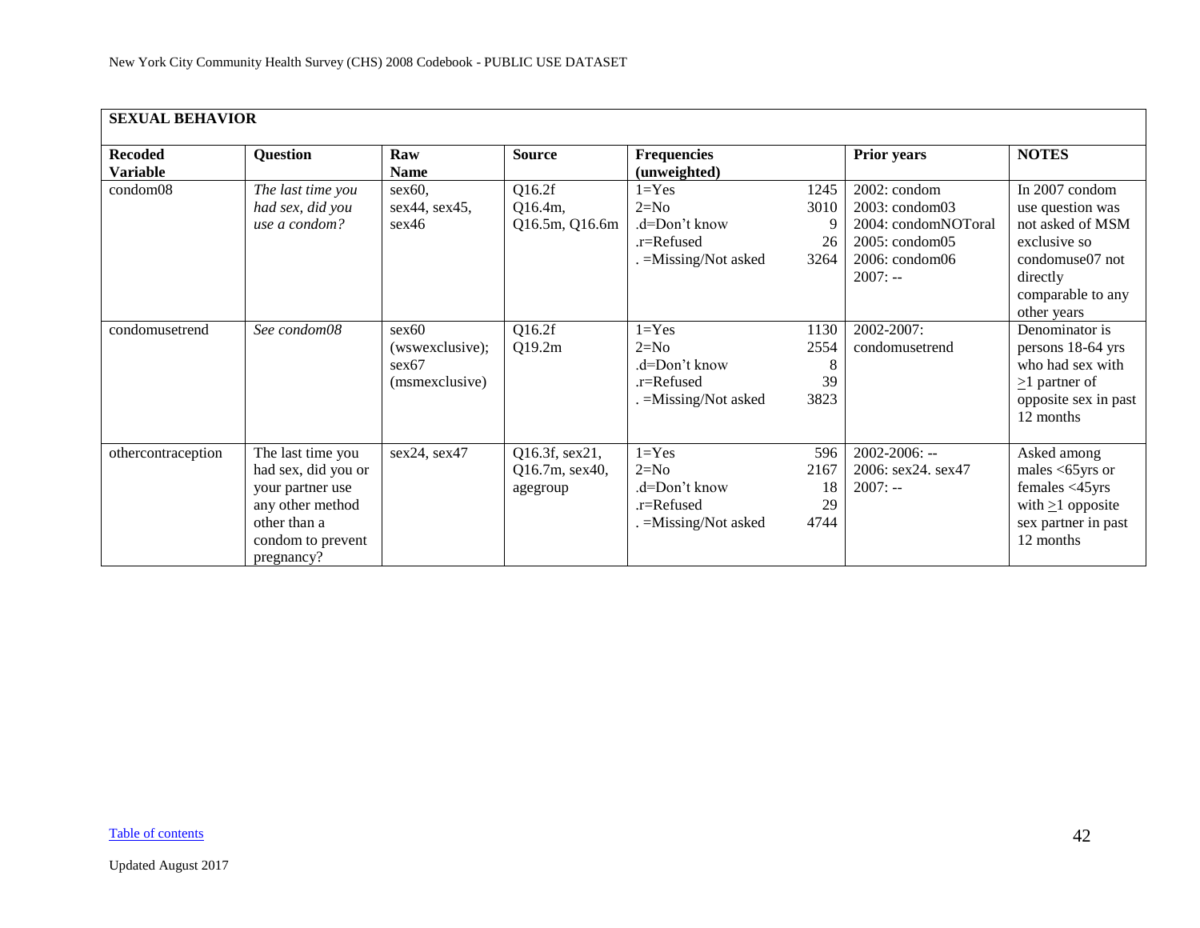## SEXUAL BEHAVIOR

| Recoded Variable | Question | Raw Name | Source | Frequencies (unweighted) | | Prior years | NOTES |
|---|---|---|---|---|---|---|---|
| condom08 | *The last time you had sex, did you use a condom?* | sex60, sex44, sex45, sex46 | Q16.2f Q16.4m, Q16.5m, Q16.6m | 1=Yes<br>2=No<br>.d=Don't know<br>.r=Refused<br>. =Missing/Not asked | 1245<br>3010<br>9<br>26<br>3264 | 2002: condom<br>2003: condom03<br>2004: condomNOToral<br>2005: condom05<br>2006: condom06<br>2007: -- | In 2007 condom use question was not asked of MSM exclusive so condomuse07 not directly comparable to any other years |
| condomusetrend | *See condom08* | sex60 (wswexclusive); sex67 (msmexclusive) | Q16.2f Q19.2m | 1=Yes<br>2=No<br>.d=Don't know<br>.r=Refused<br>. =Missing/Not asked | 1130<br>2554<br>8<br>39<br>3823 | 2002-2007: condomusetrend | Denominator is persons 18-64 yrs who had sex with ≥1 partner of opposite sex in past 12 months |
| othercontraception | The last time you had sex, did you or your partner use any other method other than a condom to prevent pregnancy? | sex24, sex47 | Q16.3f, sex21, Q16.7m, sex40, agegroup | 1=Yes<br>2=No<br>.d=Don't know<br>.r=Refused<br>. =Missing/Not asked | 596<br>2167<br>18<br>29<br>4744 | 2002-2006: --<br>2006: sex24. sex47<br>2007: -- | Asked among males <65yrs or females <45yrs with ≥1 opposite sex partner in past 12 months |

Table of contents

Updated August 2017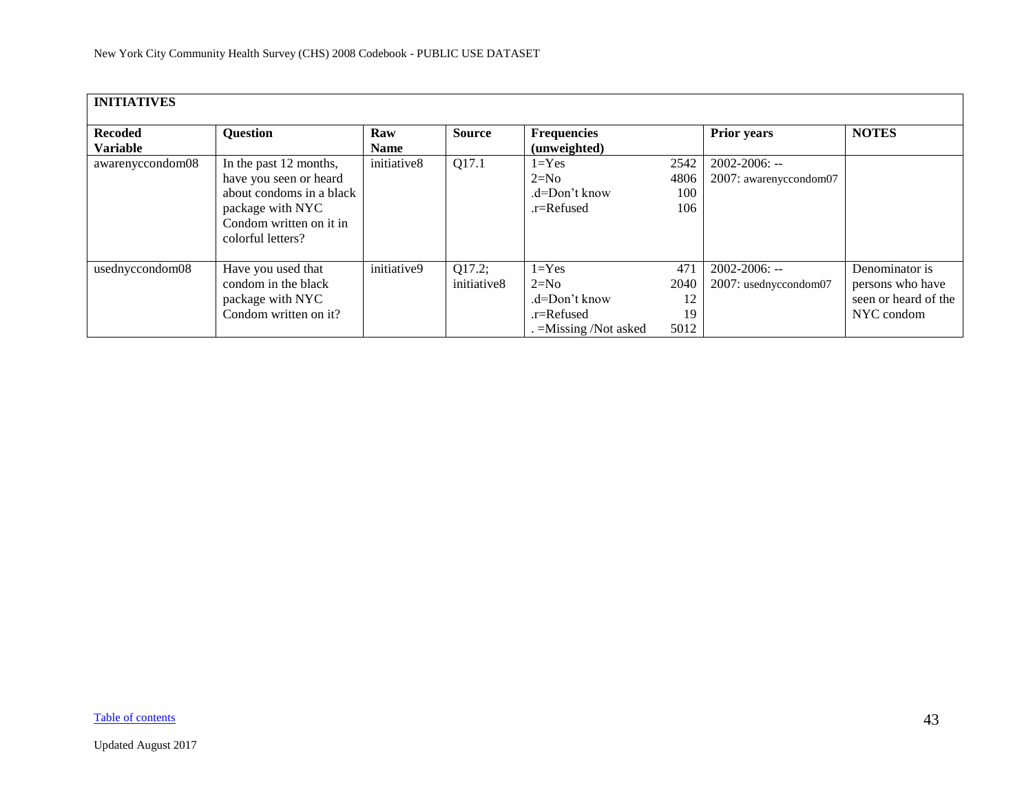| INITIATIVES | | | | | | | |
|---|---|---|---|---|---|---|---|
| **Recoded Variable** | **Question** | **Raw Name** | **Source** | **Frequencies (unweighted)** | | **Prior years** | **NOTES** |
| awarenyccondom08 | In the past 12 months, have you seen or heard about condoms in a black package with NYC Condom written on it in colorful letters? | initiative8 | Q17.1 | 1=Yes<br>2=No<br>.d=Don't know<br>.r=Refused | 2542<br>4806<br>100<br>106 | 2002-2006: --<br>2007: awarenyccondom07 | |
| usednyccondom08 | Have you used that condom in the black package with NYC Condom written on it? | initiative9 | Q17.2; initiative8 | 1=Yes<br>2=No<br>.d=Don't know<br>.r=Refused<br>. =Missing /Not asked | 471<br>2040<br>12<br>19<br>5012 | 2002-2006: --<br>2007: usednyccondom07 | Denominator is persons who have seen or heard of the NYC condom |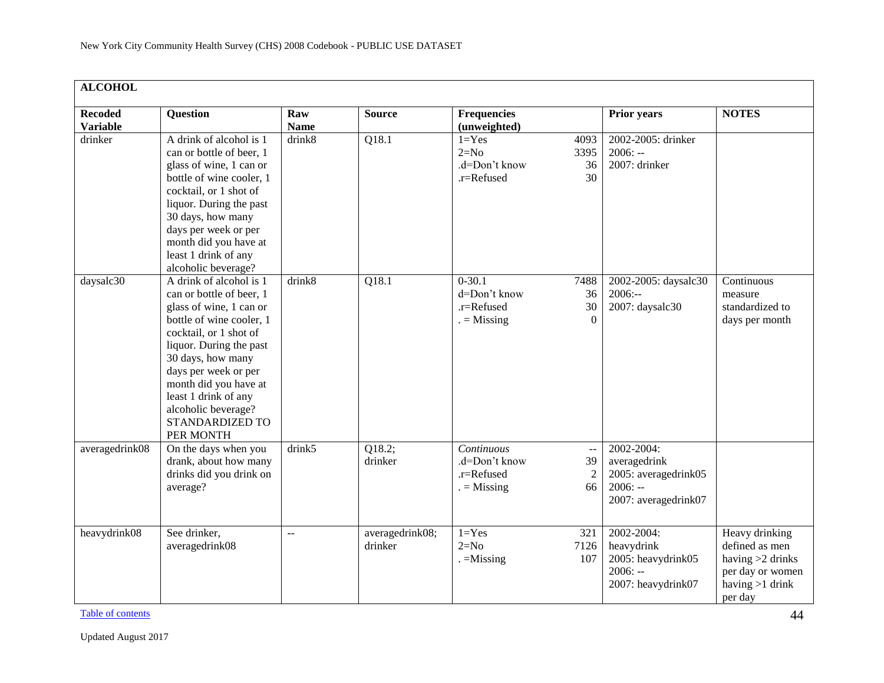## ALCOHOL

| Recoded Variable | Question | Raw Name | Source | Frequencies (unweighted) | | Prior years | NOTES |
|---|---|---|---|---|---|---|---|
| drinker | A drink of alcohol is 1 can or bottle of beer, 1 glass of wine, 1 can or bottle of wine cooler, 1 cocktail, or 1 shot of liquor. During the past 30 days, how many days per week or per month did you have at least 1 drink of any alcoholic beverage? | drink8 | Q18.1 | 1=Yes<br>2=No<br>.d=Don't know<br>.r=Refused | 4093<br>3395<br>36<br>30 | 2002-2005: drinker<br>2006: --<br>2007: drinker | |
| daysalc30 | A drink of alcohol is 1 can or bottle of beer, 1 glass of wine, 1 can or bottle of wine cooler, 1 cocktail, or 1 shot of liquor. During the past 30 days, how many days per week or per month did you have at least 1 drink of any alcoholic beverage? STANDARDIZED TO PER MONTH | drink8 | Q18.1 | 0-30.1<br>d=Don't know<br>.r=Refused<br>. = Missing | 7488<br>36<br>30<br>0 | 2002-2005: daysalc30<br>2006:--<br>2007: daysalc30 | Continuous measure standardized to days per month |
| averagedrink08 | On the days when you drank, about how many drinks did you drink on average? | drink5 | Q18.2; drinker | *Continuous*<br>.d=Don't know<br>.r=Refused<br>. = Missing | --<br>39<br>2<br>66 | 2002-2004: averagedrink<br>2005: averagedrink05<br>2006: --<br>2007: averagedrink07 | |
| heavydrink08 | See drinker, averagedrink08 | -- | averagedrink08; drinker | 1=Yes<br>2=No<br>. =Missing | 321<br>7126<br>107 | 2002-2004: heavydrink<br>2005: heavydrink05<br>2006: --<br>2007: heavydrink07 | Heavy drinking defined as men having >2 drinks per day or women having >1 drink per day |

Table of contents

Updated August 2017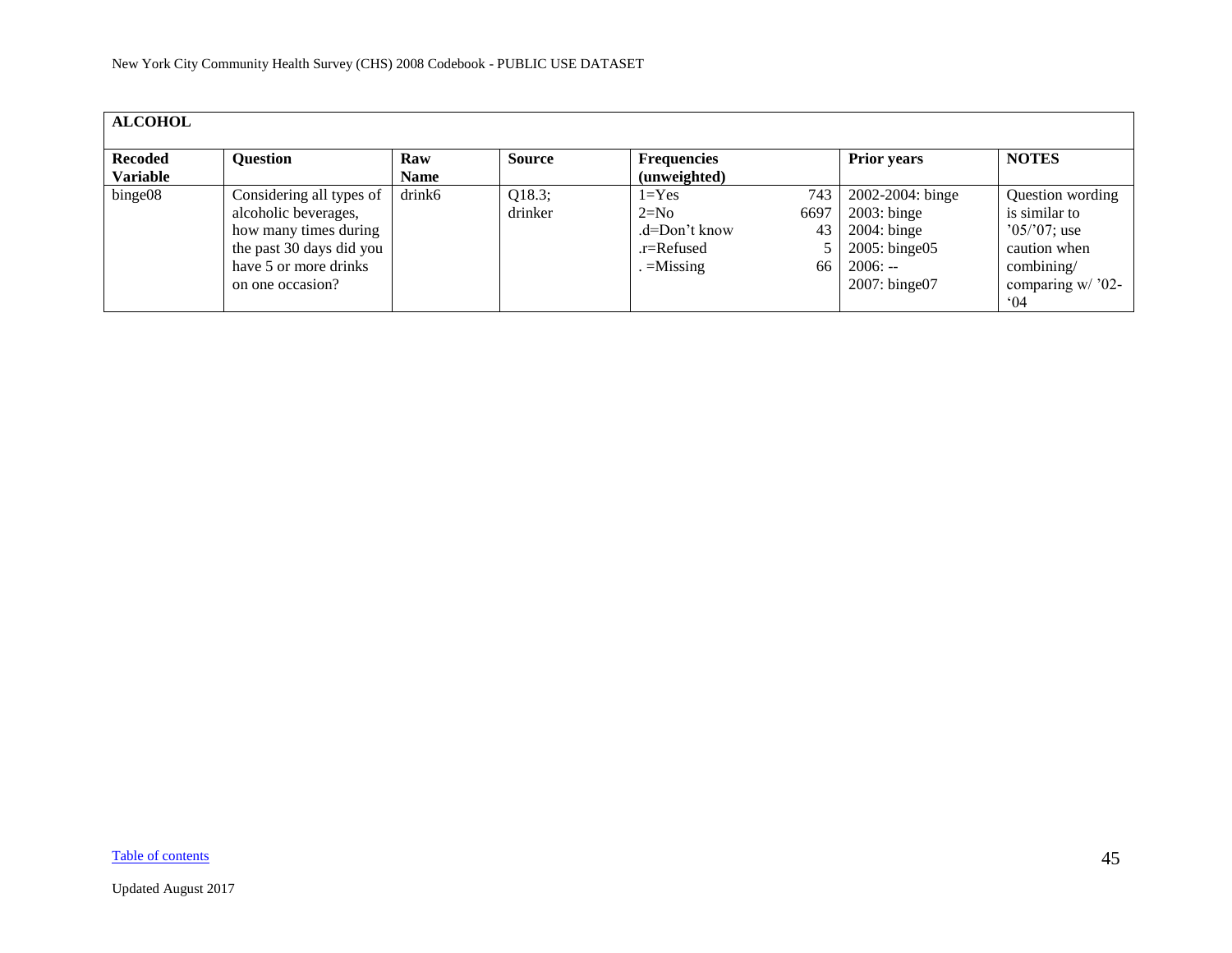| ALCOHOL | | | | | | | |
|---|---|---|---|---|---|---|---|
| **Recoded Variable** | **Question** | **Raw Name** | **Source** | **Frequencies (unweighted)** | | **Prior years** | **NOTES** |
| binge08 | Considering all types of alcoholic beverages, how many times during the past 30 days did you have 5 or more drinks on one occasion? | drink6 | Q18.3; drinker | 1=Yes<br>2=No<br>.d=Don't know<br>.r=Refused<br>. =Missing | 743<br>6697<br>43<br>5<br>66 | 2002-2004: binge<br>2003: binge<br>2004: binge<br>2005: binge05<br>2006: --<br>2007: binge07 | Question wording is similar to '05/'07; use caution when combining/ comparing w/ '02-'04 |

Table of contents

Updated August 2017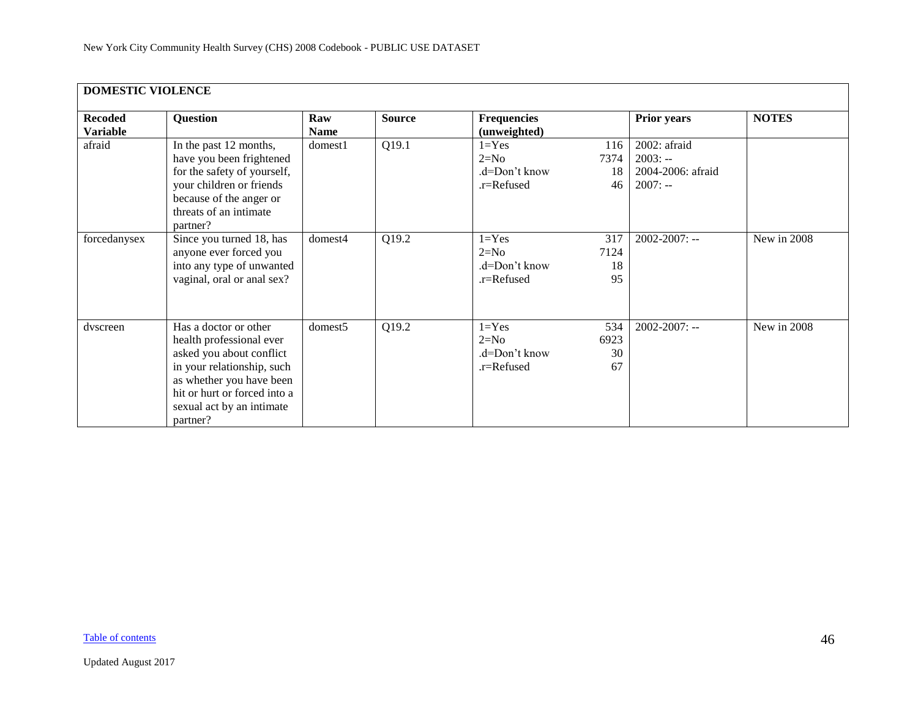## DOMESTIC VIOLENCE

| Recoded Variable | Question | Raw Name | Source | Frequencies (unweighted) | | Prior years | NOTES |
|---|---|---|---|---|---|---|---|
| afraid | In the past 12 months, have you been frightened for the safety of yourself, your children or friends because of the anger or threats of an intimate partner? | domest1 | Q19.1 | 1=Yes<br>2=No<br>.d=Don't know<br>.r=Refused | 116<br>7374<br>18<br>46 | 2002: afraid<br>2003: --<br>2004-2006: afraid<br>2007: -- | |
| forcedanysex | Since you turned 18, has anyone ever forced you into any type of unwanted vaginal, oral or anal sex? | domest4 | Q19.2 | 1=Yes<br>2=No<br>.d=Don't know<br>.r=Refused | 317<br>7124<br>18<br>95 | 2002-2007: -- | New in 2008 |
| dvscreen | Has a doctor or other health professional ever asked you about conflict in your relationship, such as whether you have been hit or hurt or forced into a sexual act by an intimate partner? | domest5 | Q19.2 | 1=Yes<br>2=No<br>.d=Don't know<br>.r=Refused | 534<br>6923<br>30<br>67 | 2002-2007: -- | New in 2008 |

Table of contents

Updated August 2017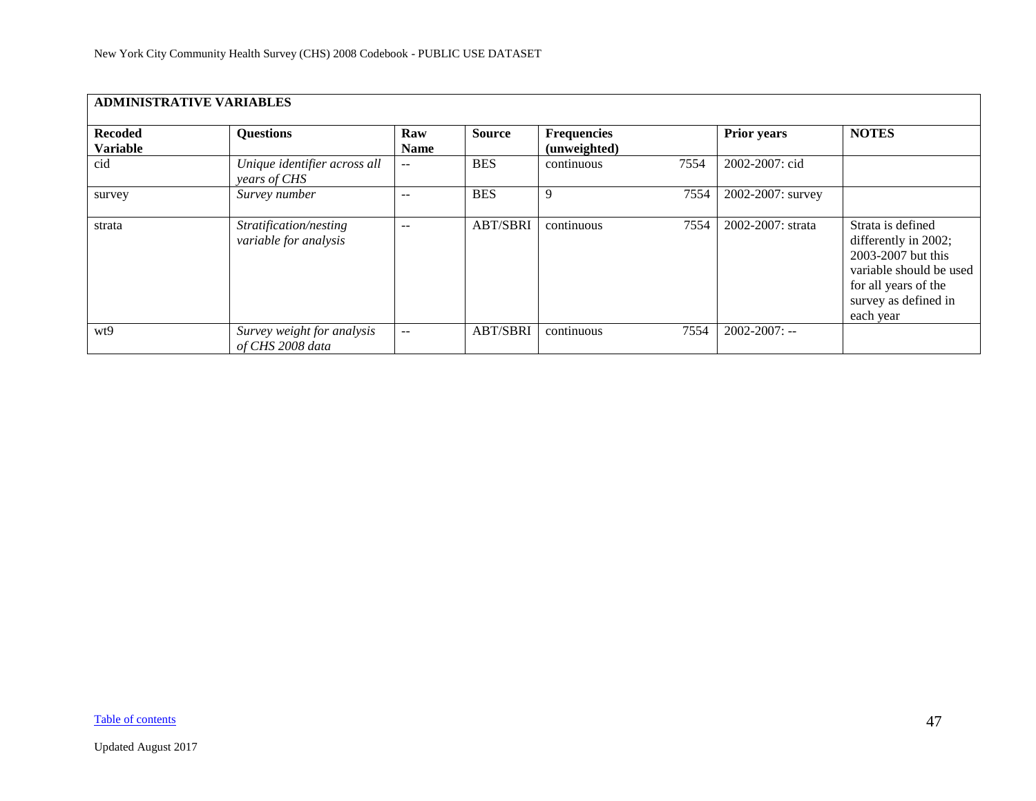| ADMINISTRATIVE VARIABLES | | | | | | | |
| --- | --- | --- | --- | --- | --- | --- | --- |
| **Recoded Variable** | **Questions** | **Raw Name** | **Source** | **Frequencies (unweighted)** | | **Prior years** | **NOTES** |
| cid | *Unique identifier across all years of CHS* | -- | BES | continuous | 7554 | 2002-2007: cid | |
| survey | *Survey number* | -- | BES | 9 | 7554 | 2002-2007: survey | |
| strata | *Stratification/nesting variable for analysis* | -- | ABT/SBRI | continuous | 7554 | 2002-2007: strata | Strata is defined differently in 2002; 2003-2007 but this variable should be used for all years of the survey as defined in each year |
| wt9 | *Survey weight for analysis of CHS 2008 data* | -- | ABT/SBRI | continuous | 7554 | 2002-2007: -- | |

[Table of contents](#)

Updated August 2017